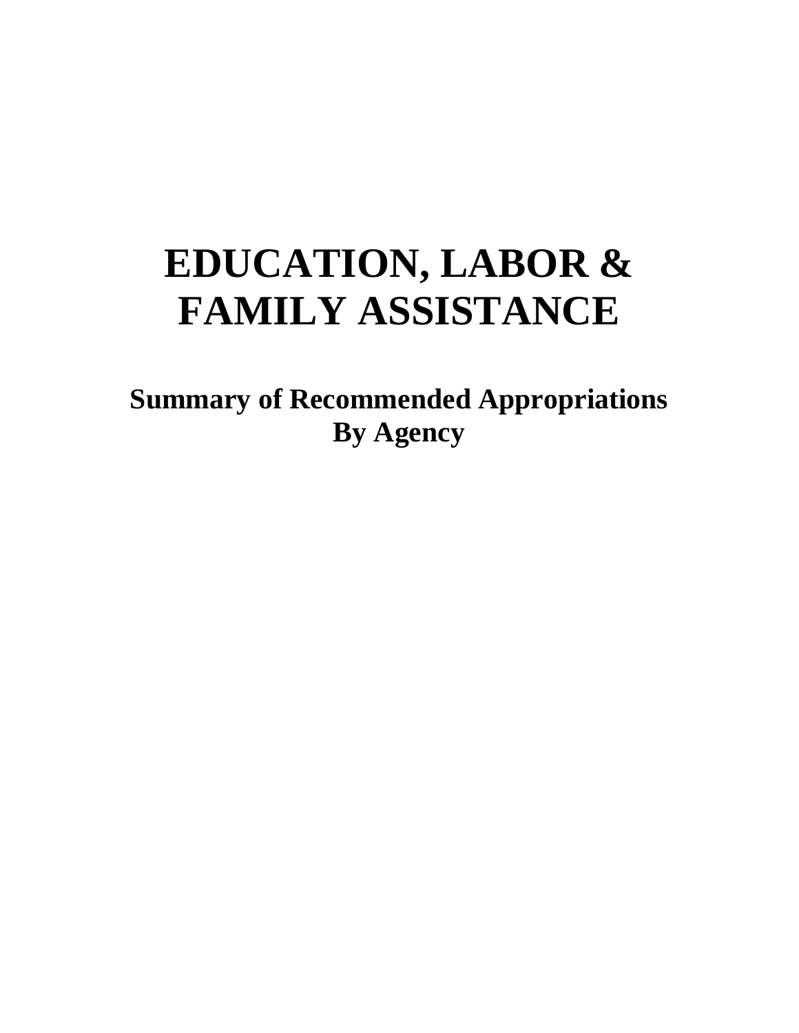# EDUCATION, LABOR & FAMILY ASSISTANCE

## Summary of Recommended Appropriations By Agency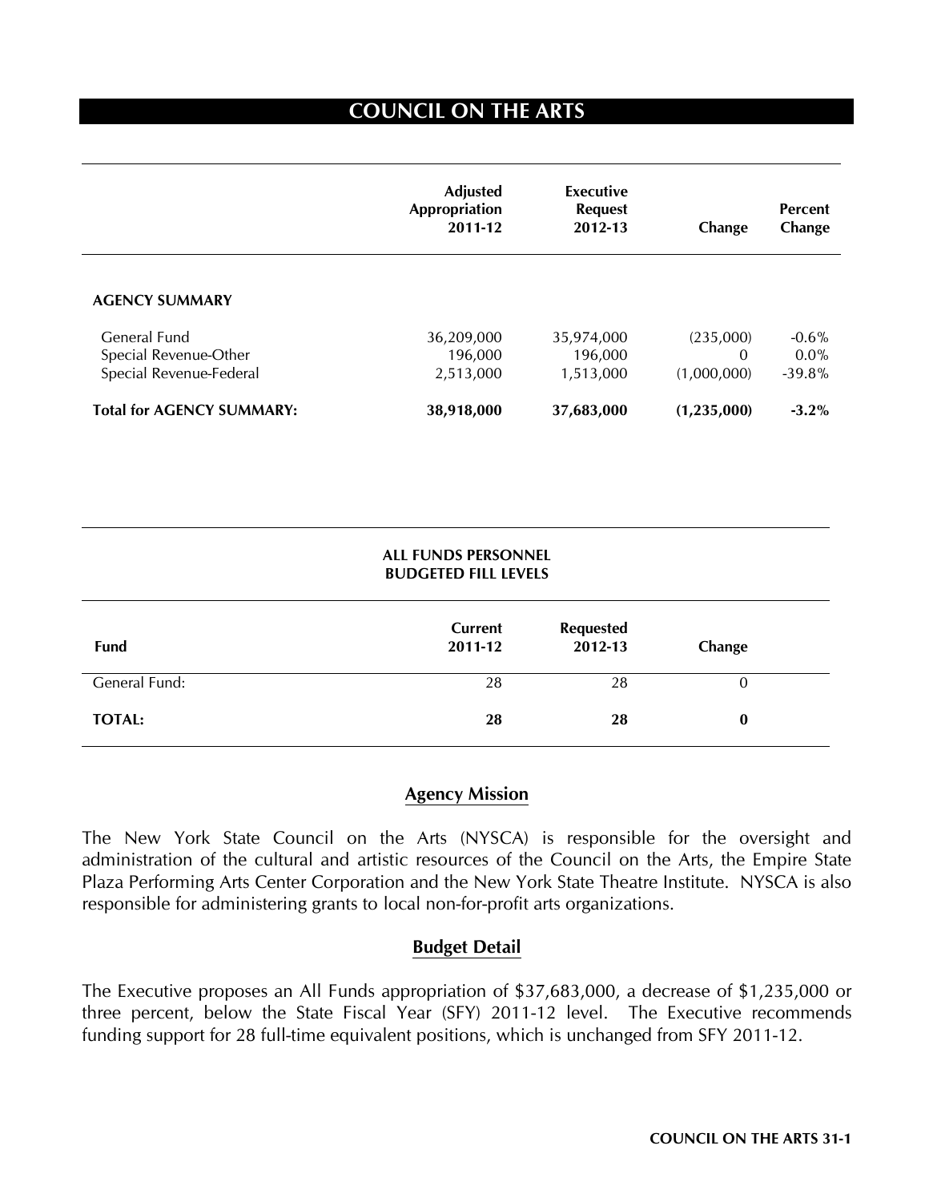# COUNCIL ON THE ARTS

| | Adjusted Appropriation 2011-12 | Executive Request 2012-13 | Change | Percent Change |
|---|---|---|---|---|
| **AGENCY SUMMARY** | | | | |
| General Fund | 36,209,000 | 35,974,000 | (235,000) | -0.6% |
| Special Revenue-Other | 196,000 | 196,000 | 0 | 0.0% |
| Special Revenue-Federal | 2,513,000 | 1,513,000 | (1,000,000) | -39.8% |
| **Total for AGENCY SUMMARY:** | **38,918,000** | **37,683,000** | **(1,235,000)** | **-3.2%** |

**ALL FUNDS PERSONNEL BUDGETED FILL LEVELS**

| Fund | Current 2011-12 | Requested 2012-13 | Change |
|---|---|---|---|
| General Fund: | 28 | 28 | 0 |
| **TOTAL:** | **28** | **28** | **0** |

## Agency Mission

The New York State Council on the Arts (NYSCA) is responsible for the oversight and administration of the cultural and artistic resources of the Council on the Arts, the Empire State Plaza Performing Arts Center Corporation and the New York State Theatre Institute. NYSCA is also responsible for administering grants to local non-for-profit arts organizations.

## Budget Detail

The Executive proposes an All Funds appropriation of $37,683,000, a decrease of $1,235,000 or three percent, below the State Fiscal Year (SFY) 2011-12 level. The Executive recommends funding support for 28 full-time equivalent positions, which is unchanged from SFY 2011-12.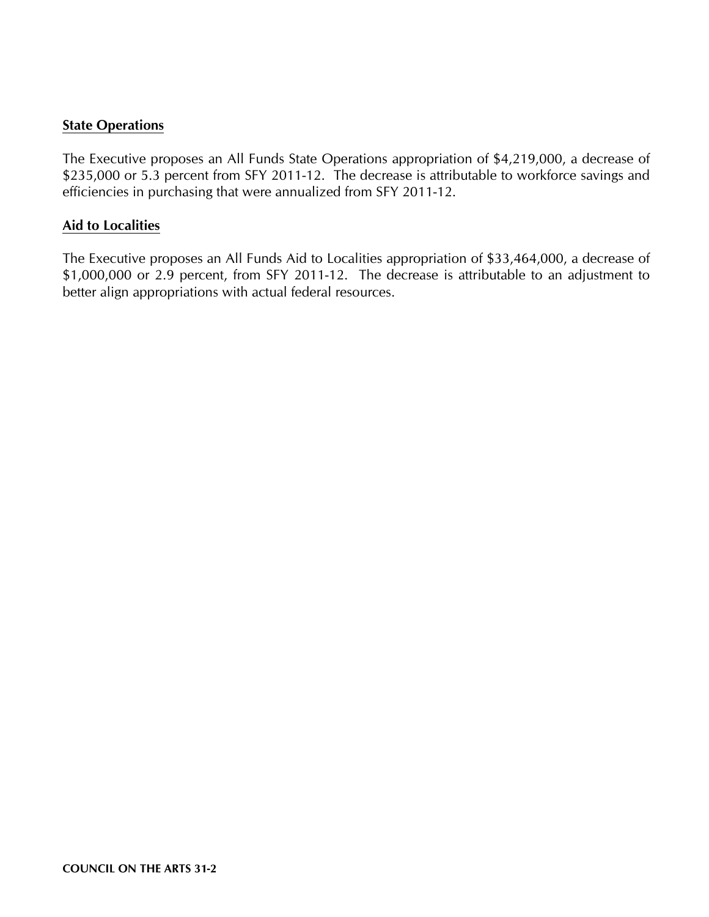**State Operations**

The Executive proposes an All Funds State Operations appropriation of $4,219,000, a decrease of $235,000 or 5.3 percent from SFY 2011-12. The decrease is attributable to workforce savings and efficiencies in purchasing that were annualized from SFY 2011-12.

**Aid to Localities**

The Executive proposes an All Funds Aid to Localities appropriation of $33,464,000, a decrease of $1,000,000 or 2.9 percent, from SFY 2011-12. The decrease is attributable to an adjustment to better align appropriations with actual federal resources.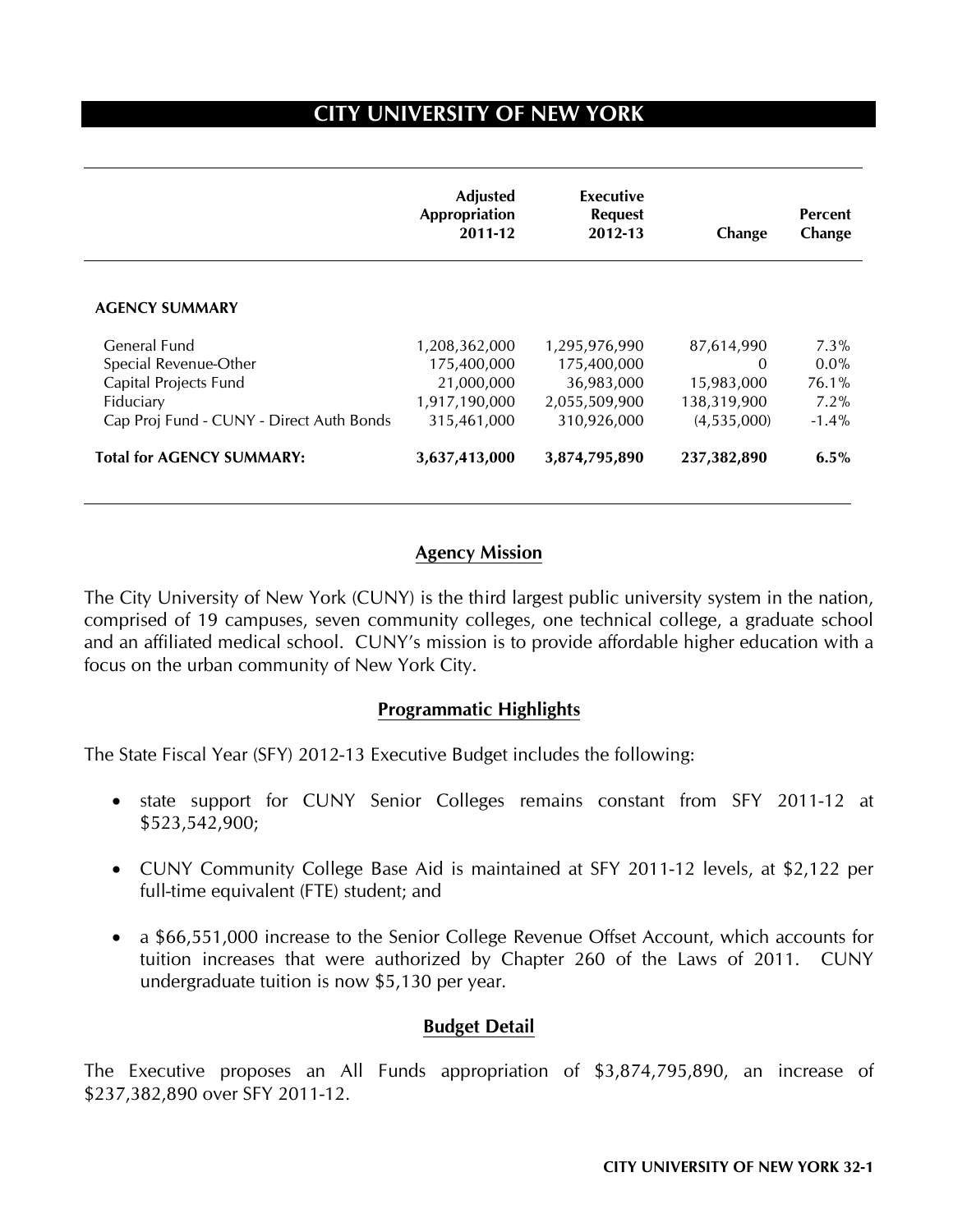# CITY UNIVERSITY OF NEW YORK

| | Adjusted Appropriation 2011-12 | Executive Request 2012-13 | Change | Percent Change |
|---|---|---|---|---|
| **AGENCY SUMMARY** | | | | |
| General Fund | 1,208,362,000 | 1,295,976,990 | 87,614,990 | 7.3% |
| Special Revenue-Other | 175,400,000 | 175,400,000 | 0 | 0.0% |
| Capital Projects Fund | 21,000,000 | 36,983,000 | 15,983,000 | 76.1% |
| Fiduciary | 1,917,190,000 | 2,055,509,900 | 138,319,900 | 7.2% |
| Cap Proj Fund - CUNY - Direct Auth Bonds | 315,461,000 | 310,926,000 | (4,535,000) | -1.4% |
| **Total for AGENCY SUMMARY:** | **3,637,413,000** | **3,874,795,890** | **237,382,890** | **6.5%** |

## Agency Mission

The City University of New York (CUNY) is the third largest public university system in the nation, comprised of 19 campuses, seven community colleges, one technical college, a graduate school and an affiliated medical school. CUNY's mission is to provide affordable higher education with a focus on the urban community of New York City.

## Programmatic Highlights

The State Fiscal Year (SFY) 2012-13 Executive Budget includes the following:

- state support for CUNY Senior Colleges remains constant from SFY 2011-12 at $523,542,900;
- CUNY Community College Base Aid is maintained at SFY 2011-12 levels, at $2,122 per full-time equivalent (FTE) student; and
- a $66,551,000 increase to the Senior College Revenue Offset Account, which accounts for tuition increases that were authorized by Chapter 260 of the Laws of 2011. CUNY undergraduate tuition is now $5,130 per year.

## Budget Detail

The Executive proposes an All Funds appropriation of $3,874,795,890, an increase of $237,382,890 over SFY 2011-12.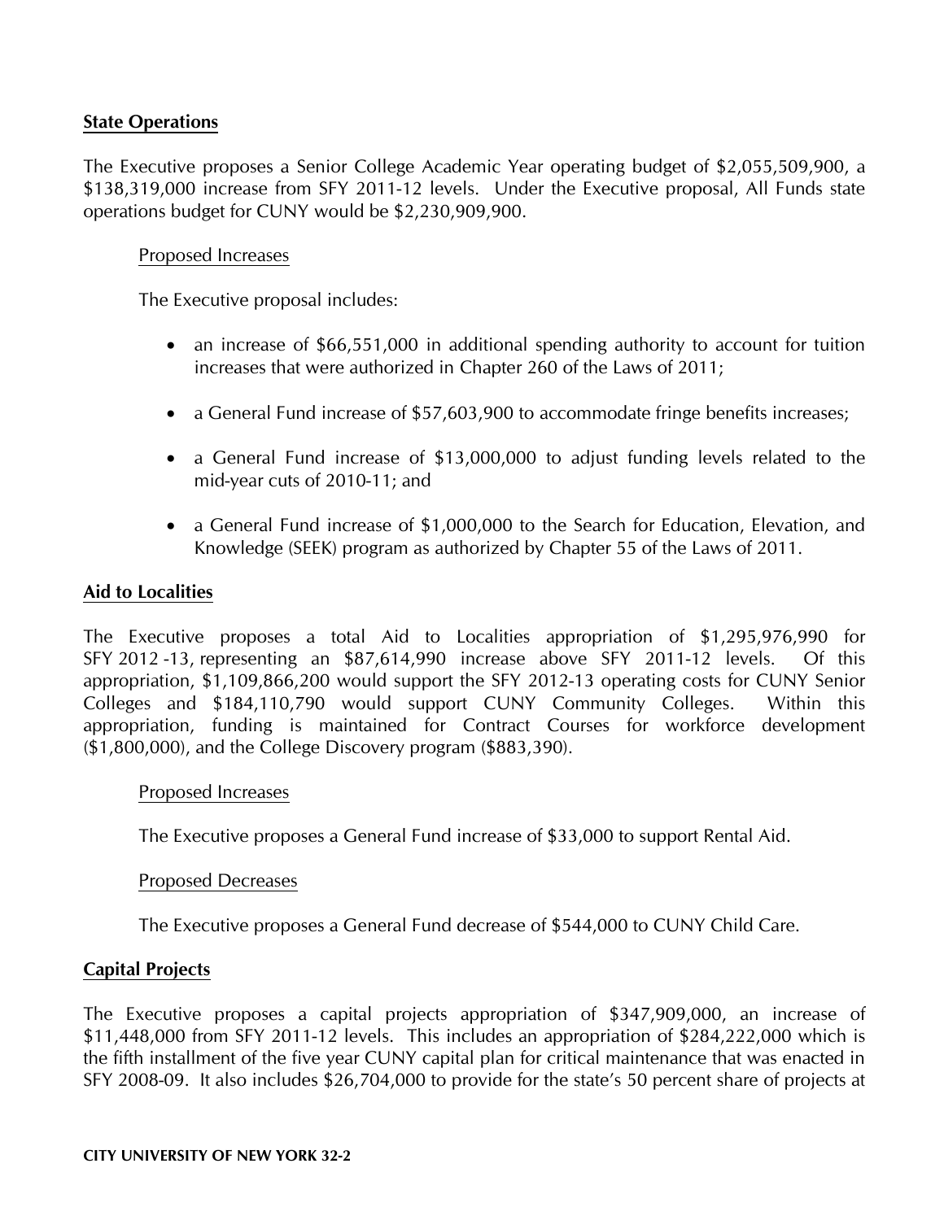**State Operations**

The Executive proposes a Senior College Academic Year operating budget of $2,055,509,900, a $138,319,000 increase from SFY 2011-12 levels. Under the Executive proposal, All Funds state operations budget for CUNY would be $2,230,909,900.

Proposed Increases

The Executive proposal includes:

- an increase of $66,551,000 in additional spending authority to account for tuition increases that were authorized in Chapter 260 of the Laws of 2011;
- a General Fund increase of $57,603,900 to accommodate fringe benefits increases;
- a General Fund increase of $13,000,000 to adjust funding levels related to the mid-year cuts of 2010-11; and
- a General Fund increase of $1,000,000 to the Search for Education, Elevation, and Knowledge (SEEK) program as authorized by Chapter 55 of the Laws of 2011.

**Aid to Localities**

The Executive proposes a total Aid to Localities appropriation of $1,295,976,990 for SFY 2012 -13, representing an $87,614,990 increase above SFY 2011-12 levels. Of this appropriation, $1,109,866,200 would support the SFY 2012-13 operating costs for CUNY Senior Colleges and $184,110,790 would support CUNY Community Colleges. Within this appropriation, funding is maintained for Contract Courses for workforce development ($1,800,000), and the College Discovery program ($883,390).

Proposed Increases

The Executive proposes a General Fund increase of $33,000 to support Rental Aid.

Proposed Decreases

The Executive proposes a General Fund decrease of $544,000 to CUNY Child Care.

**Capital Projects**

The Executive proposes a capital projects appropriation of $347,909,000, an increase of $11,448,000 from SFY 2011-12 levels. This includes an appropriation of $284,222,000 which is the fifth installment of the five year CUNY capital plan for critical maintenance that was enacted in SFY 2008-09. It also includes $26,704,000 to provide for the state's 50 percent share of projects at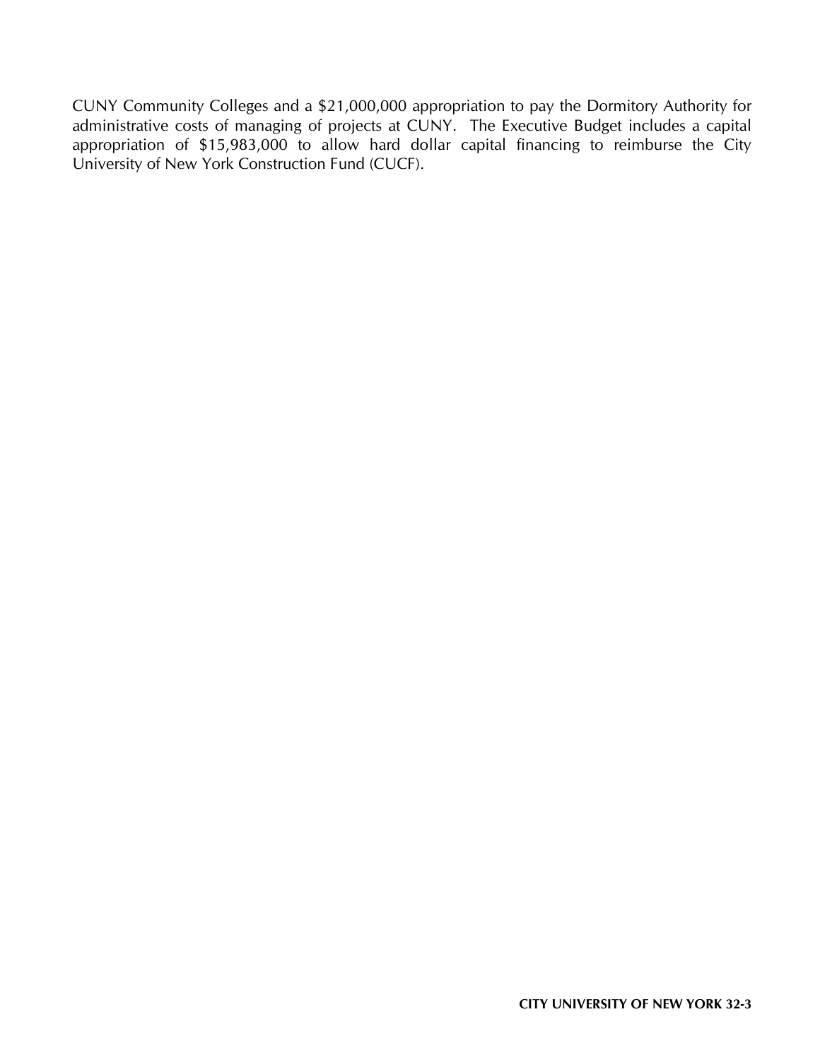CUNY Community Colleges and a $21,000,000 appropriation to pay the Dormitory Authority for administrative costs of managing of projects at CUNY. The Executive Budget includes a capital appropriation of $15,983,000 to allow hard dollar capital financing to reimburse the City University of New York Construction Fund (CUCF).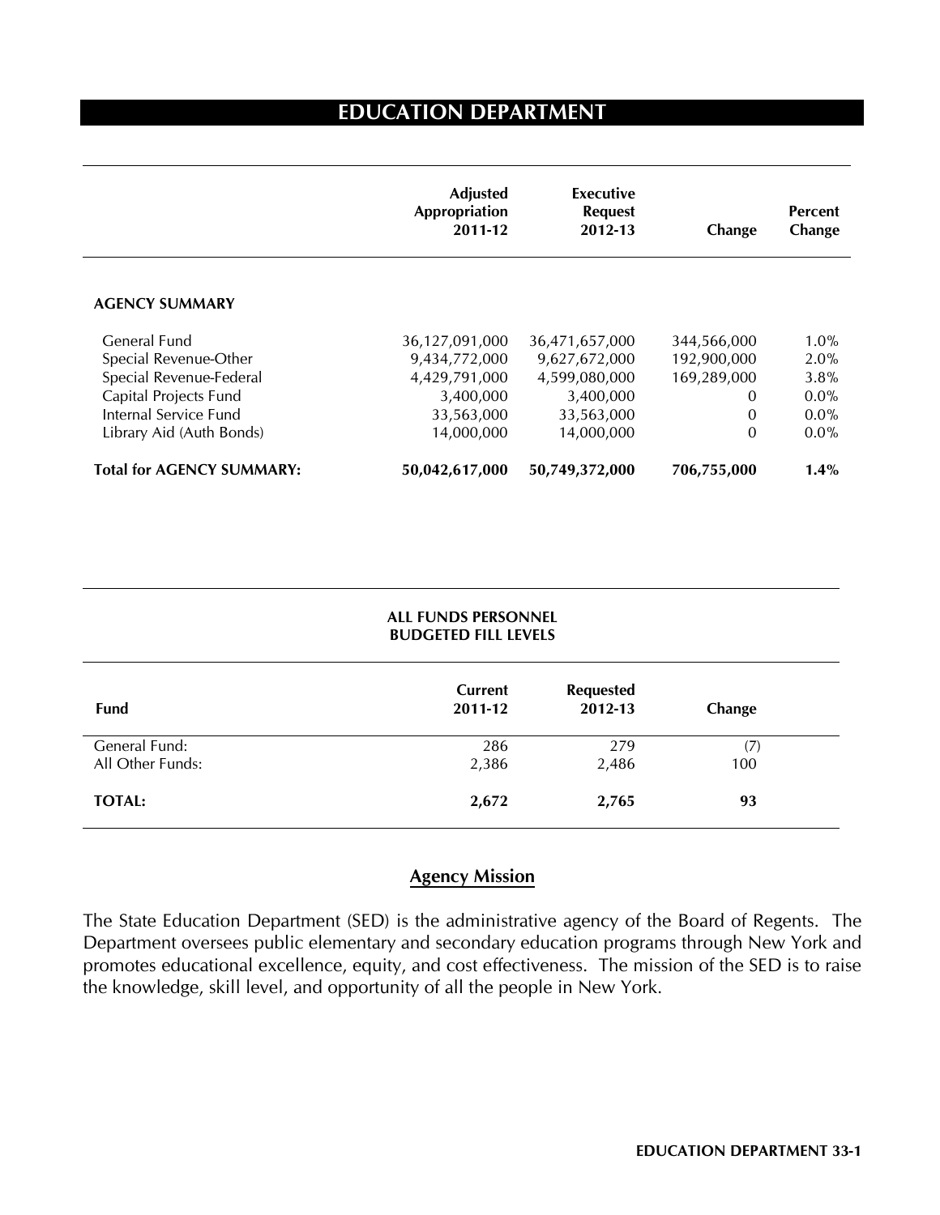# EDUCATION DEPARTMENT

| | Adjusted Appropriation 2011-12 | Executive Request 2012-13 | Change | Percent Change |
|---|---|---|---|---|
| **AGENCY SUMMARY** | | | | |
| General Fund | 36,127,091,000 | 36,471,657,000 | 344,566,000 | 1.0% |
| Special Revenue-Other | 9,434,772,000 | 9,627,672,000 | 192,900,000 | 2.0% |
| Special Revenue-Federal | 4,429,791,000 | 4,599,080,000 | 169,289,000 | 3.8% |
| Capital Projects Fund | 3,400,000 | 3,400,000 | 0 | 0.0% |
| Internal Service Fund | 33,563,000 | 33,563,000 | 0 | 0.0% |
| Library Aid (Auth Bonds) | 14,000,000 | 14,000,000 | 0 | 0.0% |
| **Total for AGENCY SUMMARY:** | **50,042,617,000** | **50,749,372,000** | **706,755,000** | **1.4%** |

**ALL FUNDS PERSONNEL BUDGETED FILL LEVELS**

| Fund | Current 2011-12 | Requested 2012-13 | Change |
|---|---|---|---|
| General Fund: | 286 | 279 | (7) |
| All Other Funds: | 2,386 | 2,486 | 100 |
| **TOTAL:** | **2,672** | **2,765** | **93** |

## Agency Mission

The State Education Department (SED) is the administrative agency of the Board of Regents. The Department oversees public elementary and secondary education programs through New York and promotes educational excellence, equity, and cost effectiveness. The mission of the SED is to raise the knowledge, skill level, and opportunity of all the people in New York.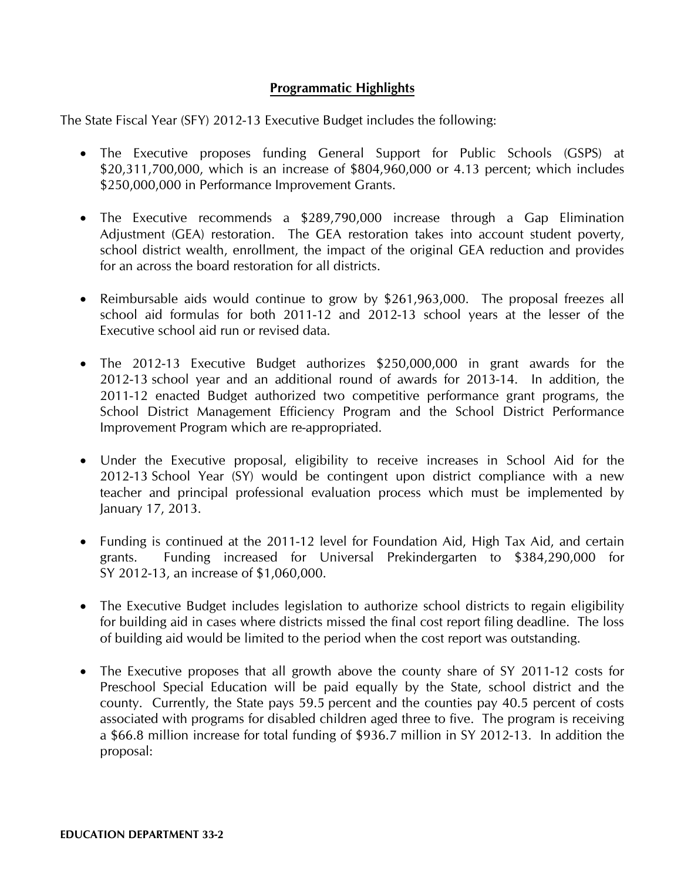## Programmatic Highlights

The State Fiscal Year (SFY) 2012-13 Executive Budget includes the following:

- The Executive proposes funding General Support for Public Schools (GSPS) at $20,311,700,000, which is an increase of $804,960,000 or 4.13 percent; which includes $250,000,000 in Performance Improvement Grants.
- The Executive recommends a $289,790,000 increase through a Gap Elimination Adjustment (GEA) restoration. The GEA restoration takes into account student poverty, school district wealth, enrollment, the impact of the original GEA reduction and provides for an across the board restoration for all districts.
- Reimbursable aids would continue to grow by $261,963,000. The proposal freezes all school aid formulas for both 2011-12 and 2012-13 school years at the lesser of the Executive school aid run or revised data.
- The 2012-13 Executive Budget authorizes $250,000,000 in grant awards for the 2012-13 school year and an additional round of awards for 2013-14. In addition, the 2011-12 enacted Budget authorized two competitive performance grant programs, the School District Management Efficiency Program and the School District Performance Improvement Program which are re-appropriated.
- Under the Executive proposal, eligibility to receive increases in School Aid for the 2012-13 School Year (SY) would be contingent upon district compliance with a new teacher and principal professional evaluation process which must be implemented by January 17, 2013.
- Funding is continued at the 2011-12 level for Foundation Aid, High Tax Aid, and certain grants. Funding increased for Universal Prekindergarten to $384,290,000 for SY 2012-13, an increase of $1,060,000.
- The Executive Budget includes legislation to authorize school districts to regain eligibility for building aid in cases where districts missed the final cost report filing deadline. The loss of building aid would be limited to the period when the cost report was outstanding.
- The Executive proposes that all growth above the county share of SY 2011-12 costs for Preschool Special Education will be paid equally by the State, school district and the county. Currently, the State pays 59.5 percent and the counties pay 40.5 percent of costs associated with programs for disabled children aged three to five. The program is receiving a $66.8 million increase for total funding of $936.7 million in SY 2012-13. In addition the proposal: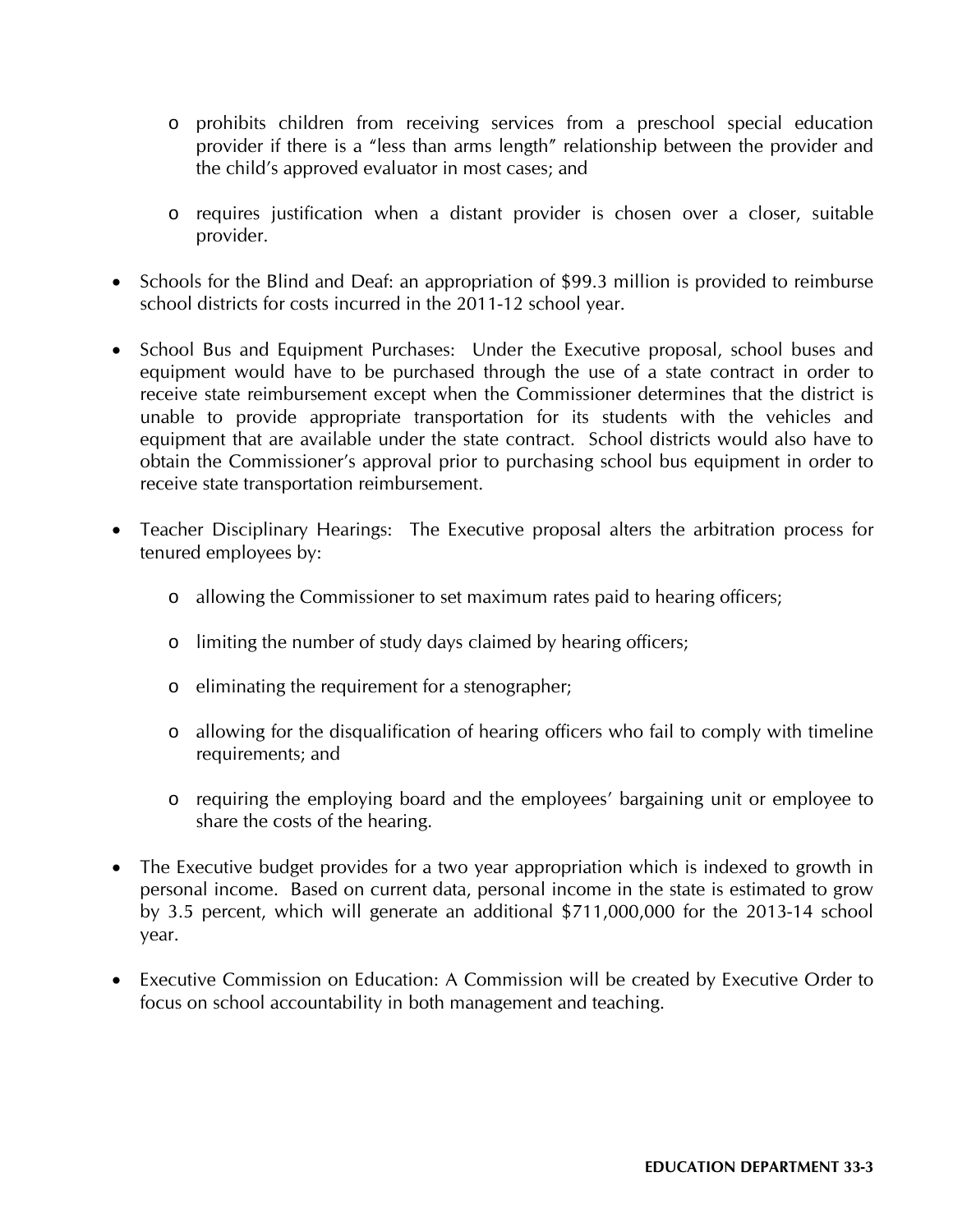- prohibits children from receiving services from a preschool special education provider if there is a "less than arms length" relationship between the provider and the child's approved evaluator in most cases; and

  - requires justification when a distant provider is chosen over a closer, suitable provider.

- Schools for the Blind and Deaf: an appropriation of $99.3 million is provided to reimburse school districts for costs incurred in the 2011-12 school year.

- School Bus and Equipment Purchases: Under the Executive proposal, school buses and equipment would have to be purchased through the use of a state contract in order to receive state reimbursement except when the Commissioner determines that the district is unable to provide appropriate transportation for its students with the vehicles and equipment that are available under the state contract. School districts would also have to obtain the Commissioner's approval prior to purchasing school bus equipment in order to receive state transportation reimbursement.

- Teacher Disciplinary Hearings: The Executive proposal alters the arbitration process for tenured employees by:

  - allowing the Commissioner to set maximum rates paid to hearing officers;

  - limiting the number of study days claimed by hearing officers;

  - eliminating the requirement for a stenographer;

  - allowing for the disqualification of hearing officers who fail to comply with timeline requirements; and

  - requiring the employing board and the employees' bargaining unit or employee to share the costs of the hearing.

- The Executive budget provides for a two year appropriation which is indexed to growth in personal income. Based on current data, personal income in the state is estimated to grow by 3.5 percent, which will generate an additional $711,000,000 for the 2013-14 school year.

- Executive Commission on Education: A Commission will be created by Executive Order to focus on school accountability in both management and teaching.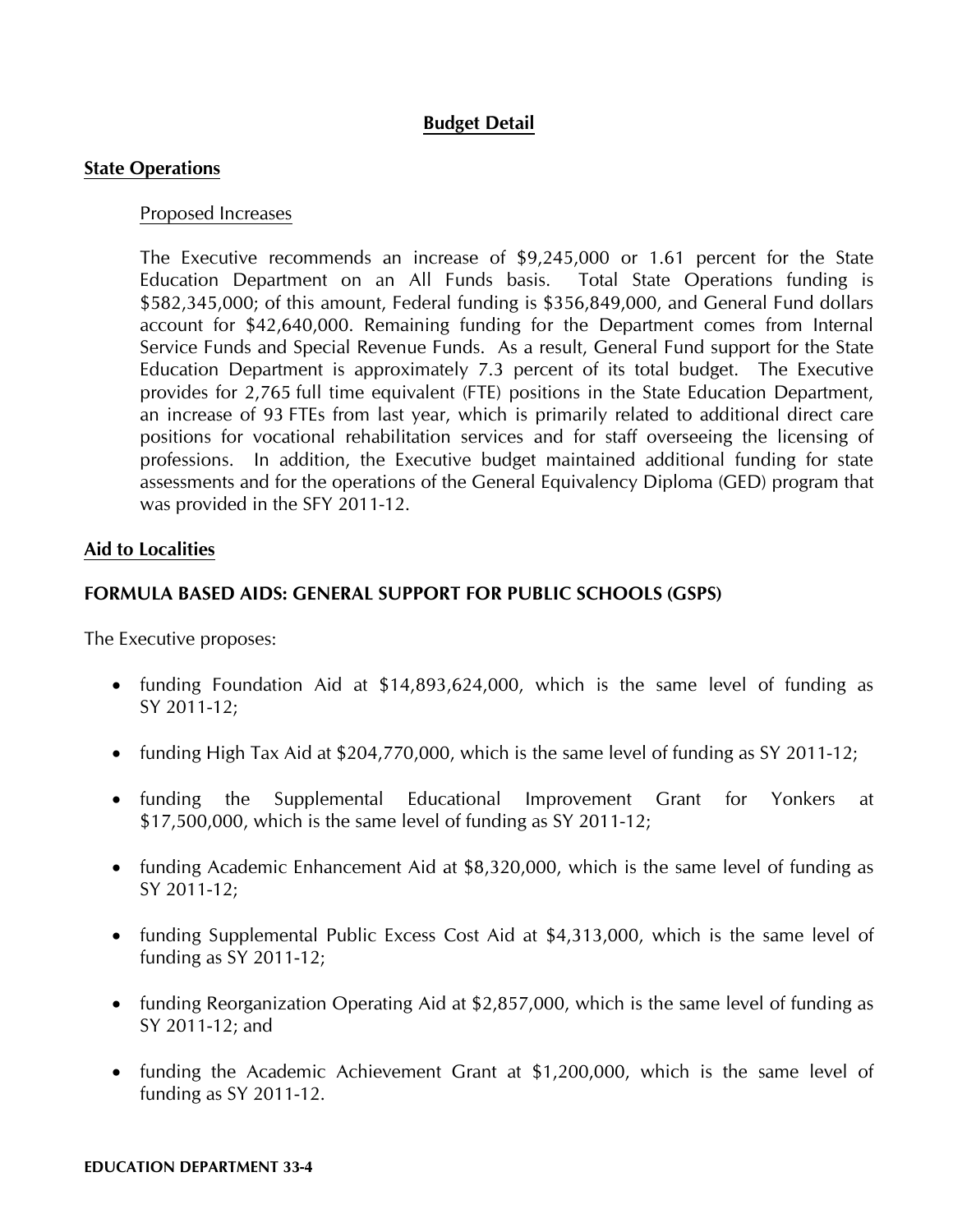# Budget Detail

## State Operations

### Proposed Increases

The Executive recommends an increase of $9,245,000 or 1.61 percent for the State Education Department on an All Funds basis. Total State Operations funding is $582,345,000; of this amount, Federal funding is $356,849,000, and General Fund dollars account for $42,640,000. Remaining funding for the Department comes from Internal Service Funds and Special Revenue Funds. As a result, General Fund support for the State Education Department is approximately 7.3 percent of its total budget. The Executive provides for 2,765 full time equivalent (FTE) positions in the State Education Department, an increase of 93 FTEs from last year, which is primarily related to additional direct care positions for vocational rehabilitation services and for staff overseeing the licensing of professions. In addition, the Executive budget maintained additional funding for state assessments and for the operations of the General Equivalency Diploma (GED) program that was provided in the SFY 2011-12.

## Aid to Localities

### FORMULA BASED AIDS: GENERAL SUPPORT FOR PUBLIC SCHOOLS (GSPS)

The Executive proposes:

- funding Foundation Aid at $14,893,624,000, which is the same level of funding as SY 2011-12;
- funding High Tax Aid at $204,770,000, which is the same level of funding as SY 2011-12;
- funding the Supplemental Educational Improvement Grant for Yonkers at $17,500,000, which is the same level of funding as SY 2011-12;
- funding Academic Enhancement Aid at $8,320,000, which is the same level of funding as SY 2011-12;
- funding Supplemental Public Excess Cost Aid at $4,313,000, which is the same level of funding as SY 2011-12;
- funding Reorganization Operating Aid at $2,857,000, which is the same level of funding as SY 2011-12; and
- funding the Academic Achievement Grant at $1,200,000, which is the same level of funding as SY 2011-12.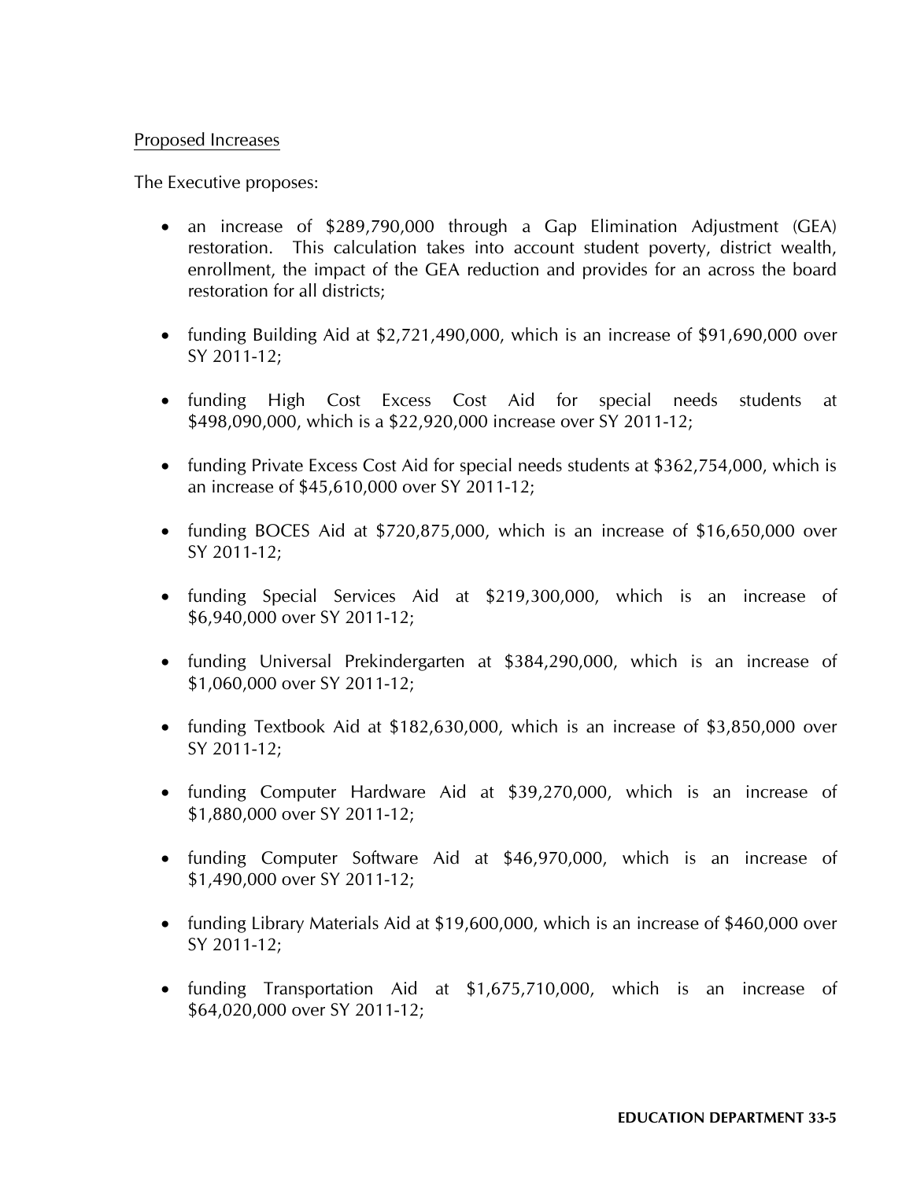Proposed Increases

The Executive proposes:

- an increase of $289,790,000 through a Gap Elimination Adjustment (GEA) restoration. This calculation takes into account student poverty, district wealth, enrollment, the impact of the GEA reduction and provides for an across the board restoration for all districts;

- funding Building Aid at $2,721,490,000, which is an increase of $91,690,000 over SY 2011-12;

- funding High Cost Excess Cost Aid for special needs students at $498,090,000, which is a $22,920,000 increase over SY 2011-12;

- funding Private Excess Cost Aid for special needs students at $362,754,000, which is an increase of $45,610,000 over SY 2011-12;

- funding BOCES Aid at $720,875,000, which is an increase of $16,650,000 over SY 2011-12;

- funding Special Services Aid at $219,300,000, which is an increase of $6,940,000 over SY 2011-12;

- funding Universal Prekindergarten at $384,290,000, which is an increase of $1,060,000 over SY 2011-12;

- funding Textbook Aid at $182,630,000, which is an increase of $3,850,000 over SY 2011-12;

- funding Computer Hardware Aid at $39,270,000, which is an increase of $1,880,000 over SY 2011-12;

- funding Computer Software Aid at $46,970,000, which is an increase of $1,490,000 over SY 2011-12;

- funding Library Materials Aid at $19,600,000, which is an increase of $460,000 over SY 2011-12;

- funding Transportation Aid at $1,675,710,000, which is an increase of $64,020,000 over SY 2011-12;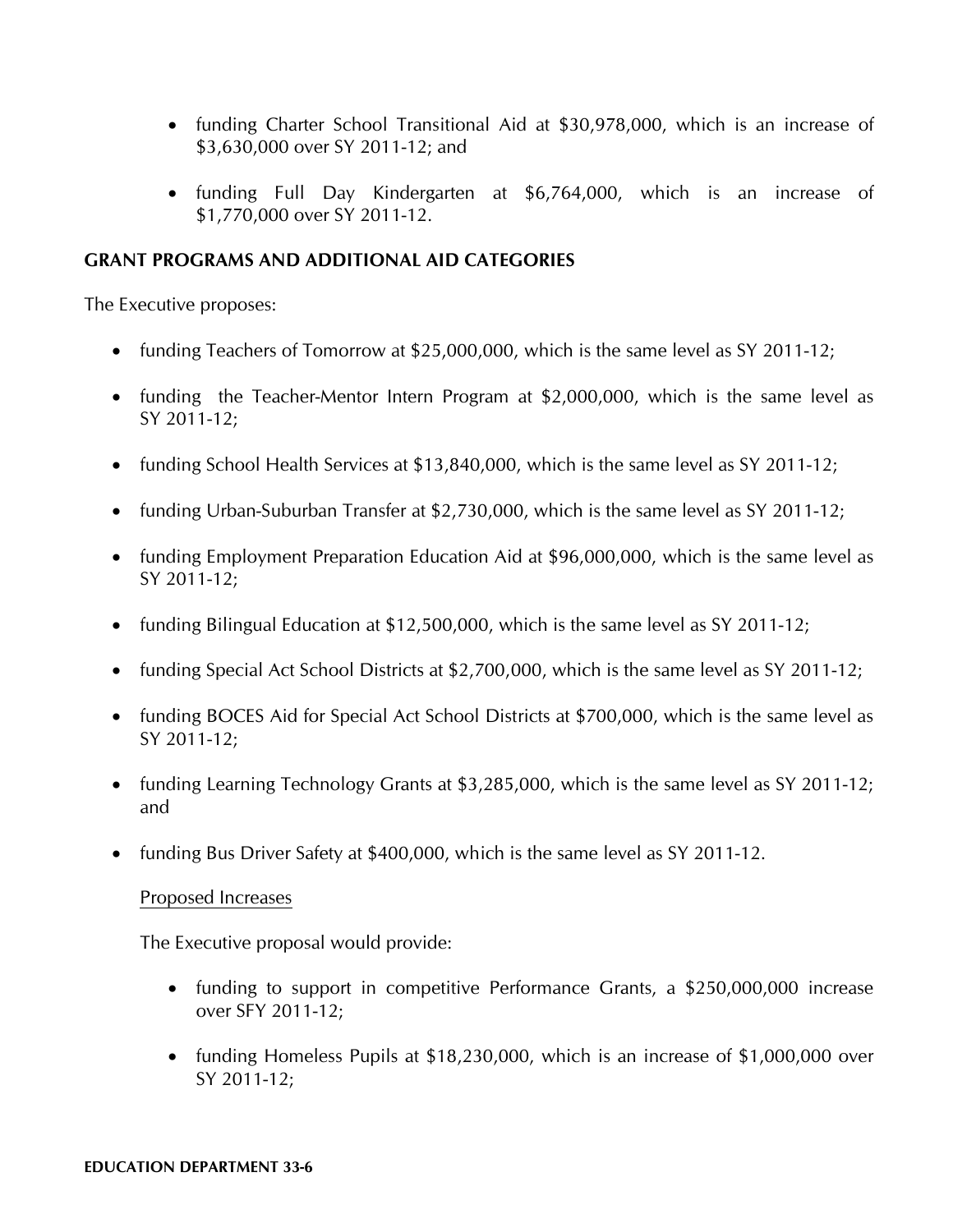- funding Charter School Transitional Aid at $30,978,000, which is an increase of $3,630,000 over SY 2011-12; and
- funding Full Day Kindergarten at $6,764,000, which is an increase of $1,770,000 over SY 2011-12.

## GRANT PROGRAMS AND ADDITIONAL AID CATEGORIES

The Executive proposes:

- funding Teachers of Tomorrow at $25,000,000, which is the same level as SY 2011-12;
- funding the Teacher-Mentor Intern Program at $2,000,000, which is the same level as SY 2011-12;
- funding School Health Services at $13,840,000, which is the same level as SY 2011-12;
- funding Urban-Suburban Transfer at $2,730,000, which is the same level as SY 2011-12;
- funding Employment Preparation Education Aid at $96,000,000, which is the same level as SY 2011-12;
- funding Bilingual Education at $12,500,000, which is the same level as SY 2011-12;
- funding Special Act School Districts at $2,700,000, which is the same level as SY 2011-12;
- funding BOCES Aid for Special Act School Districts at $700,000, which is the same level as SY 2011-12;
- funding Learning Technology Grants at $3,285,000, which is the same level as SY 2011-12; and
- funding Bus Driver Safety at $400,000, which is the same level as SY 2011-12.

Proposed Increases

The Executive proposal would provide:

- funding to support in competitive Performance Grants, a $250,000,000 increase over SFY 2011-12;
- funding Homeless Pupils at $18,230,000, which is an increase of $1,000,000 over SY 2011-12;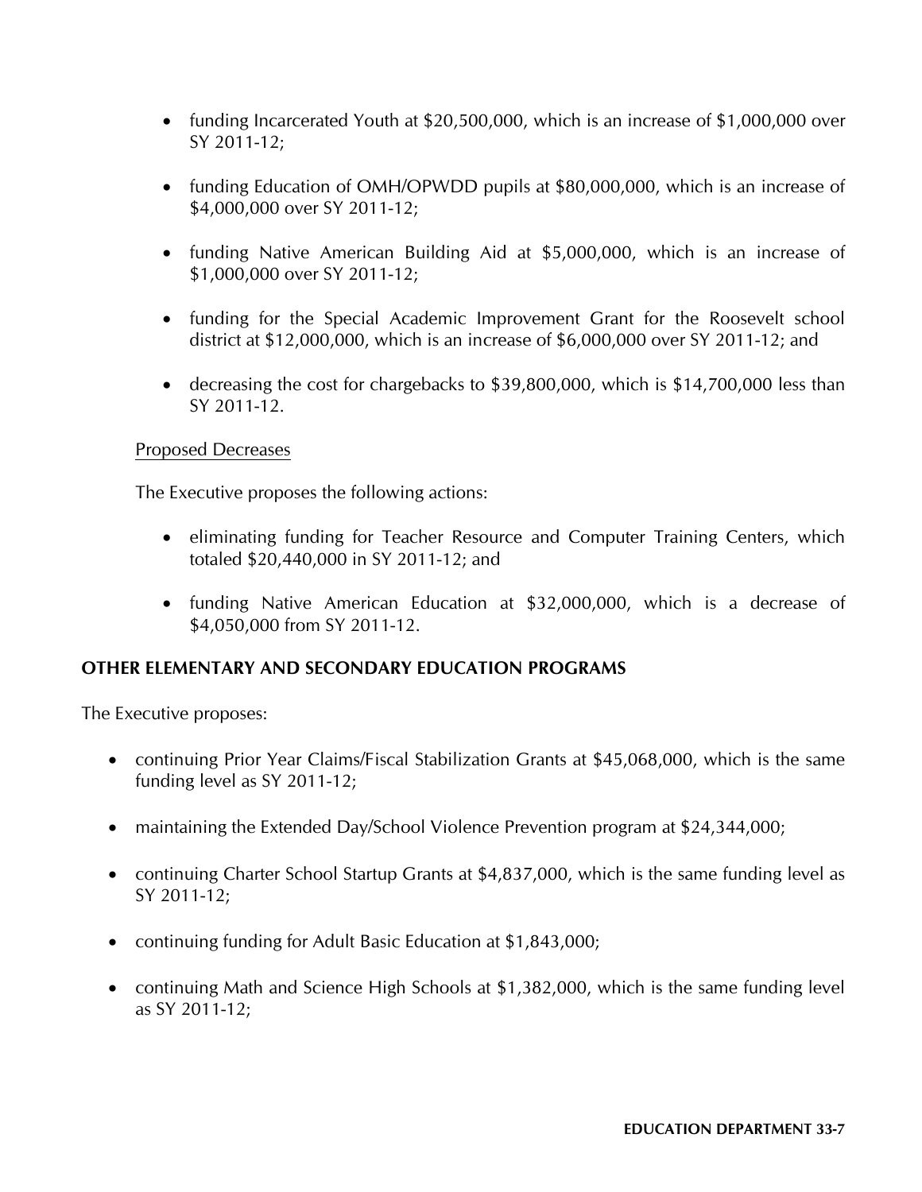- funding Incarcerated Youth at $20,500,000, which is an increase of $1,000,000 over SY 2011-12;

- funding Education of OMH/OPWDD pupils at $80,000,000, which is an increase of $4,000,000 over SY 2011-12;

- funding Native American Building Aid at $5,000,000, which is an increase of $1,000,000 over SY 2011-12;

- funding for the Special Academic Improvement Grant for the Roosevelt school district at $12,000,000, which is an increase of $6,000,000 over SY 2011-12; and

- decreasing the cost for chargebacks to $39,800,000, which is $14,700,000 less than SY 2011-12.

Proposed Decreases

The Executive proposes the following actions:

- eliminating funding for Teacher Resource and Computer Training Centers, which totaled $20,440,000 in SY 2011-12; and

- funding Native American Education at $32,000,000, which is a decrease of $4,050,000 from SY 2011-12.

**OTHER ELEMENTARY AND SECONDARY EDUCATION PROGRAMS**

The Executive proposes:

- continuing Prior Year Claims/Fiscal Stabilization Grants at $45,068,000, which is the same funding level as SY 2011-12;

- maintaining the Extended Day/School Violence Prevention program at $24,344,000;

- continuing Charter School Startup Grants at $4,837,000, which is the same funding level as SY 2011-12;

- continuing funding for Adult Basic Education at $1,843,000;

- continuing Math and Science High Schools at $1,382,000, which is the same funding level as SY 2011-12;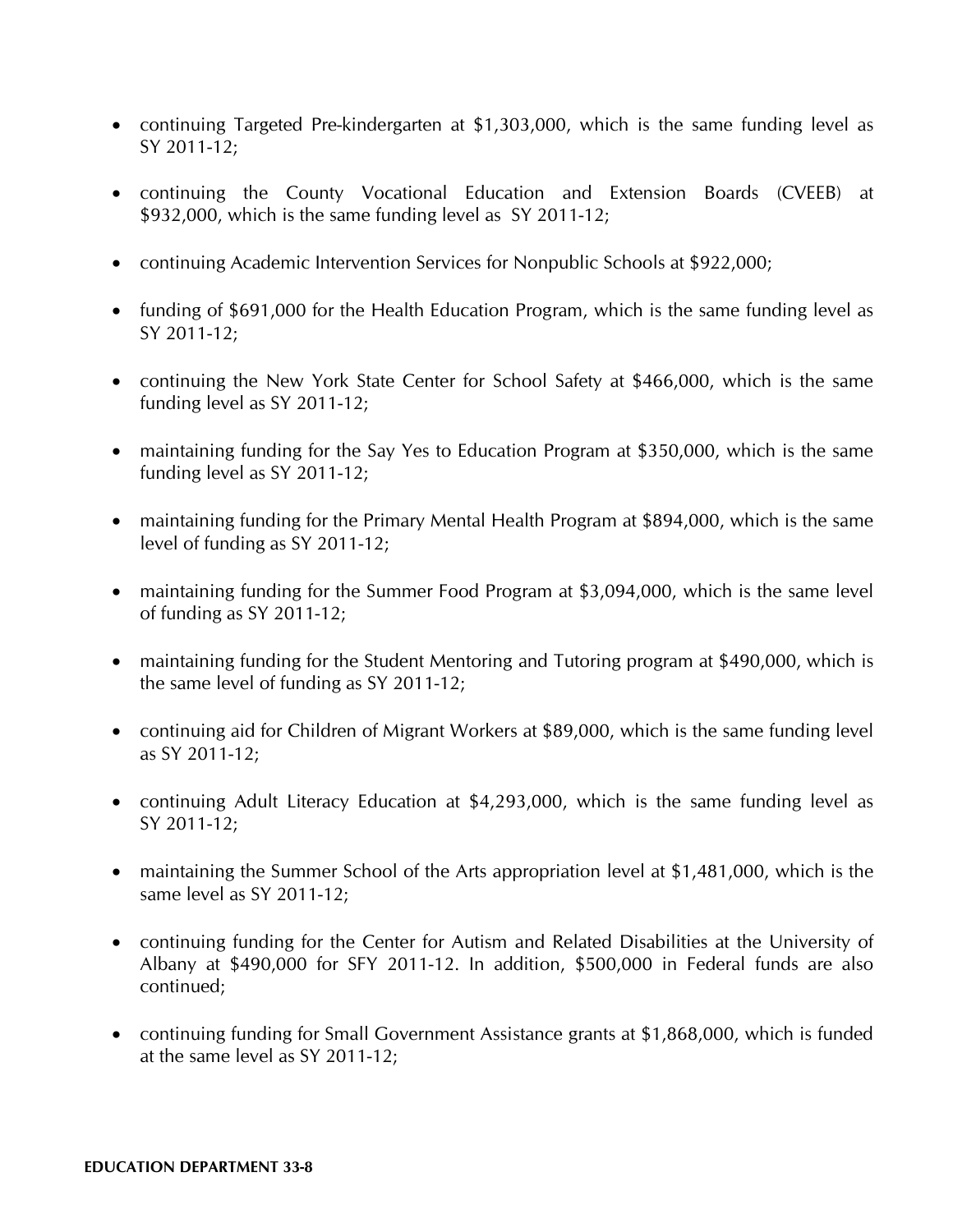- continuing Targeted Pre-kindergarten at $1,303,000, which is the same funding level as SY 2011-12;

- continuing the County Vocational Education and Extension Boards (CVEEB) at $932,000, which is the same funding level as SY 2011-12;

- continuing Academic Intervention Services for Nonpublic Schools at $922,000;

- funding of $691,000 for the Health Education Program, which is the same funding level as SY 2011-12;

- continuing the New York State Center for School Safety at $466,000, which is the same funding level as SY 2011-12;

- maintaining funding for the Say Yes to Education Program at $350,000, which is the same funding level as SY 2011-12;

- maintaining funding for the Primary Mental Health Program at $894,000, which is the same level of funding as SY 2011-12;

- maintaining funding for the Summer Food Program at $3,094,000, which is the same level of funding as SY 2011-12;

- maintaining funding for the Student Mentoring and Tutoring program at $490,000, which is the same level of funding as SY 2011-12;

- continuing aid for Children of Migrant Workers at $89,000, which is the same funding level as SY 2011-12;

- continuing Adult Literacy Education at $4,293,000, which is the same funding level as SY 2011-12;

- maintaining the Summer School of the Arts appropriation level at $1,481,000, which is the same level as SY 2011-12;

- continuing funding for the Center for Autism and Related Disabilities at the University of Albany at $490,000 for SFY 2011-12. In addition, $500,000 in Federal funds are also continued;

- continuing funding for Small Government Assistance grants at $1,868,000, which is funded at the same level as SY 2011-12;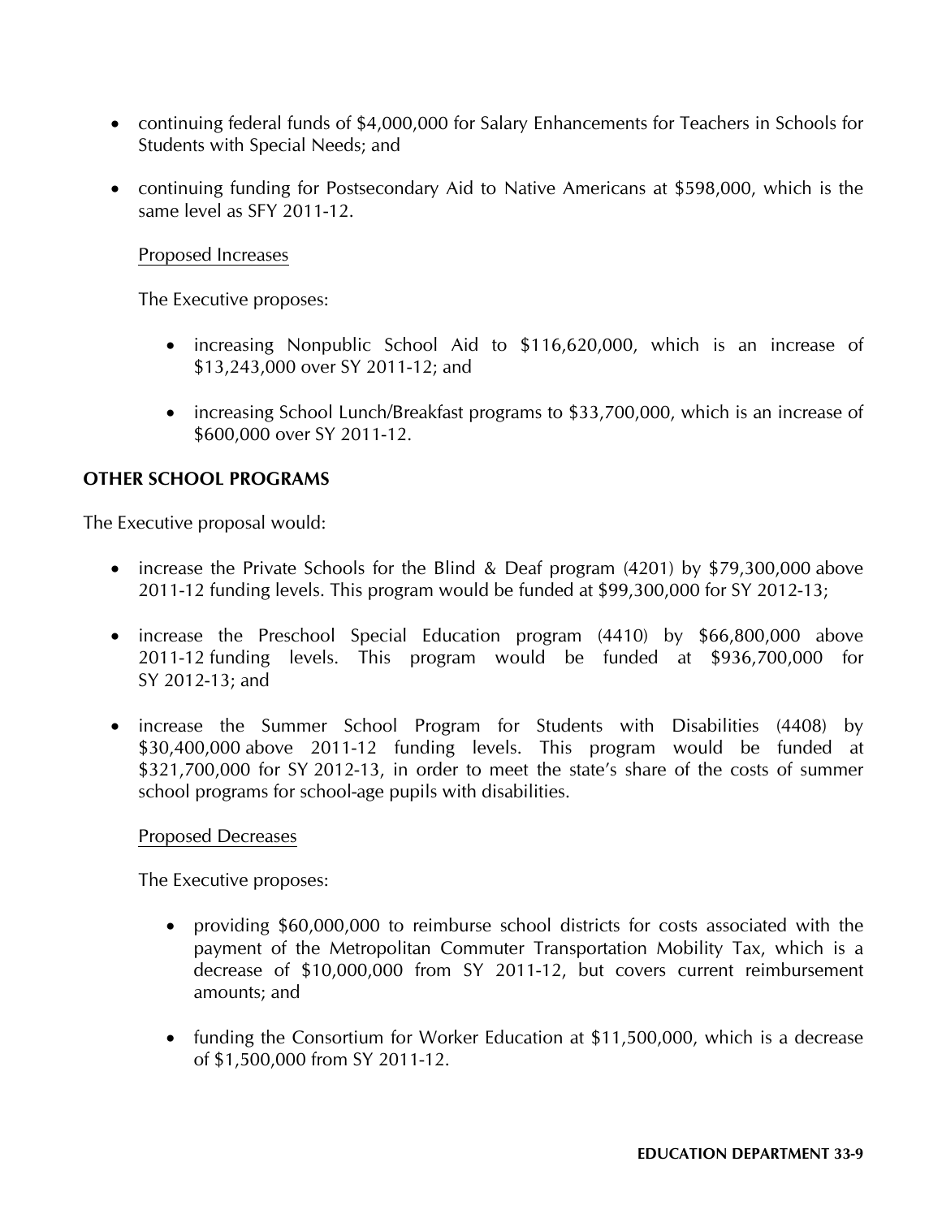- continuing federal funds of $4,000,000 for Salary Enhancements for Teachers in Schools for Students with Special Needs; and
- continuing funding for Postsecondary Aid to Native Americans at $598,000, which is the same level as SFY 2011-12.

Proposed Increases

The Executive proposes:

- increasing Nonpublic School Aid to $116,620,000, which is an increase of $13,243,000 over SY 2011-12; and
- increasing School Lunch/Breakfast programs to $33,700,000, which is an increase of $600,000 over SY 2011-12.

**OTHER SCHOOL PROGRAMS**

The Executive proposal would:

- increase the Private Schools for the Blind & Deaf program (4201) by $79,300,000 above 2011-12 funding levels. This program would be funded at $99,300,000 for SY 2012-13;
- increase the Preschool Special Education program (4410) by $66,800,000 above 2011-12 funding levels. This program would be funded at $936,700,000 for SY 2012-13; and
- increase the Summer School Program for Students with Disabilities (4408) by $30,400,000 above 2011-12 funding levels. This program would be funded at $321,700,000 for SY 2012-13, in order to meet the state's share of the costs of summer school programs for school-age pupils with disabilities.

Proposed Decreases

The Executive proposes:

- providing $60,000,000 to reimburse school districts for costs associated with the payment of the Metropolitan Commuter Transportation Mobility Tax, which is a decrease of $10,000,000 from SY 2011-12, but covers current reimbursement amounts; and
- funding the Consortium for Worker Education at $11,500,000, which is a decrease of $1,500,000 from SY 2011-12.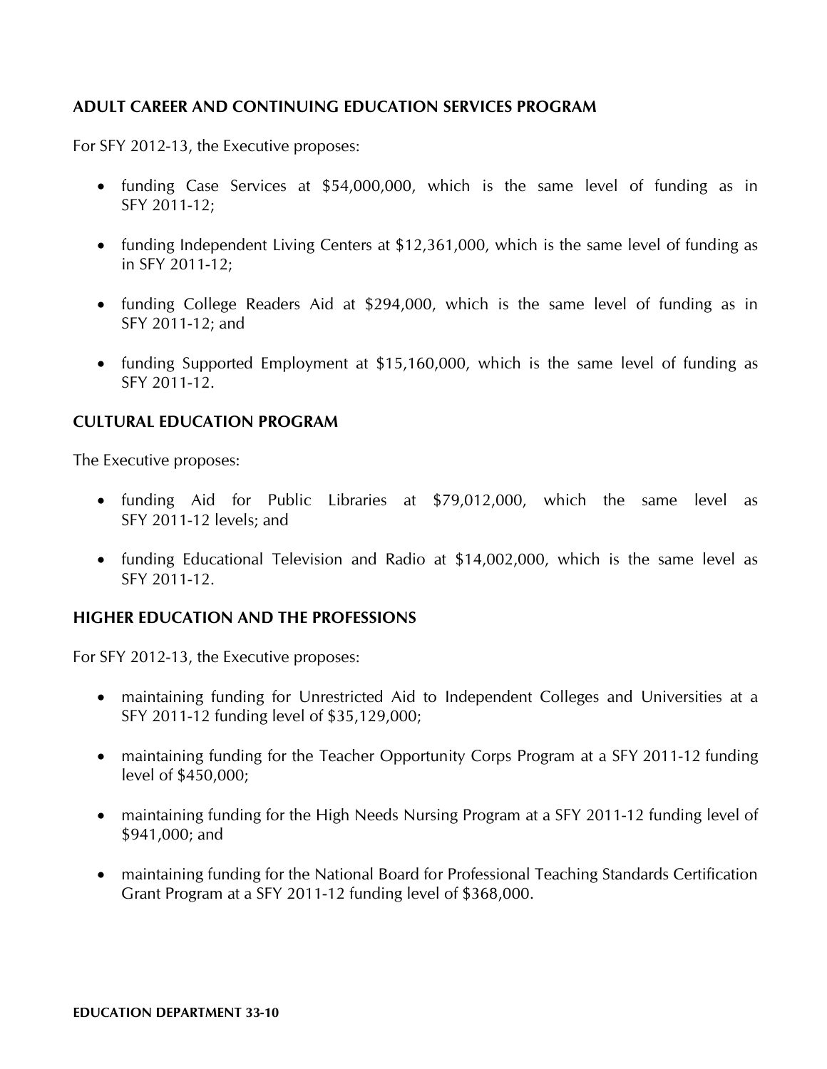## ADULT CAREER AND CONTINUING EDUCATION SERVICES PROGRAM

For SFY 2012-13, the Executive proposes:

- funding Case Services at $54,000,000, which is the same level of funding as in SFY 2011-12;
- funding Independent Living Centers at $12,361,000, which is the same level of funding as in SFY 2011-12;
- funding College Readers Aid at $294,000, which is the same level of funding as in SFY 2011-12; and
- funding Supported Employment at $15,160,000, which is the same level of funding as SFY 2011-12.

## CULTURAL EDUCATION PROGRAM

The Executive proposes:

- funding Aid for Public Libraries at $79,012,000, which the same level as SFY 2011-12 levels; and
- funding Educational Television and Radio at $14,002,000, which is the same level as SFY 2011-12.

## HIGHER EDUCATION AND THE PROFESSIONS

For SFY 2012-13, the Executive proposes:

- maintaining funding for Unrestricted Aid to Independent Colleges and Universities at a SFY 2011-12 funding level of $35,129,000;
- maintaining funding for the Teacher Opportunity Corps Program at a SFY 2011-12 funding level of $450,000;
- maintaining funding for the High Needs Nursing Program at a SFY 2011-12 funding level of $941,000; and
- maintaining funding for the National Board for Professional Teaching Standards Certification Grant Program at a SFY 2011-12 funding level of $368,000.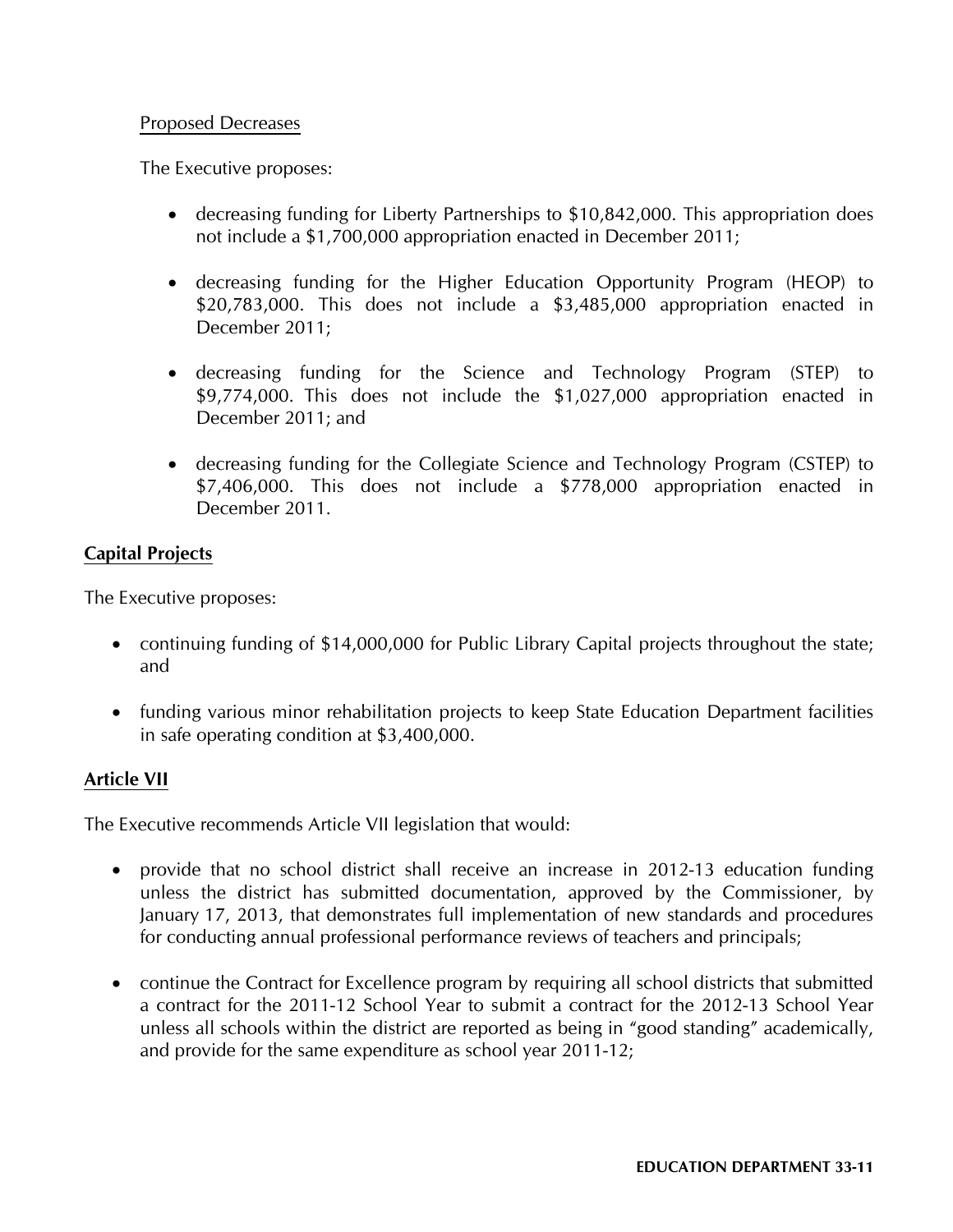Proposed Decreases

The Executive proposes:

- decreasing funding for Liberty Partnerships to $10,842,000. This appropriation does not include a $1,700,000 appropriation enacted in December 2011;
- decreasing funding for the Higher Education Opportunity Program (HEOP) to $20,783,000. This does not include a $3,485,000 appropriation enacted in December 2011;
- decreasing funding for the Science and Technology Program (STEP) to $9,774,000. This does not include the $1,027,000 appropriation enacted in December 2011; and
- decreasing funding for the Collegiate Science and Technology Program (CSTEP) to $7,406,000. This does not include a $778,000 appropriation enacted in December 2011.

**Capital Projects**

The Executive proposes:

- continuing funding of $14,000,000 for Public Library Capital projects throughout the state; and
- funding various minor rehabilitation projects to keep State Education Department facilities in safe operating condition at $3,400,000.

**Article VII**

The Executive recommends Article VII legislation that would:

- provide that no school district shall receive an increase in 2012-13 education funding unless the district has submitted documentation, approved by the Commissioner, by January 17, 2013, that demonstrates full implementation of new standards and procedures for conducting annual professional performance reviews of teachers and principals;
- continue the Contract for Excellence program by requiring all school districts that submitted a contract for the 2011-12 School Year to submit a contract for the 2012-13 School Year unless all schools within the district are reported as being in "good standing" academically, and provide for the same expenditure as school year 2011-12;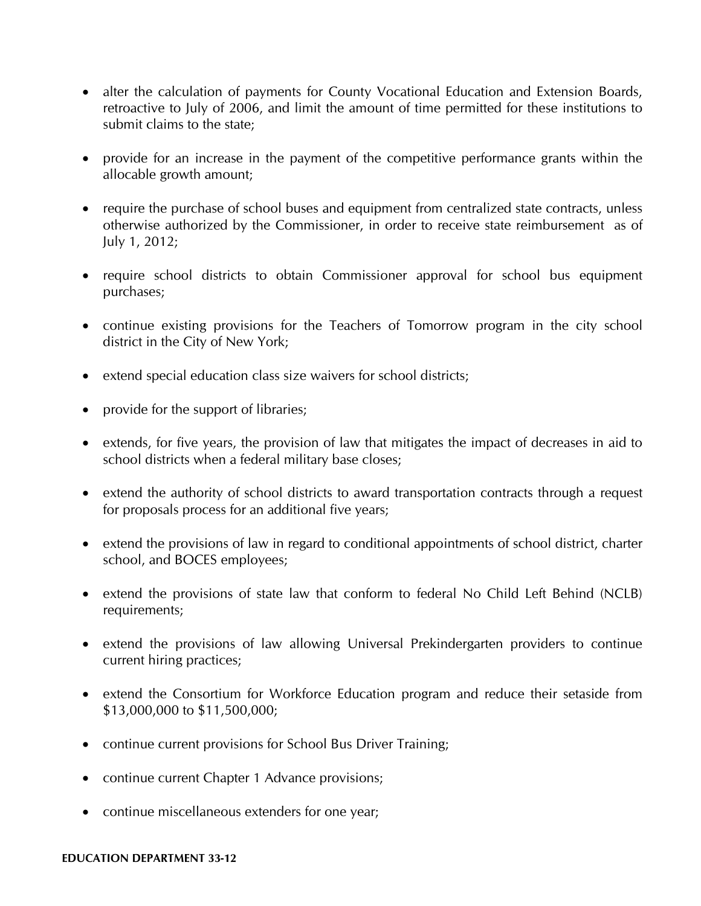- alter the calculation of payments for County Vocational Education and Extension Boards, retroactive to July of 2006, and limit the amount of time permitted for these institutions to submit claims to the state;

- provide for an increase in the payment of the competitive performance grants within the allocable growth amount;

- require the purchase of school buses and equipment from centralized state contracts, unless otherwise authorized by the Commissioner, in order to receive state reimbursement as of July 1, 2012;

- require school districts to obtain Commissioner approval for school bus equipment purchases;

- continue existing provisions for the Teachers of Tomorrow program in the city school district in the City of New York;

- extend special education class size waivers for school districts;

- provide for the support of libraries;

- extends, for five years, the provision of law that mitigates the impact of decreases in aid to school districts when a federal military base closes;

- extend the authority of school districts to award transportation contracts through a request for proposals process for an additional five years;

- extend the provisions of law in regard to conditional appointments of school district, charter school, and BOCES employees;

- extend the provisions of state law that conform to federal No Child Left Behind (NCLB) requirements;

- extend the provisions of law allowing Universal Prekindergarten providers to continue current hiring practices;

- extend the Consortium for Workforce Education program and reduce their setaside from $13,000,000 to $11,500,000;

- continue current provisions for School Bus Driver Training;

- continue current Chapter 1 Advance provisions;

- continue miscellaneous extenders for one year;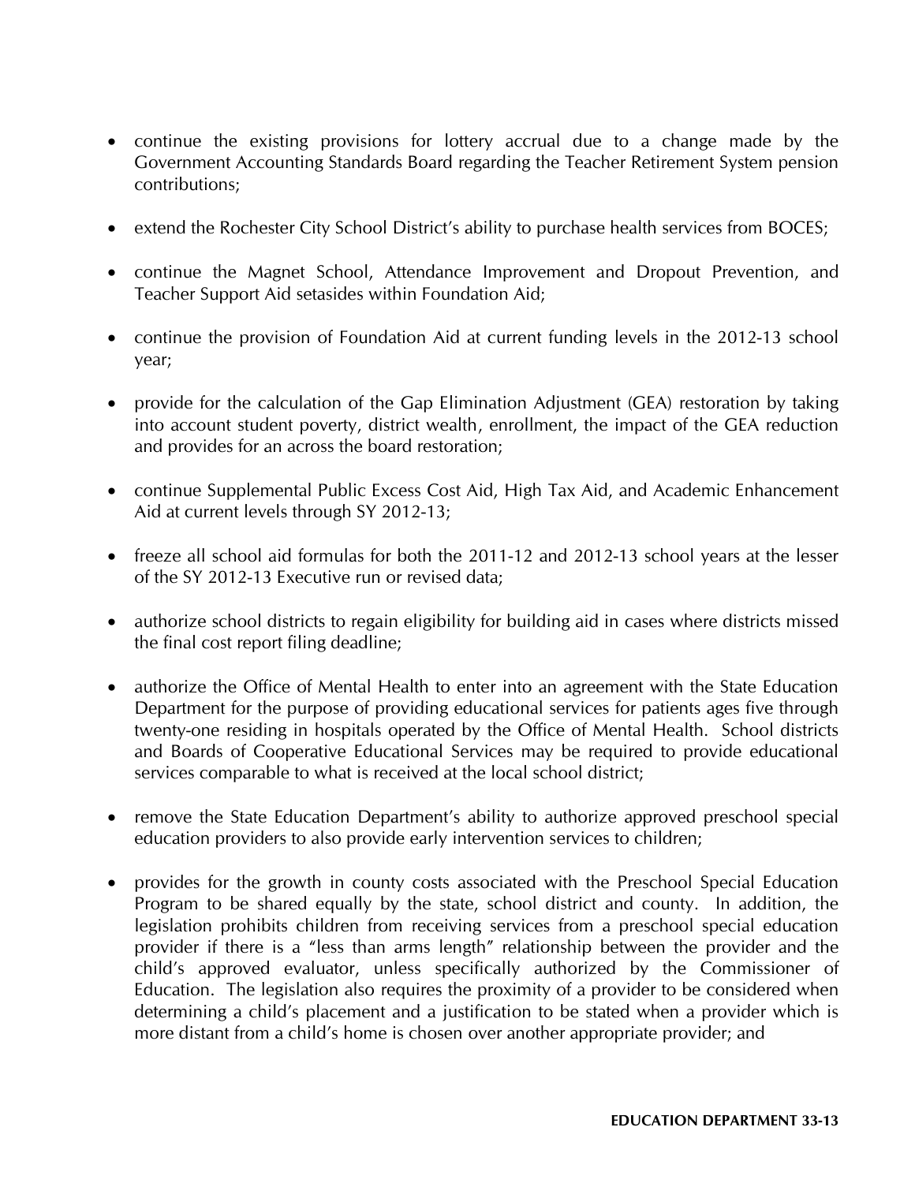- continue the existing provisions for lottery accrual due to a change made by the Government Accounting Standards Board regarding the Teacher Retirement System pension contributions;

- extend the Rochester City School District's ability to purchase health services from BOCES;

- continue the Magnet School, Attendance Improvement and Dropout Prevention, and Teacher Support Aid setasides within Foundation Aid;

- continue the provision of Foundation Aid at current funding levels in the 2012-13 school year;

- provide for the calculation of the Gap Elimination Adjustment (GEA) restoration by taking into account student poverty, district wealth, enrollment, the impact of the GEA reduction and provides for an across the board restoration;

- continue Supplemental Public Excess Cost Aid, High Tax Aid, and Academic Enhancement Aid at current levels through SY 2012-13;

- freeze all school aid formulas for both the 2011-12 and 2012-13 school years at the lesser of the SY 2012-13 Executive run or revised data;

- authorize school districts to regain eligibility for building aid in cases where districts missed the final cost report filing deadline;

- authorize the Office of Mental Health to enter into an agreement with the State Education Department for the purpose of providing educational services for patients ages five through twenty-one residing in hospitals operated by the Office of Mental Health. School districts and Boards of Cooperative Educational Services may be required to provide educational services comparable to what is received at the local school district;

- remove the State Education Department's ability to authorize approved preschool special education providers to also provide early intervention services to children;

- provides for the growth in county costs associated with the Preschool Special Education Program to be shared equally by the state, school district and county. In addition, the legislation prohibits children from receiving services from a preschool special education provider if there is a "less than arms length" relationship between the provider and the child's approved evaluator, unless specifically authorized by the Commissioner of Education. The legislation also requires the proximity of a provider to be considered when determining a child's placement and a justification to be stated when a provider which is more distant from a child's home is chosen over another appropriate provider; and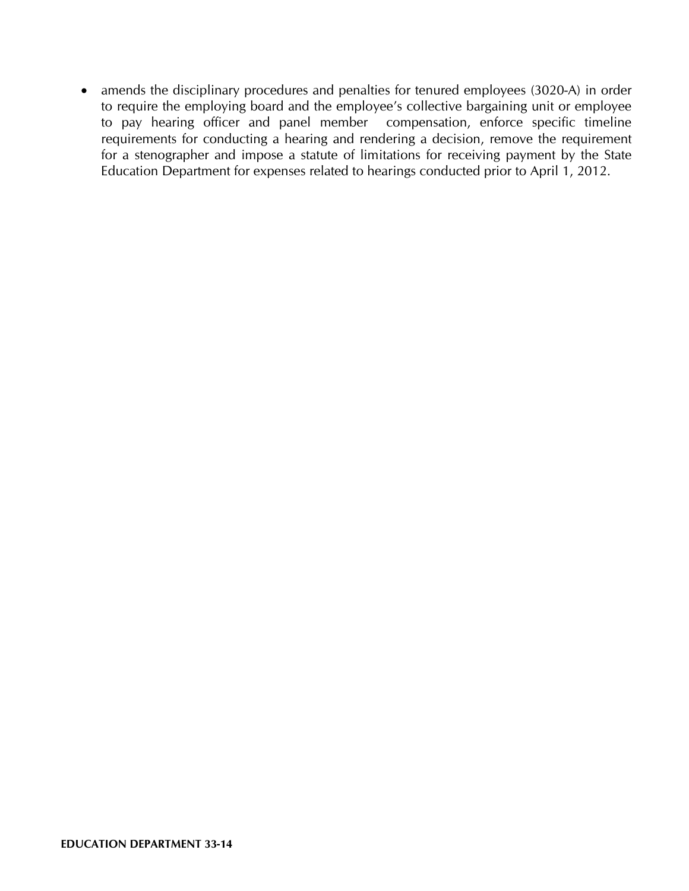- amends the disciplinary procedures and penalties for tenured employees (3020-A) in order to require the employing board and the employee's collective bargaining unit or employee to pay hearing officer and panel member compensation, enforce specific timeline requirements for conducting a hearing and rendering a decision, remove the requirement for a stenographer and impose a statute of limitations for receiving payment by the State Education Department for expenses related to hearings conducted prior to April 1, 2012.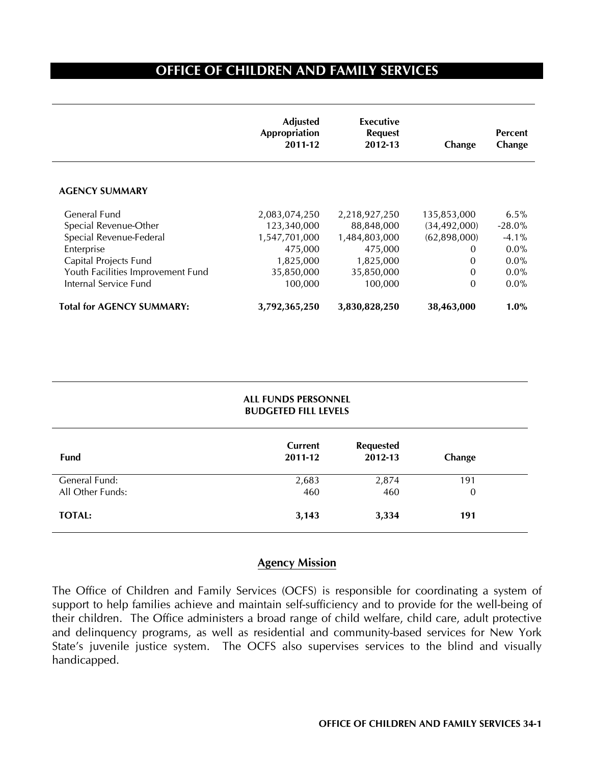# OFFICE OF CHILDREN AND FAMILY SERVICES

| | Adjusted Appropriation 2011-12 | Executive Request 2012-13 | Change | Percent Change |
|---|---|---|---|---|
| **AGENCY SUMMARY** | | | | |
| General Fund | 2,083,074,250 | 2,218,927,250 | 135,853,000 | 6.5% |
| Special Revenue-Other | 123,340,000 | 88,848,000 | (34,492,000) | -28.0% |
| Special Revenue-Federal | 1,547,701,000 | 1,484,803,000 | (62,898,000) | -4.1% |
| Enterprise | 475,000 | 475,000 | 0 | 0.0% |
| Capital Projects Fund | 1,825,000 | 1,825,000 | 0 | 0.0% |
| Youth Facilities Improvement Fund | 35,850,000 | 35,850,000 | 0 | 0.0% |
| Internal Service Fund | 100,000 | 100,000 | 0 | 0.0% |
| **Total for AGENCY SUMMARY:** | **3,792,365,250** | **3,830,828,250** | **38,463,000** | **1.0%** |

**ALL FUNDS PERSONNEL BUDGETED FILL LEVELS**

| Fund | Current 2011-12 | Requested 2012-13 | Change |
|---|---|---|---|
| General Fund: | 2,683 | 2,874 | 191 |
| All Other Funds: | 460 | 460 | 0 |
| **TOTAL:** | **3,143** | **3,334** | **191** |

## Agency Mission

The Office of Children and Family Services (OCFS) is responsible for coordinating a system of support to help families achieve and maintain self-sufficiency and to provide for the well-being of their children. The Office administers a broad range of child welfare, child care, adult protective and delinquency programs, as well as residential and community-based services for New York State's juvenile justice system. The OCFS also supervises services to the blind and visually handicapped.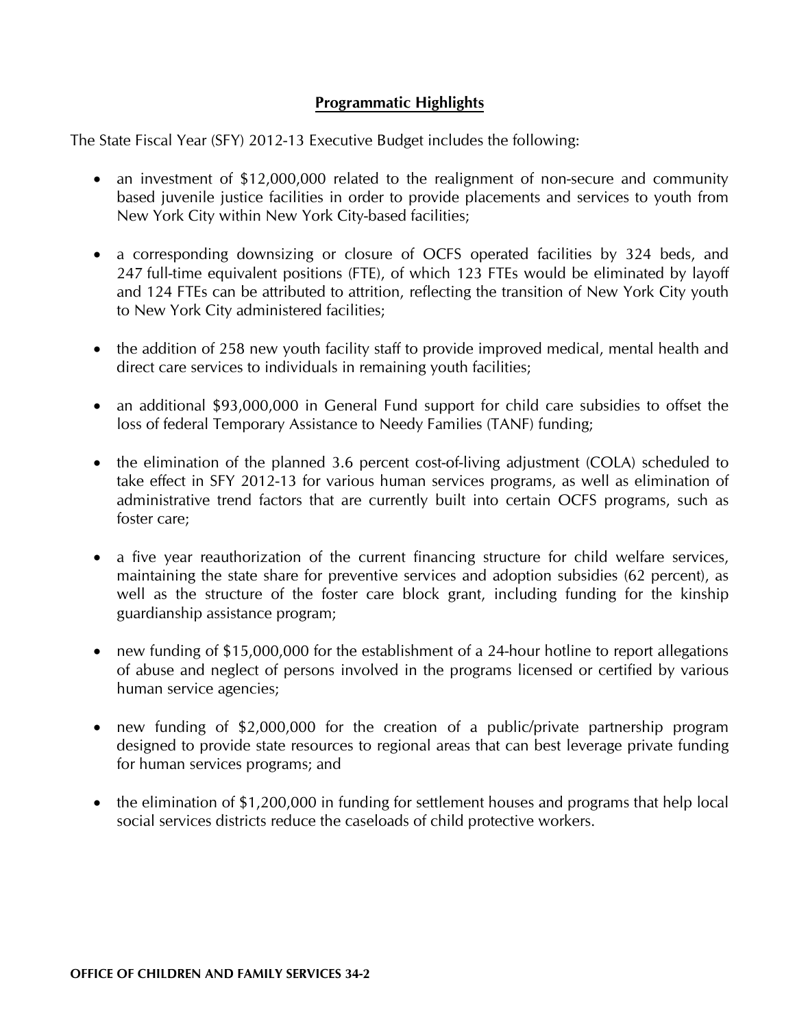## Programmatic Highlights

The State Fiscal Year (SFY) 2012-13 Executive Budget includes the following:

- an investment of $12,000,000 related to the realignment of non-secure and community based juvenile justice facilities in order to provide placements and services to youth from New York City within New York City-based facilities;

- a corresponding downsizing or closure of OCFS operated facilities by 324 beds, and 247 full-time equivalent positions (FTE), of which 123 FTEs would be eliminated by layoff and 124 FTEs can be attributed to attrition, reflecting the transition of New York City youth to New York City administered facilities;

- the addition of 258 new youth facility staff to provide improved medical, mental health and direct care services to individuals in remaining youth facilities;

- an additional $93,000,000 in General Fund support for child care subsidies to offset the loss of federal Temporary Assistance to Needy Families (TANF) funding;

- the elimination of the planned 3.6 percent cost-of-living adjustment (COLA) scheduled to take effect in SFY 2012-13 for various human services programs, as well as elimination of administrative trend factors that are currently built into certain OCFS programs, such as foster care;

- a five year reauthorization of the current financing structure for child welfare services, maintaining the state share for preventive services and adoption subsidies (62 percent), as well as the structure of the foster care block grant, including funding for the kinship guardianship assistance program;

- new funding of $15,000,000 for the establishment of a 24-hour hotline to report allegations of abuse and neglect of persons involved in the programs licensed or certified by various human service agencies;

- new funding of $2,000,000 for the creation of a public/private partnership program designed to provide state resources to regional areas that can best leverage private funding for human services programs; and

- the elimination of $1,200,000 in funding for settlement houses and programs that help local social services districts reduce the caseloads of child protective workers.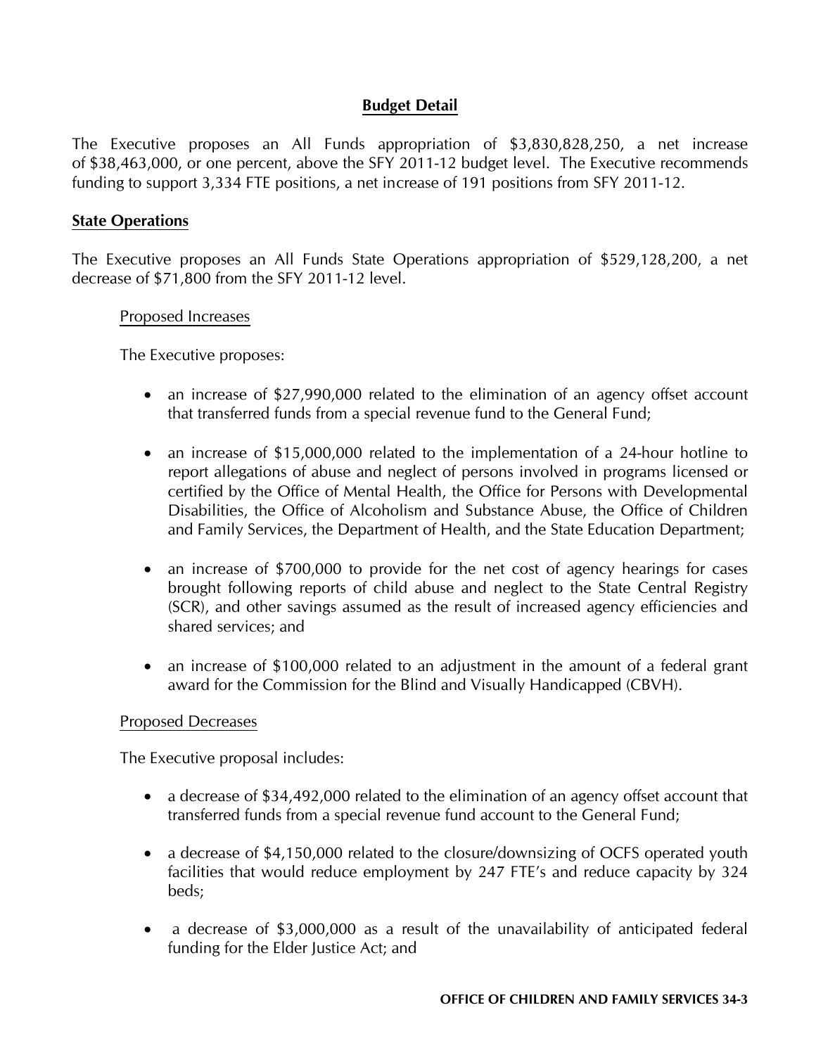## Budget Detail

The Executive proposes an All Funds appropriation of $3,830,828,250, a net increase of $38,463,000, or one percent, above the SFY 2011-12 budget level. The Executive recommends funding to support 3,334 FTE positions, a net increase of 191 positions from SFY 2011-12.

### State Operations

The Executive proposes an All Funds State Operations appropriation of $529,128,200, a net decrease of $71,800 from the SFY 2011-12 level.

#### Proposed Increases

The Executive proposes:

- an increase of $27,990,000 related to the elimination of an agency offset account that transferred funds from a special revenue fund to the General Fund;
- an increase of $15,000,000 related to the implementation of a 24-hour hotline to report allegations of abuse and neglect of persons involved in programs licensed or certified by the Office of Mental Health, the Office for Persons with Developmental Disabilities, the Office of Alcoholism and Substance Abuse, the Office of Children and Family Services, the Department of Health, and the State Education Department;
- an increase of $700,000 to provide for the net cost of agency hearings for cases brought following reports of child abuse and neglect to the State Central Registry (SCR), and other savings assumed as the result of increased agency efficiencies and shared services; and
- an increase of $100,000 related to an adjustment in the amount of a federal grant award for the Commission for the Blind and Visually Handicapped (CBVH).

#### Proposed Decreases

The Executive proposal includes:

- a decrease of $34,492,000 related to the elimination of an agency offset account that transferred funds from a special revenue fund account to the General Fund;
- a decrease of $4,150,000 related to the closure/downsizing of OCFS operated youth facilities that would reduce employment by 247 FTE's and reduce capacity by 324 beds;
- a decrease of $3,000,000 as a result of the unavailability of anticipated federal funding for the Elder Justice Act; and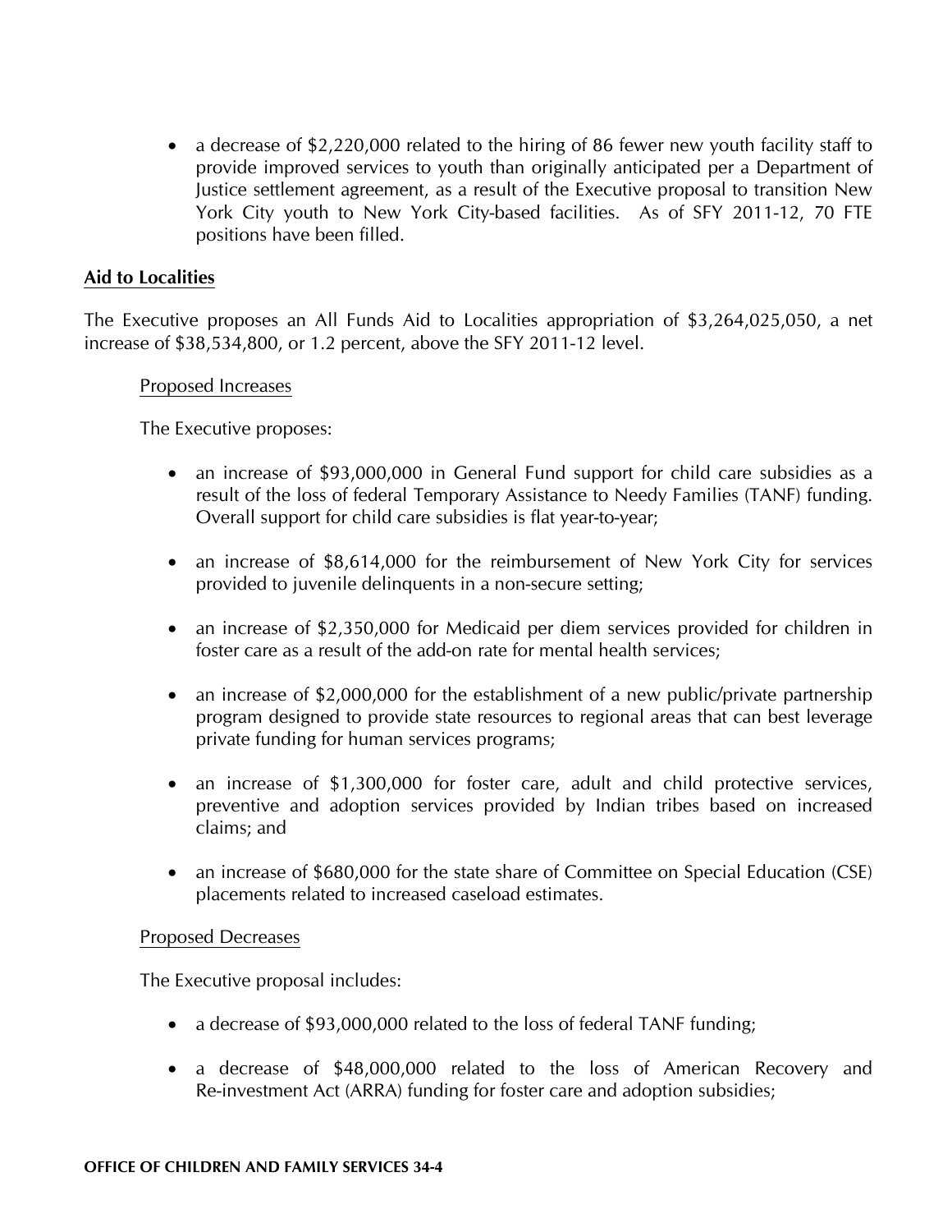- a decrease of $2,220,000 related to the hiring of 86 fewer new youth facility staff to provide improved services to youth than originally anticipated per a Department of Justice settlement agreement, as a result of the Executive proposal to transition New York City youth to New York City-based facilities. As of SFY 2011-12, 70 FTE positions have been filled.

## Aid to Localities

The Executive proposes an All Funds Aid to Localities appropriation of $3,264,025,050, a net increase of $38,534,800, or 1.2 percent, above the SFY 2011-12 level.

### Proposed Increases

The Executive proposes:

- an increase of $93,000,000 in General Fund support for child care subsidies as a result of the loss of federal Temporary Assistance to Needy Families (TANF) funding. Overall support for child care subsidies is flat year-to-year;

- an increase of $8,614,000 for the reimbursement of New York City for services provided to juvenile delinquents in a non-secure setting;

- an increase of $2,350,000 for Medicaid per diem services provided for children in foster care as a result of the add-on rate for mental health services;

- an increase of $2,000,000 for the establishment of a new public/private partnership program designed to provide state resources to regional areas that can best leverage private funding for human services programs;

- an increase of $1,300,000 for foster care, adult and child protective services, preventive and adoption services provided by Indian tribes based on increased claims; and

- an increase of $680,000 for the state share of Committee on Special Education (CSE) placements related to increased caseload estimates.

### Proposed Decreases

The Executive proposal includes:

- a decrease of $93,000,000 related to the loss of federal TANF funding;

- a decrease of $48,000,000 related to the loss of American Recovery and Re-investment Act (ARRA) funding for foster care and adoption subsidies;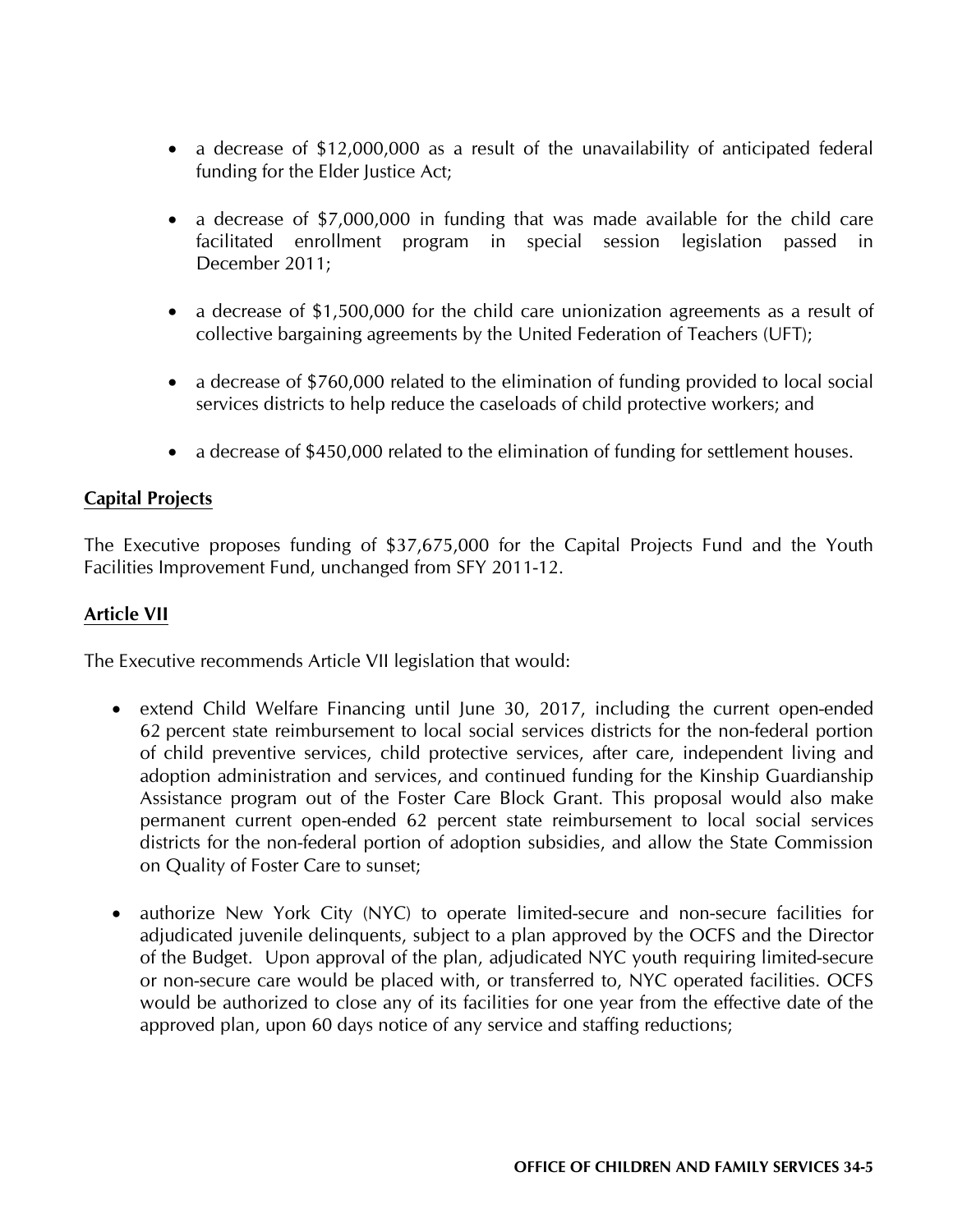- a decrease of $12,000,000 as a result of the unavailability of anticipated federal funding for the Elder Justice Act;

- a decrease of $7,000,000 in funding that was made available for the child care facilitated enrollment program in special session legislation passed in December 2011;

- a decrease of $1,500,000 for the child care unionization agreements as a result of collective bargaining agreements by the United Federation of Teachers (UFT);

- a decrease of $760,000 related to the elimination of funding provided to local social services districts to help reduce the caseloads of child protective workers; and

- a decrease of $450,000 related to the elimination of funding for settlement houses.

**Capital Projects**

The Executive proposes funding of $37,675,000 for the Capital Projects Fund and the Youth Facilities Improvement Fund, unchanged from SFY 2011-12.

**Article VII**

The Executive recommends Article VII legislation that would:

- extend Child Welfare Financing until June 30, 2017, including the current open-ended 62 percent state reimbursement to local social services districts for the non-federal portion of child preventive services, child protective services, after care, independent living and adoption administration and services, and continued funding for the Kinship Guardianship Assistance program out of the Foster Care Block Grant. This proposal would also make permanent current open-ended 62 percent state reimbursement to local social services districts for the non-federal portion of adoption subsidies, and allow the State Commission on Quality of Foster Care to sunset;

- authorize New York City (NYC) to operate limited-secure and non-secure facilities for adjudicated juvenile delinquents, subject to a plan approved by the OCFS and the Director of the Budget. Upon approval of the plan, adjudicated NYC youth requiring limited-secure or non-secure care would be placed with, or transferred to, NYC operated facilities. OCFS would be authorized to close any of its facilities for one year from the effective date of the approved plan, upon 60 days notice of any service and staffing reductions;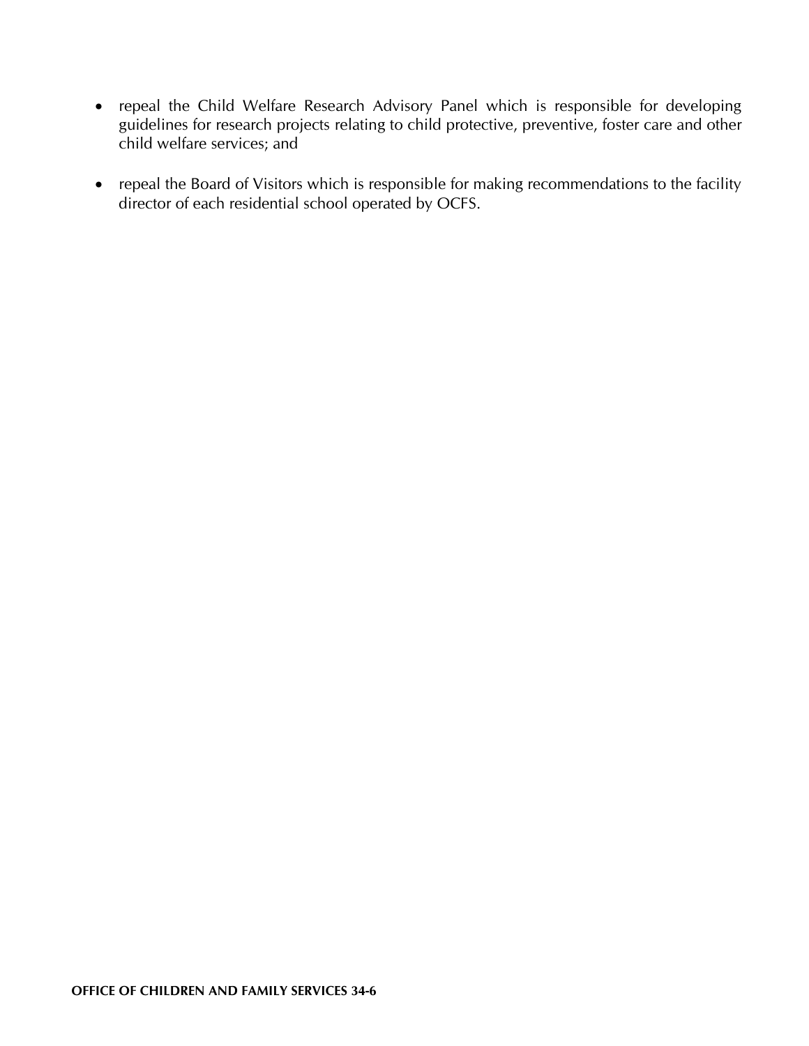- repeal the Child Welfare Research Advisory Panel which is responsible for developing guidelines for research projects relating to child protective, preventive, foster care and other child welfare services; and

- repeal the Board of Visitors which is responsible for making recommendations to the facility director of each residential school operated by OCFS.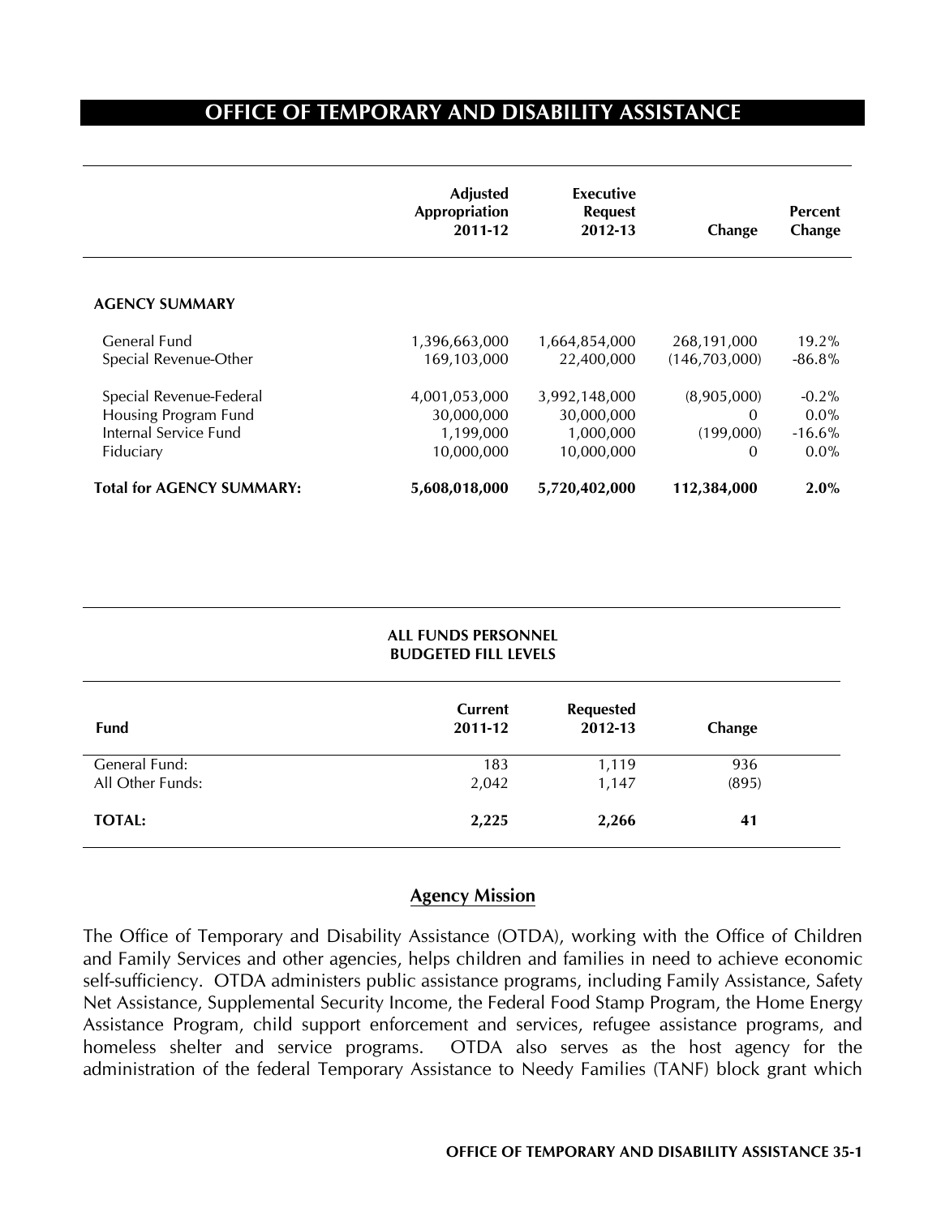# OFFICE OF TEMPORARY AND DISABILITY ASSISTANCE

| | Adjusted Appropriation 2011-12 | Executive Request 2012-13 | Change | Percent Change |
|---|---|---|---|---|
| **AGENCY SUMMARY** | | | | |
| General Fund | 1,396,663,000 | 1,664,854,000 | 268,191,000 | 19.2% |
| Special Revenue-Other | 169,103,000 | 22,400,000 | (146,703,000) | -86.8% |
| Special Revenue-Federal | 4,001,053,000 | 3,992,148,000 | (8,905,000) | -0.2% |
| Housing Program Fund | 30,000,000 | 30,000,000 | 0 | 0.0% |
| Internal Service Fund | 1,199,000 | 1,000,000 | (199,000) | -16.6% |
| Fiduciary | 10,000,000 | 10,000,000 | 0 | 0.0% |
| **Total for AGENCY SUMMARY:** | **5,608,018,000** | **5,720,402,000** | **112,384,000** | **2.0%** |

**ALL FUNDS PERSONNEL BUDGETED FILL LEVELS**

| Fund | Current 2011-12 | Requested 2012-13 | Change |
|---|---|---|---|
| General Fund: | 183 | 1,119 | 936 |
| All Other Funds: | 2,042 | 1,147 | (895) |
| **TOTAL:** | **2,225** | **2,266** | **41** |

## Agency Mission

The Office of Temporary and Disability Assistance (OTDA), working with the Office of Children and Family Services and other agencies, helps children and families in need to achieve economic self-sufficiency. OTDA administers public assistance programs, including Family Assistance, Safety Net Assistance, Supplemental Security Income, the Federal Food Stamp Program, the Home Energy Assistance Program, child support enforcement and services, refugee assistance programs, and homeless shelter and service programs. OTDA also serves as the host agency for the administration of the federal Temporary Assistance to Needy Families (TANF) block grant which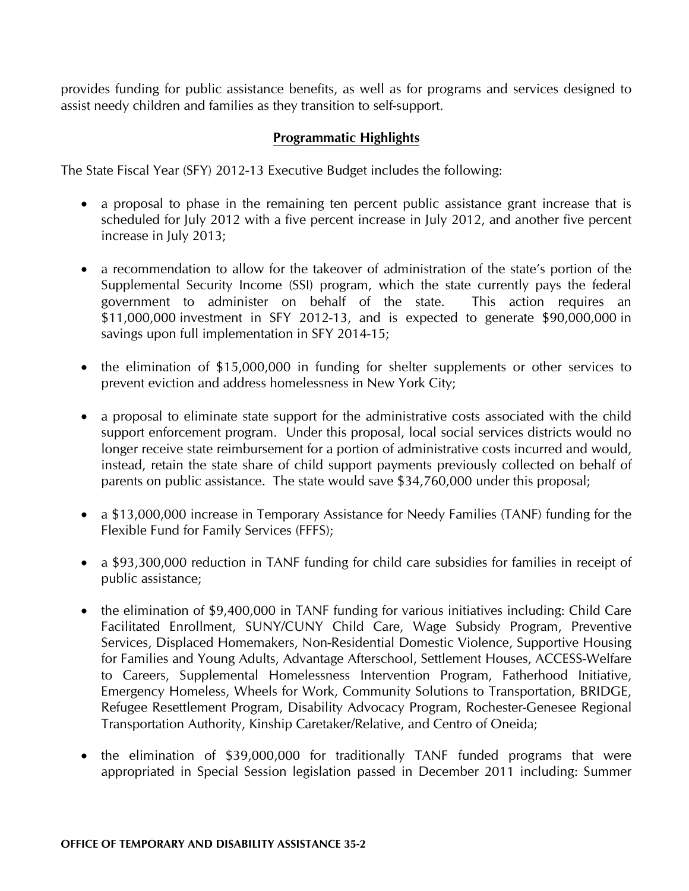provides funding for public assistance benefits, as well as for programs and services designed to assist needy children and families as they transition to self-support.

## Programmatic Highlights

The State Fiscal Year (SFY) 2012-13 Executive Budget includes the following:

- a proposal to phase in the remaining ten percent public assistance grant increase that is scheduled for July 2012 with a five percent increase in July 2012, and another five percent increase in July 2013;

- a recommendation to allow for the takeover of administration of the state's portion of the Supplemental Security Income (SSI) program, which the state currently pays the federal government to administer on behalf of the state. This action requires an $11,000,000 investment in SFY 2012-13, and is expected to generate $90,000,000 in savings upon full implementation in SFY 2014-15;

- the elimination of $15,000,000 in funding for shelter supplements or other services to prevent eviction and address homelessness in New York City;

- a proposal to eliminate state support for the administrative costs associated with the child support enforcement program. Under this proposal, local social services districts would no longer receive state reimbursement for a portion of administrative costs incurred and would, instead, retain the state share of child support payments previously collected on behalf of parents on public assistance. The state would save $34,760,000 under this proposal;

- a $13,000,000 increase in Temporary Assistance for Needy Families (TANF) funding for the Flexible Fund for Family Services (FFFS);

- a $93,300,000 reduction in TANF funding for child care subsidies for families in receipt of public assistance;

- the elimination of $9,400,000 in TANF funding for various initiatives including: Child Care Facilitated Enrollment, SUNY/CUNY Child Care, Wage Subsidy Program, Preventive Services, Displaced Homemakers, Non-Residential Domestic Violence, Supportive Housing for Families and Young Adults, Advantage Afterschool, Settlement Houses, ACCESS-Welfare to Careers, Supplemental Homelessness Intervention Program, Fatherhood Initiative, Emergency Homeless, Wheels for Work, Community Solutions to Transportation, BRIDGE, Refugee Resettlement Program, Disability Advocacy Program, Rochester-Genesee Regional Transportation Authority, Kinship Caretaker/Relative, and Centro of Oneida;

- the elimination of $39,000,000 for traditionally TANF funded programs that were appropriated in Special Session legislation passed in December 2011 including: Summer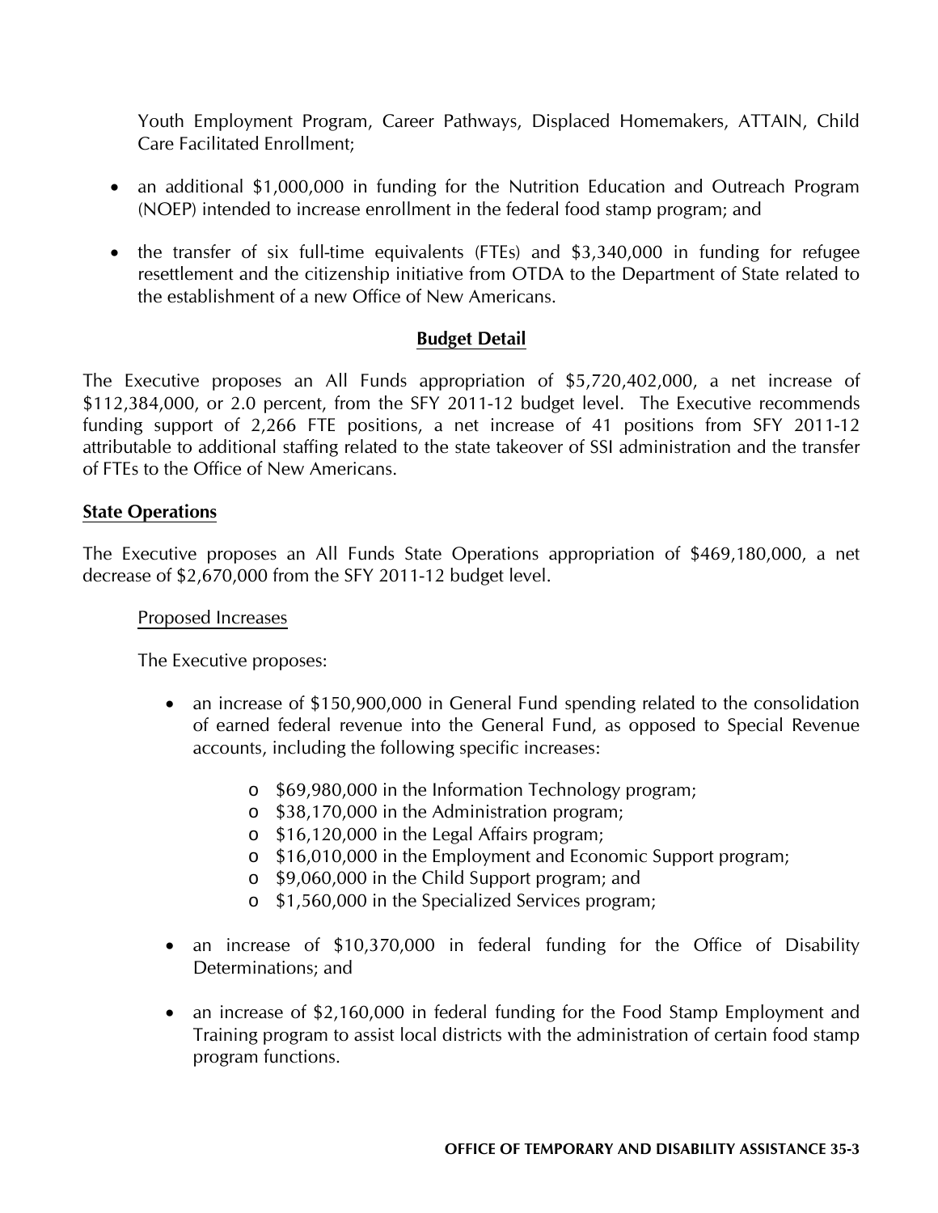Youth Employment Program, Career Pathways, Displaced Homemakers, ATTAIN, Child Care Facilitated Enrollment;

- an additional $1,000,000 in funding for the Nutrition Education and Outreach Program (NOEP) intended to increase enrollment in the federal food stamp program; and
- the transfer of six full-time equivalents (FTEs) and $3,340,000 in funding for refugee resettlement and the citizenship initiative from OTDA to the Department of State related to the establishment of a new Office of New Americans.

## Budget Detail

The Executive proposes an All Funds appropriation of $5,720,402,000, a net increase of $112,384,000, or 2.0 percent, from the SFY 2011-12 budget level. The Executive recommends funding support of 2,266 FTE positions, a net increase of 41 positions from SFY 2011-12 attributable to additional staffing related to the state takeover of SSI administration and the transfer of FTEs to the Office of New Americans.

### State Operations

The Executive proposes an All Funds State Operations appropriation of $469,180,000, a net decrease of $2,670,000 from the SFY 2011-12 budget level.

#### Proposed Increases

The Executive proposes:

- an increase of $150,900,000 in General Fund spending related to the consolidation of earned federal revenue into the General Fund, as opposed to Special Revenue accounts, including the following specific increases:
  - $69,980,000 in the Information Technology program;
  - $38,170,000 in the Administration program;
  - $16,120,000 in the Legal Affairs program;
  - $16,010,000 in the Employment and Economic Support program;
  - $9,060,000 in the Child Support program; and
  - $1,560,000 in the Specialized Services program;
- an increase of $10,370,000 in federal funding for the Office of Disability Determinations; and
- an increase of $2,160,000 in federal funding for the Food Stamp Employment and Training program to assist local districts with the administration of certain food stamp program functions.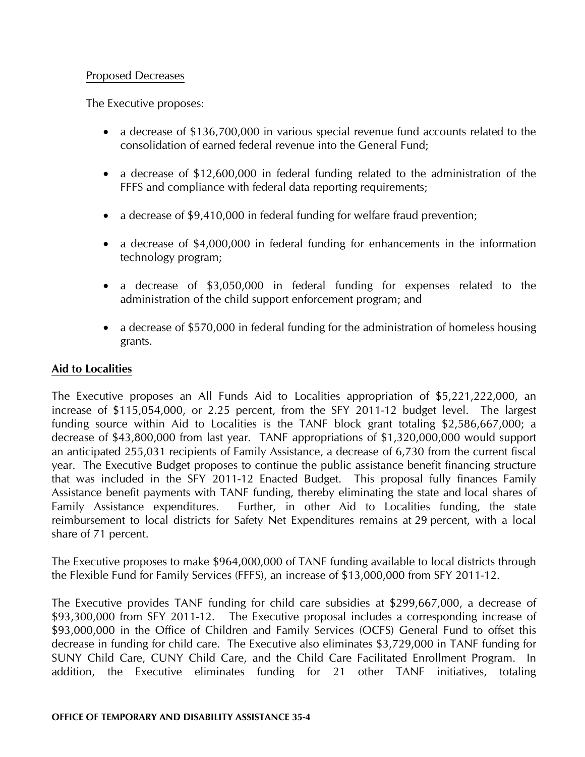Proposed Decreases

The Executive proposes:

- a decrease of $136,700,000 in various special revenue fund accounts related to the consolidation of earned federal revenue into the General Fund;
- a decrease of $12,600,000 in federal funding related to the administration of the FFFS and compliance with federal data reporting requirements;
- a decrease of $9,410,000 in federal funding for welfare fraud prevention;
- a decrease of $4,000,000 in federal funding for enhancements in the information technology program;
- a decrease of $3,050,000 in federal funding for expenses related to the administration of the child support enforcement program; and
- a decrease of $570,000 in federal funding for the administration of homeless housing grants.

**Aid to Localities**

The Executive proposes an All Funds Aid to Localities appropriation of $5,221,222,000, an increase of $115,054,000, or 2.25 percent, from the SFY 2011-12 budget level. The largest funding source within Aid to Localities is the TANF block grant totaling $2,586,667,000; a decrease of $43,800,000 from last year. TANF appropriations of $1,320,000,000 would support an anticipated 255,031 recipients of Family Assistance, a decrease of 6,730 from the current fiscal year. The Executive Budget proposes to continue the public assistance benefit financing structure that was included in the SFY 2011-12 Enacted Budget. This proposal fully finances Family Assistance benefit payments with TANF funding, thereby eliminating the state and local shares of Family Assistance expenditures. Further, in other Aid to Localities funding, the state reimbursement to local districts for Safety Net Expenditures remains at 29 percent, with a local share of 71 percent.

The Executive proposes to make $964,000,000 of TANF funding available to local districts through the Flexible Fund for Family Services (FFFS), an increase of $13,000,000 from SFY 2011-12.

The Executive provides TANF funding for child care subsidies at $299,667,000, a decrease of $93,300,000 from SFY 2011-12. The Executive proposal includes a corresponding increase of $93,000,000 in the Office of Children and Family Services (OCFS) General Fund to offset this decrease in funding for child care. The Executive also eliminates $3,729,000 in TANF funding for SUNY Child Care, CUNY Child Care, and the Child Care Facilitated Enrollment Program. In addition, the Executive eliminates funding for 21 other TANF initiatives, totaling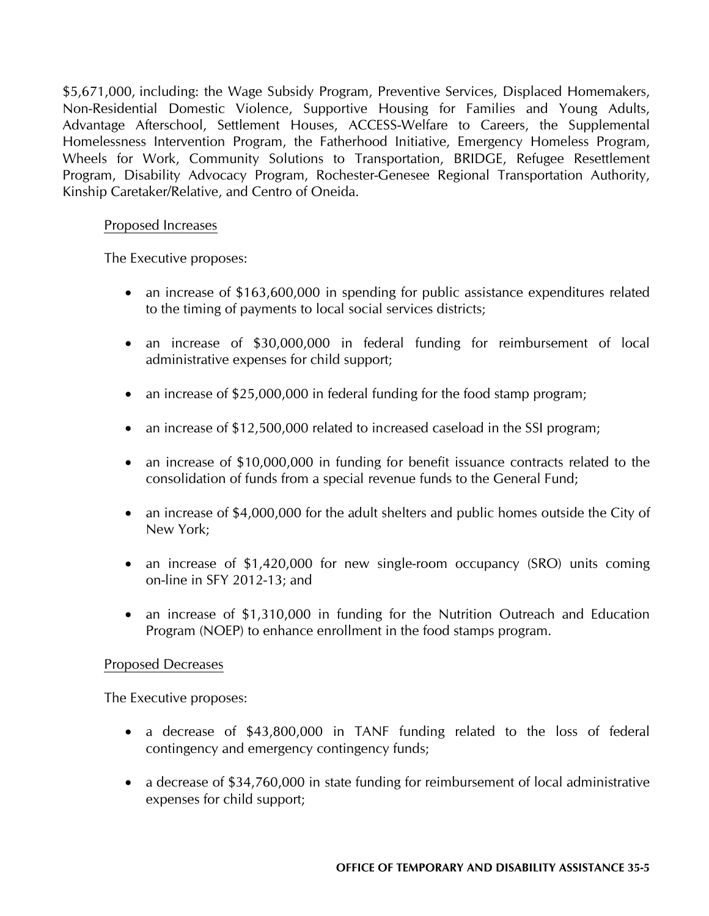$5,671,000, including: the Wage Subsidy Program, Preventive Services, Displaced Homemakers, Non-Residential Domestic Violence, Supportive Housing for Families and Young Adults, Advantage Afterschool, Settlement Houses, ACCESS-Welfare to Careers, the Supplemental Homelessness Intervention Program, the Fatherhood Initiative, Emergency Homeless Program, Wheels for Work, Community Solutions to Transportation, BRIDGE, Refugee Resettlement Program, Disability Advocacy Program, Rochester-Genesee Regional Transportation Authority, Kinship Caretaker/Relative, and Centro of Oneida.

Proposed Increases

The Executive proposes:

- an increase of $163,600,000 in spending for public assistance expenditures related to the timing of payments to local social services districts;
- an increase of $30,000,000 in federal funding for reimbursement of local administrative expenses for child support;
- an increase of $25,000,000 in federal funding for the food stamp program;
- an increase of $12,500,000 related to increased caseload in the SSI program;
- an increase of $10,000,000 in funding for benefit issuance contracts related to the consolidation of funds from a special revenue funds to the General Fund;
- an increase of $4,000,000 for the adult shelters and public homes outside the City of New York;
- an increase of $1,420,000 for new single-room occupancy (SRO) units coming on-line in SFY 2012-13; and
- an increase of $1,310,000 in funding for the Nutrition Outreach and Education Program (NOEP) to enhance enrollment in the food stamps program.

Proposed Decreases

The Executive proposes:

- a decrease of $43,800,000 in TANF funding related to the loss of federal contingency and emergency contingency funds;
- a decrease of $34,760,000 in state funding for reimbursement of local administrative expenses for child support;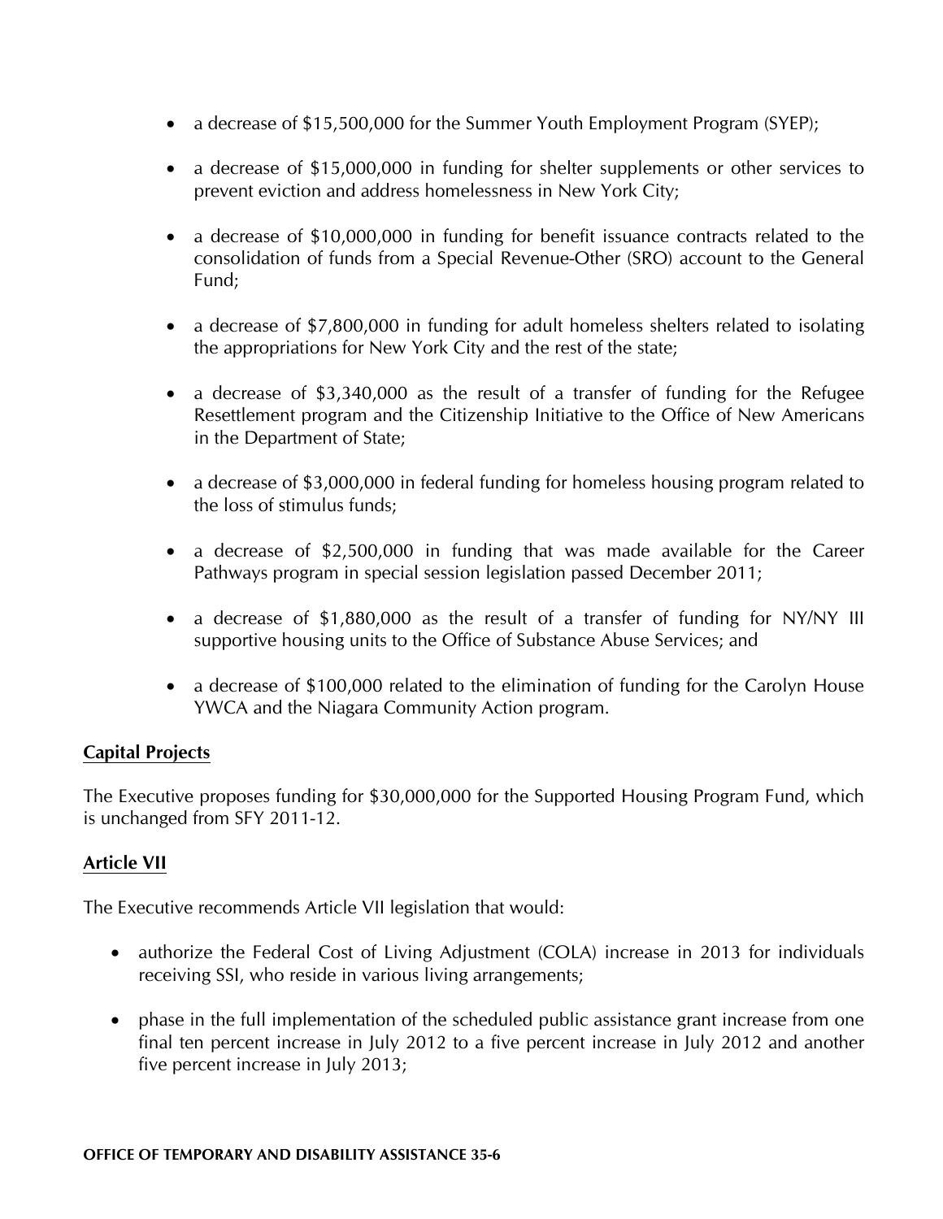- a decrease of $15,500,000 for the Summer Youth Employment Program (SYEP);

- a decrease of $15,000,000 in funding for shelter supplements or other services to prevent eviction and address homelessness in New York City;

- a decrease of $10,000,000 in funding for benefit issuance contracts related to the consolidation of funds from a Special Revenue-Other (SRO) account to the General Fund;

- a decrease of $7,800,000 in funding for adult homeless shelters related to isolating the appropriations for New York City and the rest of the state;

- a decrease of $3,340,000 as the result of a transfer of funding for the Refugee Resettlement program and the Citizenship Initiative to the Office of New Americans in the Department of State;

- a decrease of $3,000,000 in federal funding for homeless housing program related to the loss of stimulus funds;

- a decrease of $2,500,000 in funding that was made available for the Career Pathways program in special session legislation passed December 2011;

- a decrease of $1,880,000 as the result of a transfer of funding for NY/NY III supportive housing units to the Office of Substance Abuse Services; and

- a decrease of $100,000 related to the elimination of funding for the Carolyn House YWCA and the Niagara Community Action program.

**Capital Projects**

The Executive proposes funding for $30,000,000 for the Supported Housing Program Fund, which is unchanged from SFY 2011-12.

**Article VII**

The Executive recommends Article VII legislation that would:

- authorize the Federal Cost of Living Adjustment (COLA) increase in 2013 for individuals receiving SSI, who reside in various living arrangements;

- phase in the full implementation of the scheduled public assistance grant increase from one final ten percent increase in July 2012 to a five percent increase in July 2012 and another five percent increase in July 2013;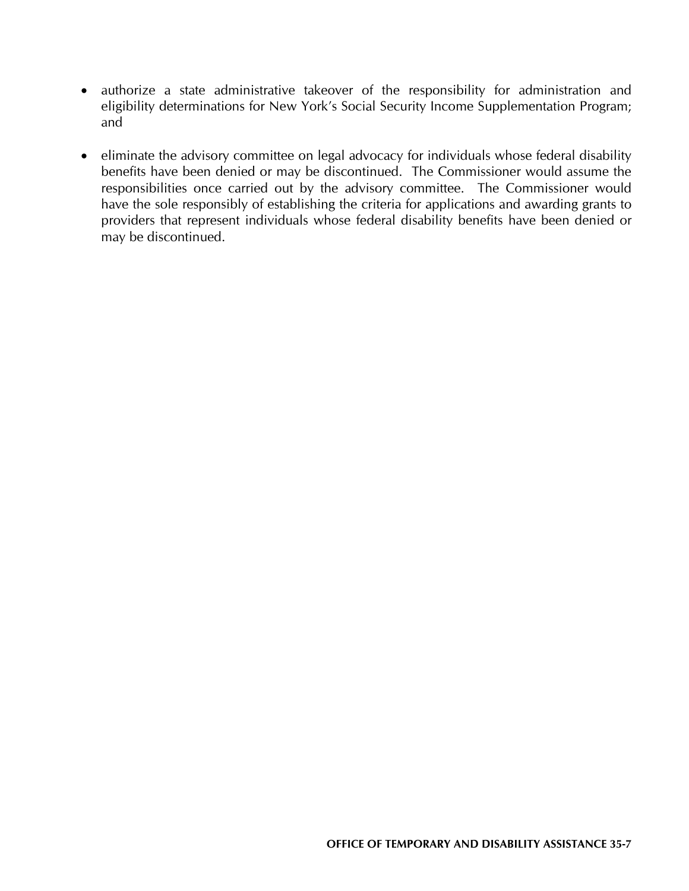- authorize a state administrative takeover of the responsibility for administration and eligibility determinations for New York's Social Security Income Supplementation Program; and

- eliminate the advisory committee on legal advocacy for individuals whose federal disability benefits have been denied or may be discontinued. The Commissioner would assume the responsibilities once carried out by the advisory committee. The Commissioner would have the sole responsibly of establishing the criteria for applications and awarding grants to providers that represent individuals whose federal disability benefits have been denied or may be discontinued.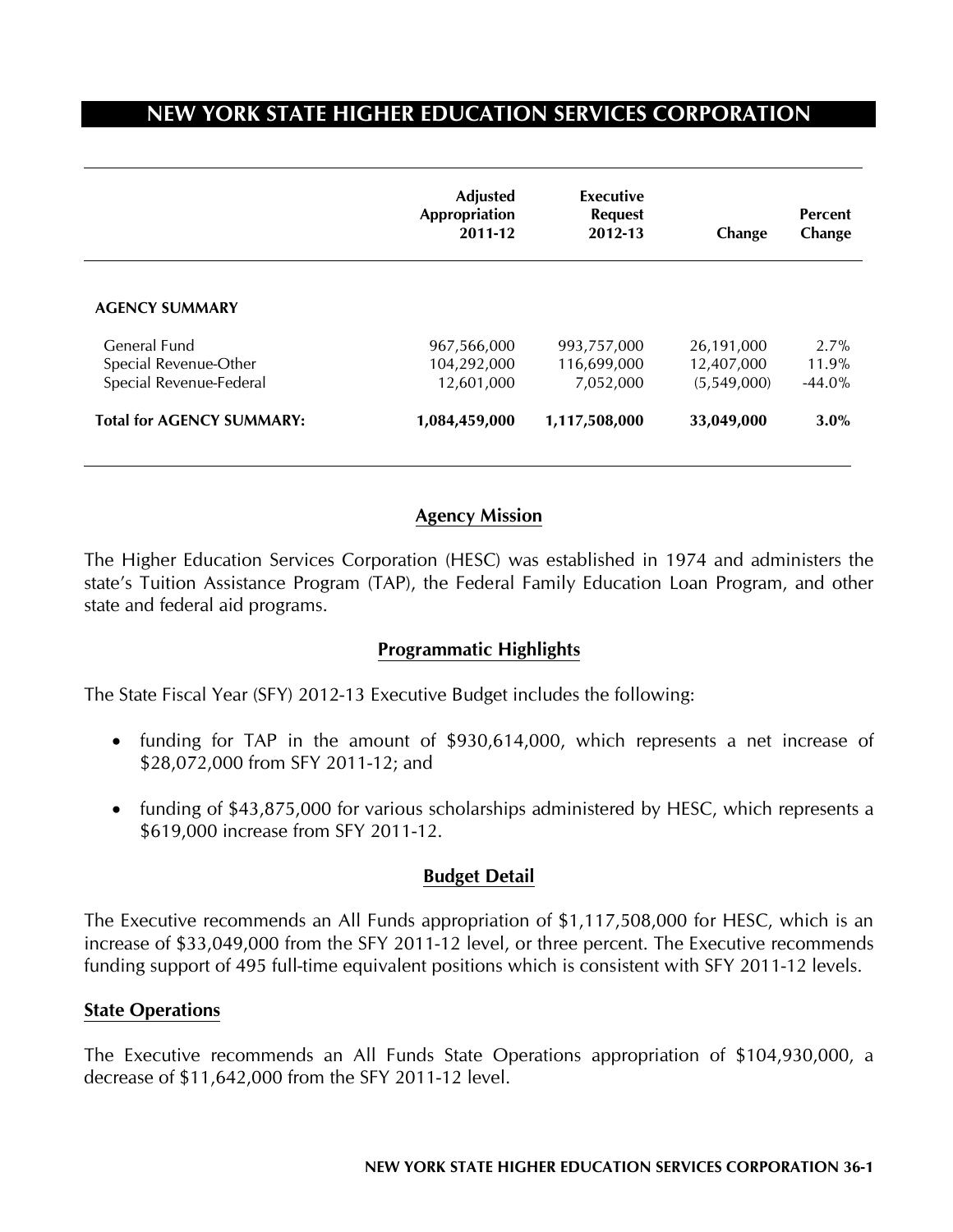# NEW YORK STATE HIGHER EDUCATION SERVICES CORPORATION

| | Adjusted Appropriation 2011-12 | Executive Request 2012-13 | Change | Percent Change |
|---|---|---|---|---|
| **AGENCY SUMMARY** | | | | |
| General Fund | 967,566,000 | 993,757,000 | 26,191,000 | 2.7% |
| Special Revenue-Other | 104,292,000 | 116,699,000 | 12,407,000 | 11.9% |
| Special Revenue-Federal | 12,601,000 | 7,052,000 | (5,549,000) | -44.0% |
| **Total for AGENCY SUMMARY:** | **1,084,459,000** | **1,117,508,000** | **33,049,000** | **3.0%** |

## Agency Mission

The Higher Education Services Corporation (HESC) was established in 1974 and administers the state's Tuition Assistance Program (TAP), the Federal Family Education Loan Program, and other state and federal aid programs.

## Programmatic Highlights

The State Fiscal Year (SFY) 2012-13 Executive Budget includes the following:

- funding for TAP in the amount of $930,614,000, which represents a net increase of $28,072,000 from SFY 2011-12; and
- funding of $43,875,000 for various scholarships administered by HESC, which represents a $619,000 increase from SFY 2011-12.

## Budget Detail

The Executive recommends an All Funds appropriation of $1,117,508,000 for HESC, which is an increase of $33,049,000 from the SFY 2011-12 level, or three percent. The Executive recommends funding support of 495 full-time equivalent positions which is consistent with SFY 2011-12 levels.

### State Operations

The Executive recommends an All Funds State Operations appropriation of $104,930,000, a decrease of $11,642,000 from the SFY 2011-12 level.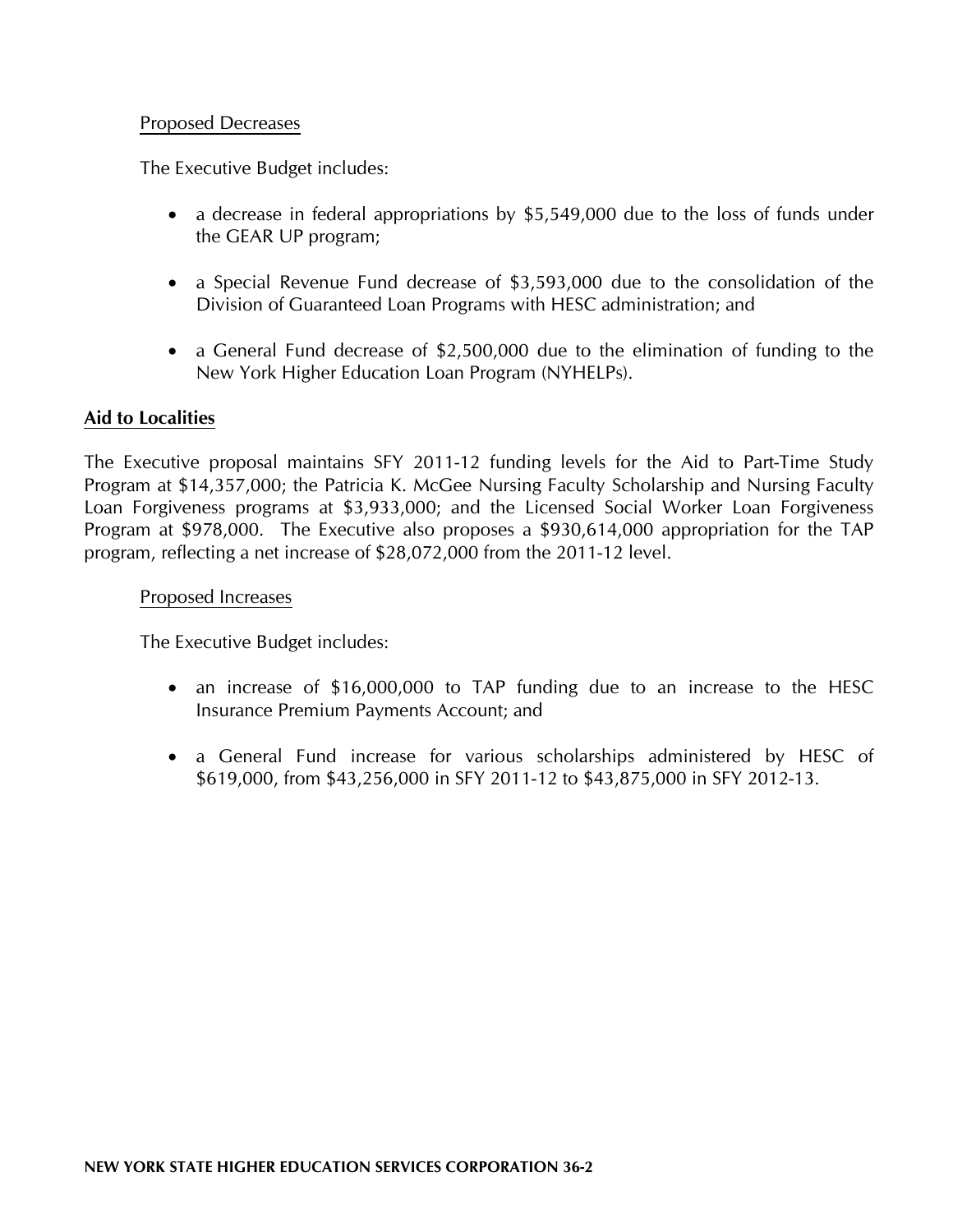Proposed Decreases

The Executive Budget includes:

- a decrease in federal appropriations by $5,549,000 due to the loss of funds under the GEAR UP program;
- a Special Revenue Fund decrease of $3,593,000 due to the consolidation of the Division of Guaranteed Loan Programs with HESC administration; and
- a General Fund decrease of $2,500,000 due to the elimination of funding to the New York Higher Education Loan Program (NYHELPs).

## Aid to Localities

The Executive proposal maintains SFY 2011-12 funding levels for the Aid to Part-Time Study Program at $14,357,000; the Patricia K. McGee Nursing Faculty Scholarship and Nursing Faculty Loan Forgiveness programs at $3,933,000; and the Licensed Social Worker Loan Forgiveness Program at $978,000. The Executive also proposes a $930,614,000 appropriation for the TAP program, reflecting a net increase of $28,072,000 from the 2011-12 level.

Proposed Increases

The Executive Budget includes:

- an increase of $16,000,000 to TAP funding due to an increase to the HESC Insurance Premium Payments Account; and
- a General Fund increase for various scholarships administered by HESC of $619,000, from $43,256,000 in SFY 2011-12 to $43,875,000 in SFY 2012-13.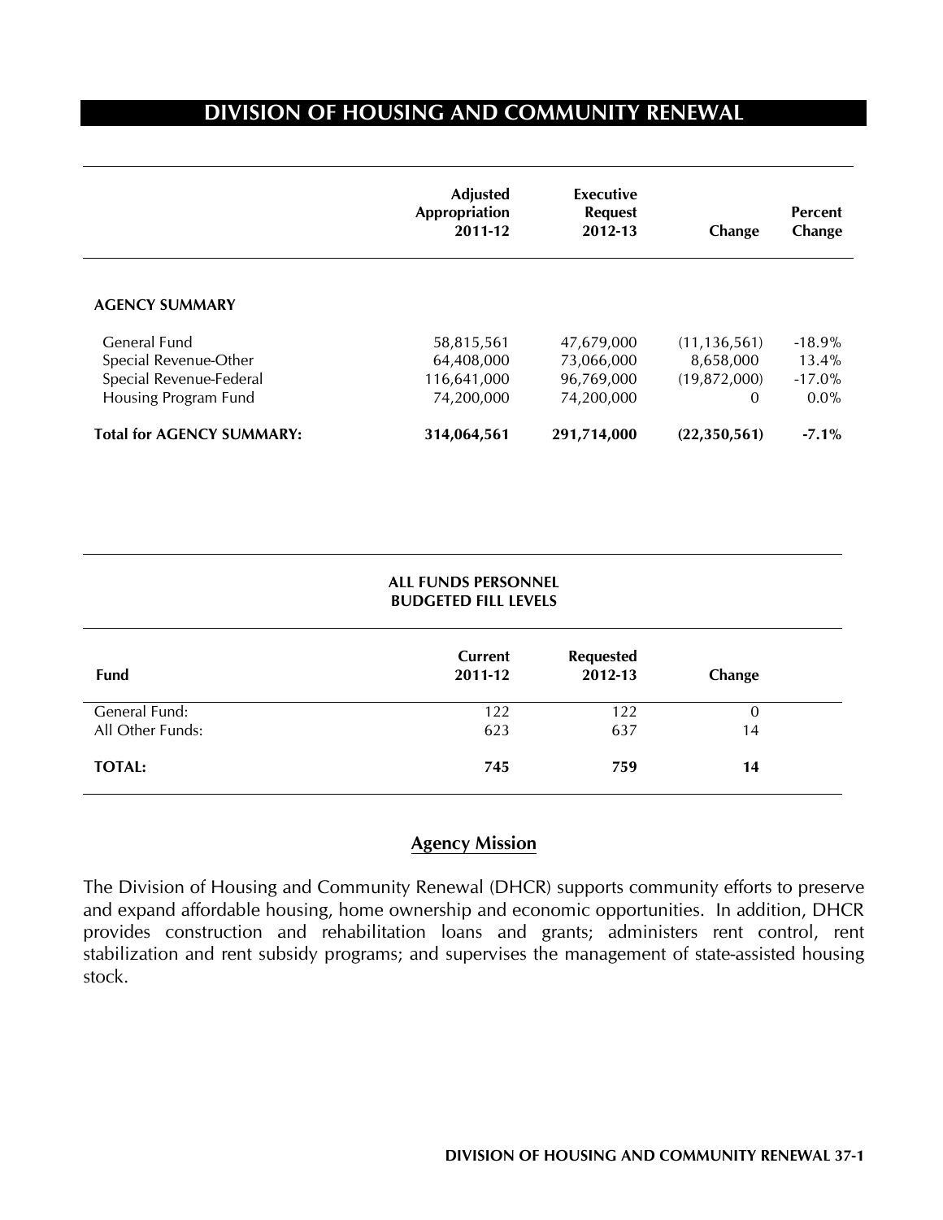# DIVISION OF HOUSING AND COMMUNITY RENEWAL

| | Adjusted Appropriation 2011-12 | Executive Request 2012-13 | Change | Percent Change |
|---|---|---|---|---|
| **AGENCY SUMMARY** | | | | |
| General Fund | 58,815,561 | 47,679,000 | (11,136,561) | -18.9% |
| Special Revenue-Other | 64,408,000 | 73,066,000 | 8,658,000 | 13.4% |
| Special Revenue-Federal | 116,641,000 | 96,769,000 | (19,872,000) | -17.0% |
| Housing Program Fund | 74,200,000 | 74,200,000 | 0 | 0.0% |
| **Total for AGENCY SUMMARY:** | **314,064,561** | **291,714,000** | **(22,350,561)** | **-7.1%** |

**ALL FUNDS PERSONNEL BUDGETED FILL LEVELS**

| Fund | Current 2011-12 | Requested 2012-13 | Change |
|---|---|---|---|
| General Fund: | 122 | 122 | 0 |
| All Other Funds: | 623 | 637 | 14 |
| **TOTAL:** | **745** | **759** | **14** |

## Agency Mission

The Division of Housing and Community Renewal (DHCR) supports community efforts to preserve and expand affordable housing, home ownership and economic opportunities. In addition, DHCR provides construction and rehabilitation loans and grants; administers rent control, rent stabilization and rent subsidy programs; and supervises the management of state-assisted housing stock.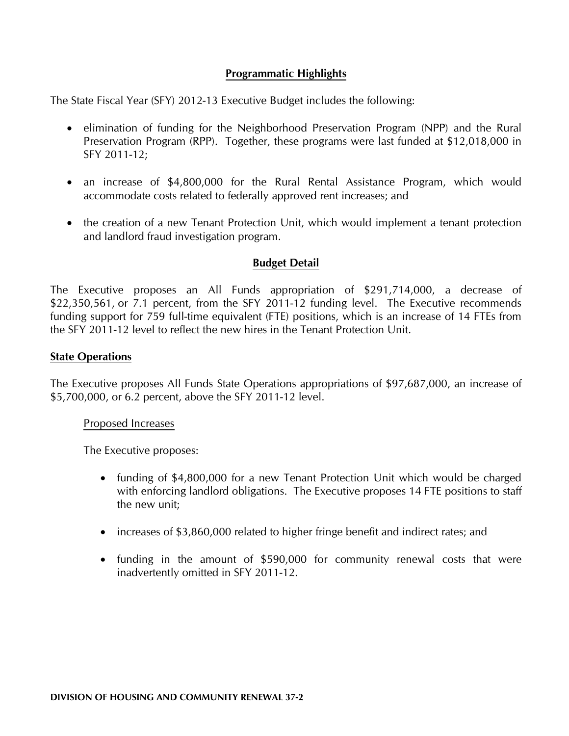## Programmatic Highlights

The State Fiscal Year (SFY) 2012-13 Executive Budget includes the following:

- elimination of funding for the Neighborhood Preservation Program (NPP) and the Rural Preservation Program (RPP). Together, these programs were last funded at $12,018,000 in SFY 2011-12;
- an increase of $4,800,000 for the Rural Rental Assistance Program, which would accommodate costs related to federally approved rent increases; and
- the creation of a new Tenant Protection Unit, which would implement a tenant protection and landlord fraud investigation program.

## Budget Detail

The Executive proposes an All Funds appropriation of $291,714,000, a decrease of $22,350,561, or 7.1 percent, from the SFY 2011-12 funding level. The Executive recommends funding support for 759 full-time equivalent (FTE) positions, which is an increase of 14 FTEs from the SFY 2011-12 level to reflect the new hires in the Tenant Protection Unit.

### State Operations

The Executive proposes All Funds State Operations appropriations of $97,687,000, an increase of $5,700,000, or 6.2 percent, above the SFY 2011-12 level.

#### Proposed Increases

The Executive proposes:

- funding of $4,800,000 for a new Tenant Protection Unit which would be charged with enforcing landlord obligations. The Executive proposes 14 FTE positions to staff the new unit;
- increases of $3,860,000 related to higher fringe benefit and indirect rates; and
- funding in the amount of $590,000 for community renewal costs that were inadvertently omitted in SFY 2011-12.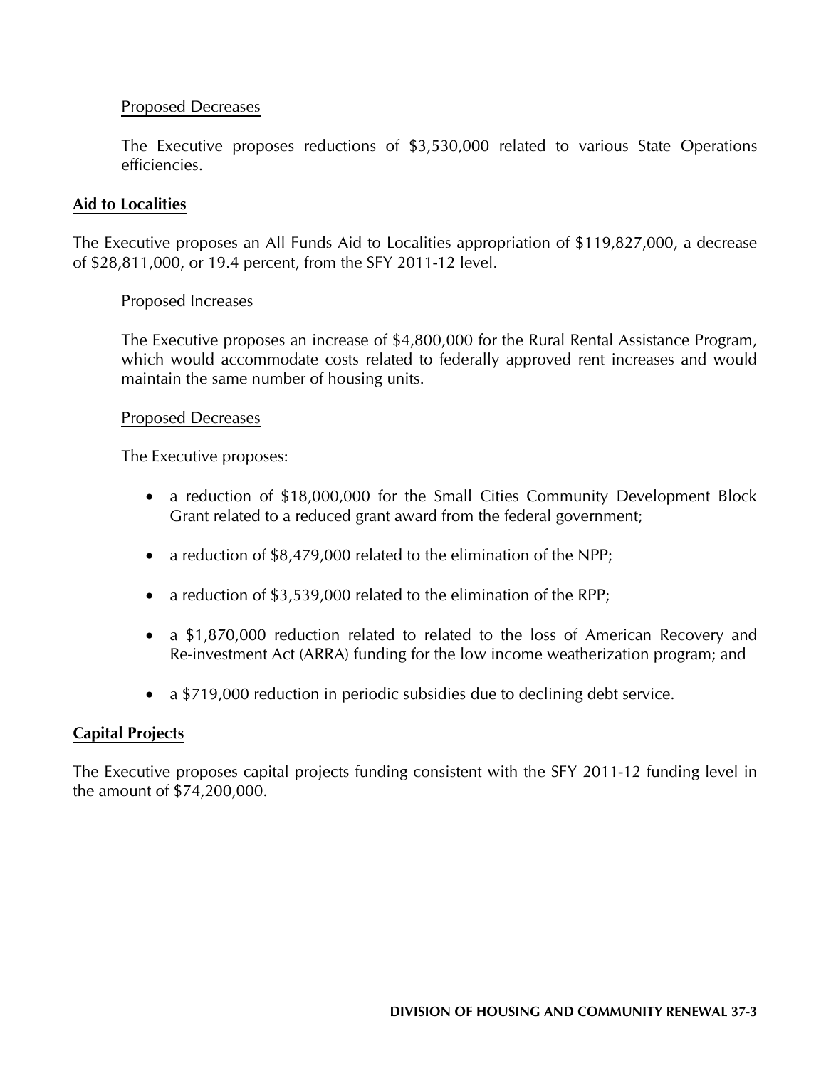Proposed Decreases

The Executive proposes reductions of $3,530,000 related to various State Operations efficiencies.

**Aid to Localities**

The Executive proposes an All Funds Aid to Localities appropriation of $119,827,000, a decrease of $28,811,000, or 19.4 percent, from the SFY 2011-12 level.

Proposed Increases

The Executive proposes an increase of $4,800,000 for the Rural Rental Assistance Program, which would accommodate costs related to federally approved rent increases and would maintain the same number of housing units.

Proposed Decreases

The Executive proposes:

- a reduction of $18,000,000 for the Small Cities Community Development Block Grant related to a reduced grant award from the federal government;
- a reduction of $8,479,000 related to the elimination of the NPP;
- a reduction of $3,539,000 related to the elimination of the RPP;
- a $1,870,000 reduction related to related to the loss of American Recovery and Re-investment Act (ARRA) funding for the low income weatherization program; and
- a $719,000 reduction in periodic subsidies due to declining debt service.

**Capital Projects**

The Executive proposes capital projects funding consistent with the SFY 2011-12 funding level in the amount of $74,200,000.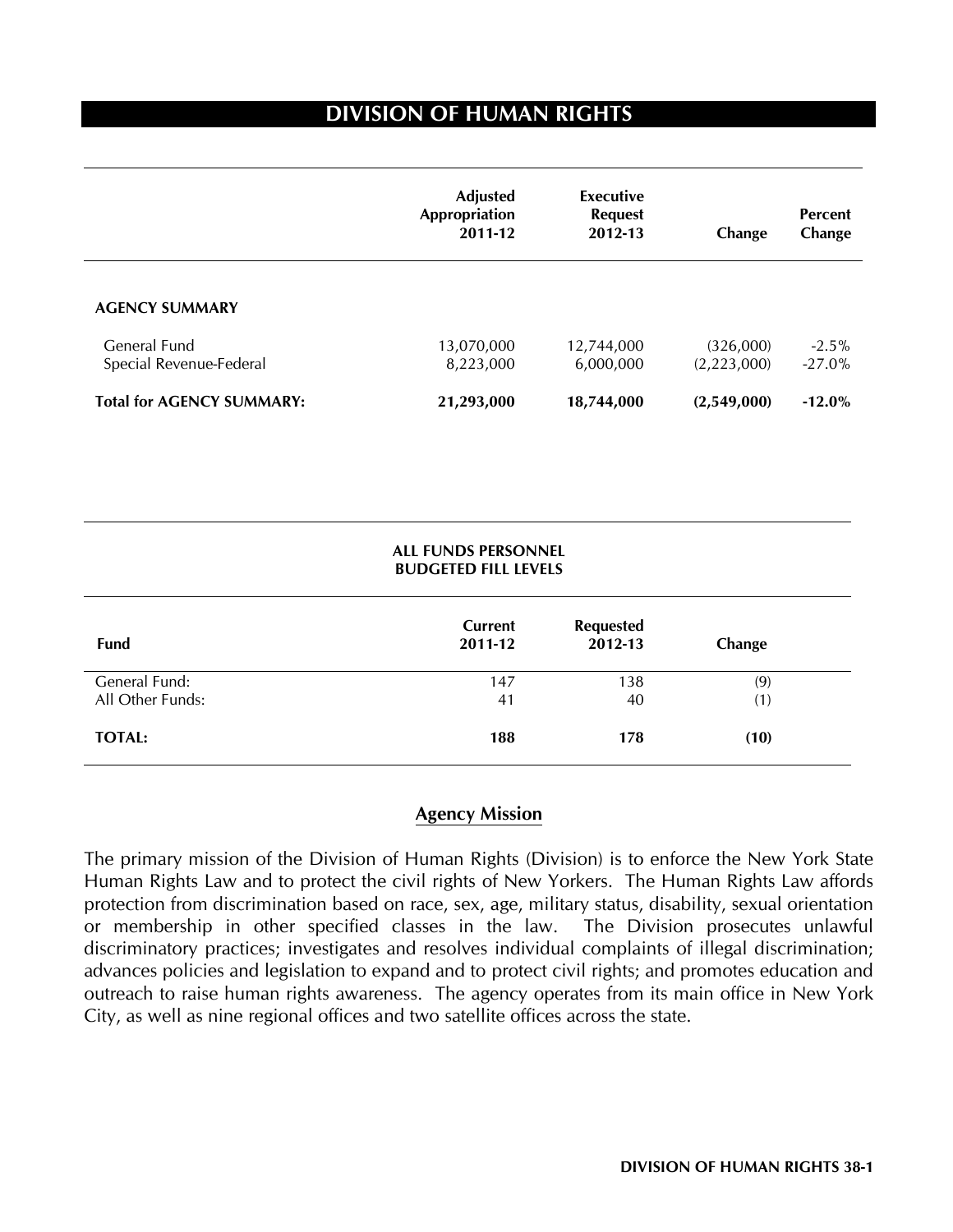# DIVISION OF HUMAN RIGHTS

| | Adjusted Appropriation 2011-12 | Executive Request 2012-13 | Change | Percent Change |
|---|---|---|---|---|
| **AGENCY SUMMARY** | | | | |
| General Fund | 13,070,000 | 12,744,000 | (326,000) | -2.5% |
| Special Revenue-Federal | 8,223,000 | 6,000,000 | (2,223,000) | -27.0% |
| **Total for AGENCY SUMMARY:** | **21,293,000** | **18,744,000** | **(2,549,000)** | **-12.0%** |

**ALL FUNDS PERSONNEL BUDGETED FILL LEVELS**

| Fund | Current 2011-12 | Requested 2012-13 | Change |
|---|---|---|---|
| General Fund: | 147 | 138 | (9) |
| All Other Funds: | 41 | 40 | (1) |
| **TOTAL:** | **188** | **178** | **(10)** |

## Agency Mission

The primary mission of the Division of Human Rights (Division) is to enforce the New York State Human Rights Law and to protect the civil rights of New Yorkers. The Human Rights Law affords protection from discrimination based on race, sex, age, military status, disability, sexual orientation or membership in other specified classes in the law. The Division prosecutes unlawful discriminatory practices; investigates and resolves individual complaints of illegal discrimination; advances policies and legislation to expand and to protect civil rights; and promotes education and outreach to raise human rights awareness. The agency operates from its main office in New York City, as well as nine regional offices and two satellite offices across the state.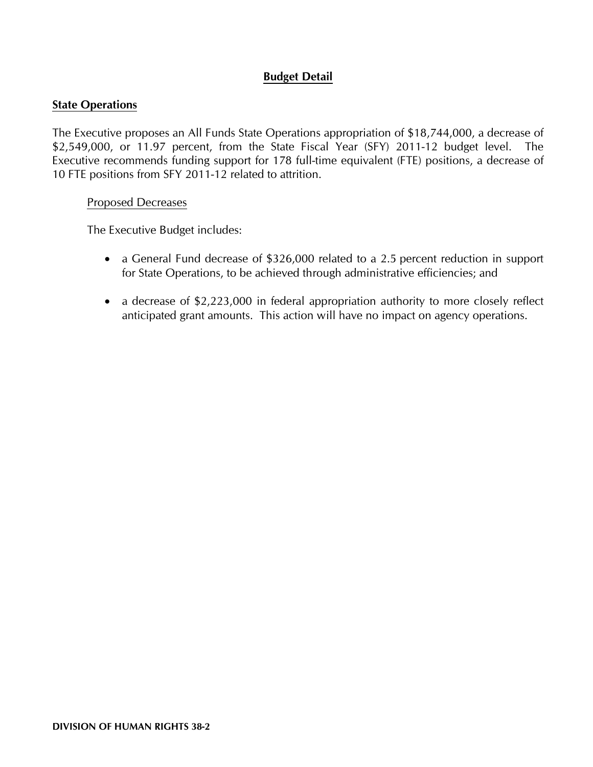## Budget Detail

### State Operations

The Executive proposes an All Funds State Operations appropriation of $18,744,000, a decrease of $2,549,000, or 11.97 percent, from the State Fiscal Year (SFY) 2011-12 budget level. The Executive recommends funding support for 178 full-time equivalent (FTE) positions, a decrease of 10 FTE positions from SFY 2011-12 related to attrition.

#### Proposed Decreases

The Executive Budget includes:

- a General Fund decrease of $326,000 related to a 2.5 percent reduction in support for State Operations, to be achieved through administrative efficiencies; and
- a decrease of $2,223,000 in federal appropriation authority to more closely reflect anticipated grant amounts. This action will have no impact on agency operations.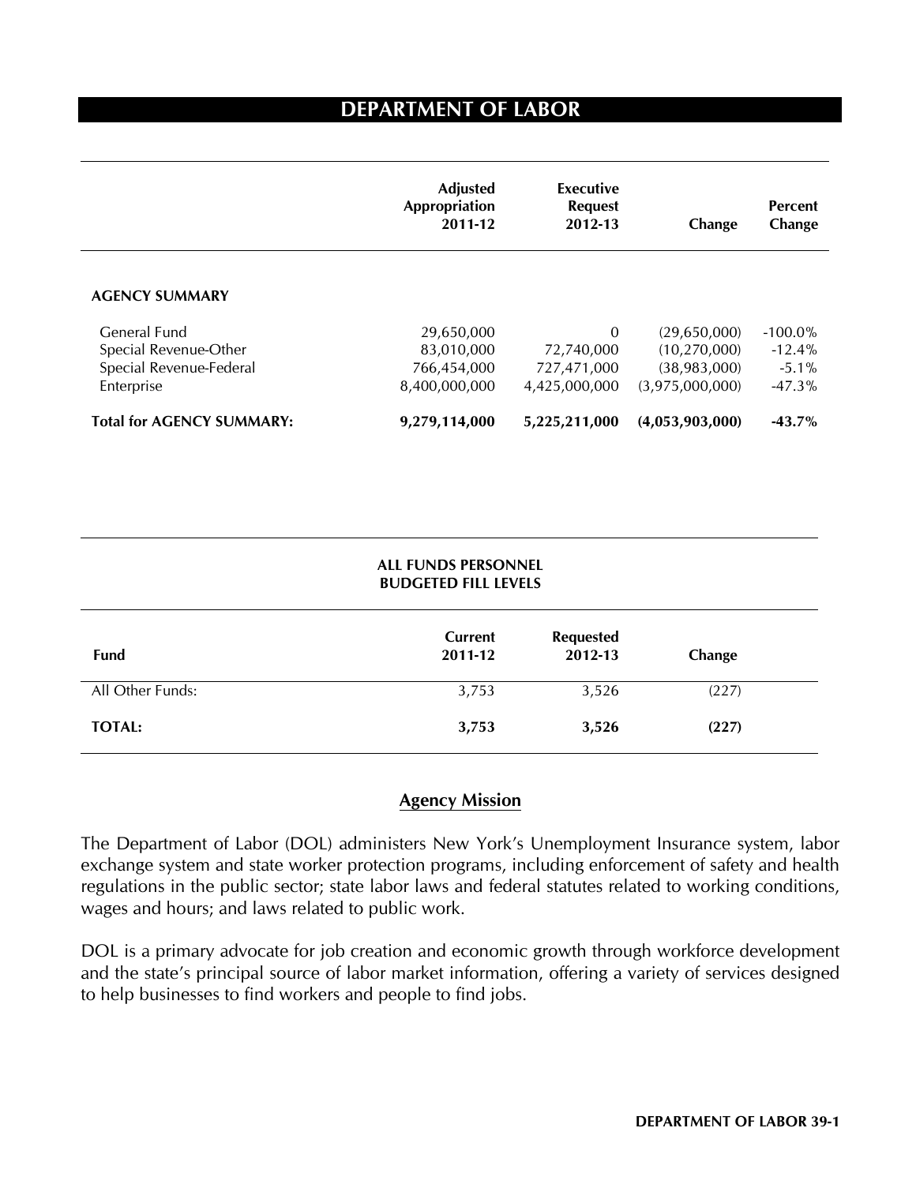# DEPARTMENT OF LABOR

| | Adjusted Appropriation 2011-12 | Executive Request 2012-13 | Change | Percent Change |
|---|---|---|---|---|
| **AGENCY SUMMARY** | | | | |
| General Fund | 29,650,000 | 0 | (29,650,000) | -100.0% |
| Special Revenue-Other | 83,010,000 | 72,740,000 | (10,270,000) | -12.4% |
| Special Revenue-Federal | 766,454,000 | 727,471,000 | (38,983,000) | -5.1% |
| Enterprise | 8,400,000,000 | 4,425,000,000 | (3,975,000,000) | -47.3% |
| **Total for AGENCY SUMMARY:** | **9,279,114,000** | **5,225,211,000** | **(4,053,903,000)** | **-43.7%** |

**ALL FUNDS PERSONNEL BUDGETED FILL LEVELS**

| Fund | Current 2011-12 | Requested 2012-13 | Change |
|---|---|---|---|
| All Other Funds: | 3,753 | 3,526 | (227) |
| **TOTAL:** | **3,753** | **3,526** | **(227)** |

## Agency Mission

The Department of Labor (DOL) administers New York's Unemployment Insurance system, labor exchange system and state worker protection programs, including enforcement of safety and health regulations in the public sector; state labor laws and federal statutes related to working conditions, wages and hours; and laws related to public work.

DOL is a primary advocate for job creation and economic growth through workforce development and the state's principal source of labor market information, offering a variety of services designed to help businesses to find workers and people to find jobs.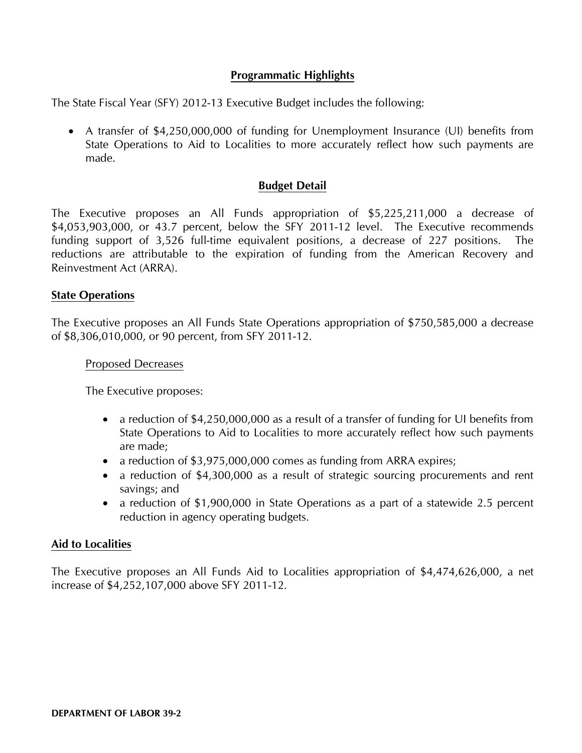## Programmatic Highlights

The State Fiscal Year (SFY) 2012-13 Executive Budget includes the following:

- A transfer of $4,250,000,000 of funding for Unemployment Insurance (UI) benefits from State Operations to Aid to Localities to more accurately reflect how such payments are made.

## Budget Detail

The Executive proposes an All Funds appropriation of $5,225,211,000 a decrease of $4,053,903,000, or 43.7 percent, below the SFY 2011-12 level. The Executive recommends funding support of 3,526 full-time equivalent positions, a decrease of 227 positions. The reductions are attributable to the expiration of funding from the American Recovery and Reinvestment Act (ARRA).

### State Operations

The Executive proposes an All Funds State Operations appropriation of $750,585,000 a decrease of $8,306,010,000, or 90 percent, from SFY 2011-12.

#### Proposed Decreases

The Executive proposes:

- a reduction of $4,250,000,000 as a result of a transfer of funding for UI benefits from State Operations to Aid to Localities to more accurately reflect how such payments are made;
- a reduction of $3,975,000,000 comes as funding from ARRA expires;
- a reduction of $4,300,000 as a result of strategic sourcing procurements and rent savings; and
- a reduction of $1,900,000 in State Operations as a part of a statewide 2.5 percent reduction in agency operating budgets.

### Aid to Localities

The Executive proposes an All Funds Aid to Localities appropriation of $4,474,626,000, a net increase of $4,252,107,000 above SFY 2011-12.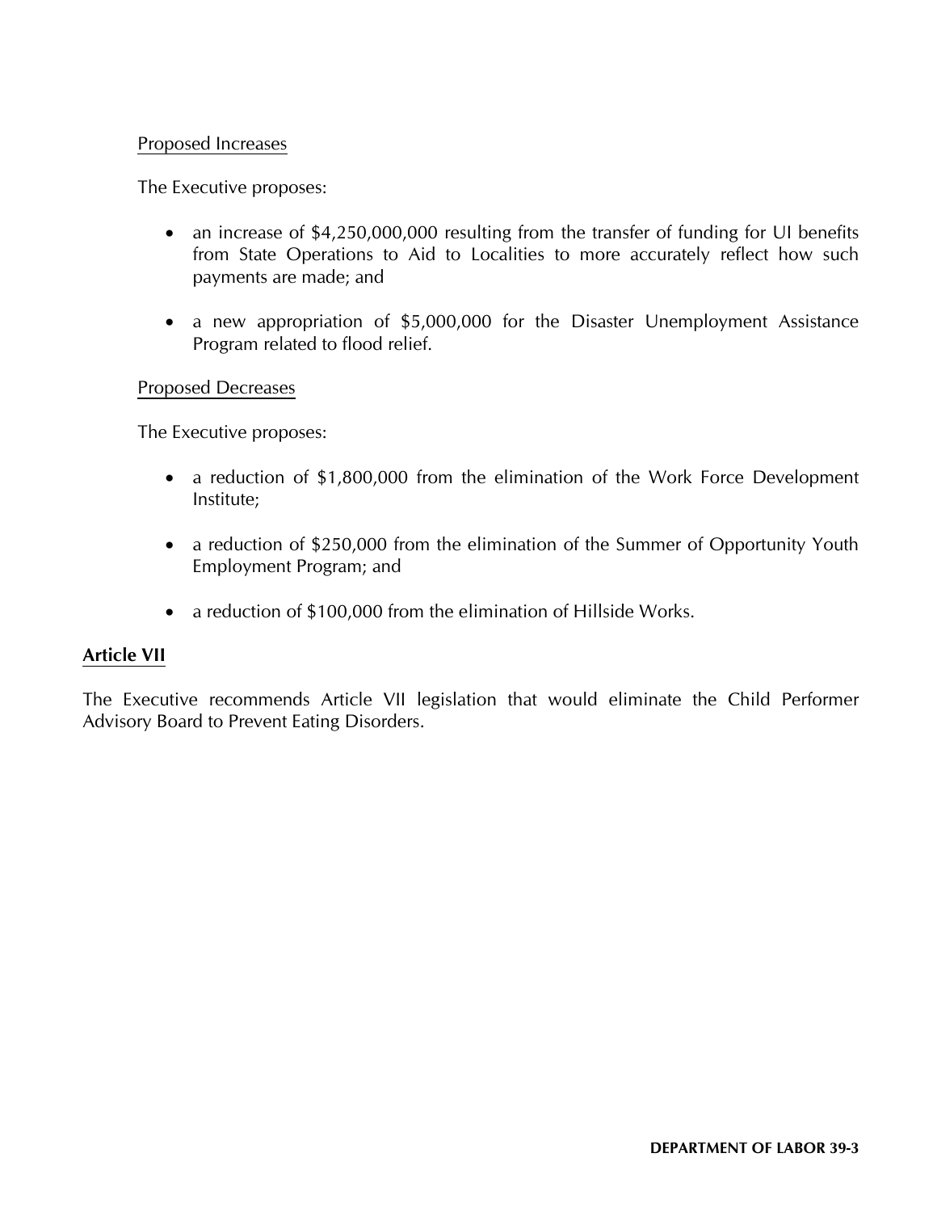Proposed Increases

The Executive proposes:

- an increase of $4,250,000,000 resulting from the transfer of funding for UI benefits from State Operations to Aid to Localities to more accurately reflect how such payments are made; and

- a new appropriation of $5,000,000 for the Disaster Unemployment Assistance Program related to flood relief.

Proposed Decreases

The Executive proposes:

- a reduction of $1,800,000 from the elimination of the Work Force Development Institute;

- a reduction of $250,000 from the elimination of the Summer of Opportunity Youth Employment Program; and

- a reduction of $100,000 from the elimination of Hillside Works.

**Article VII**

The Executive recommends Article VII legislation that would eliminate the Child Performer Advisory Board to Prevent Eating Disorders.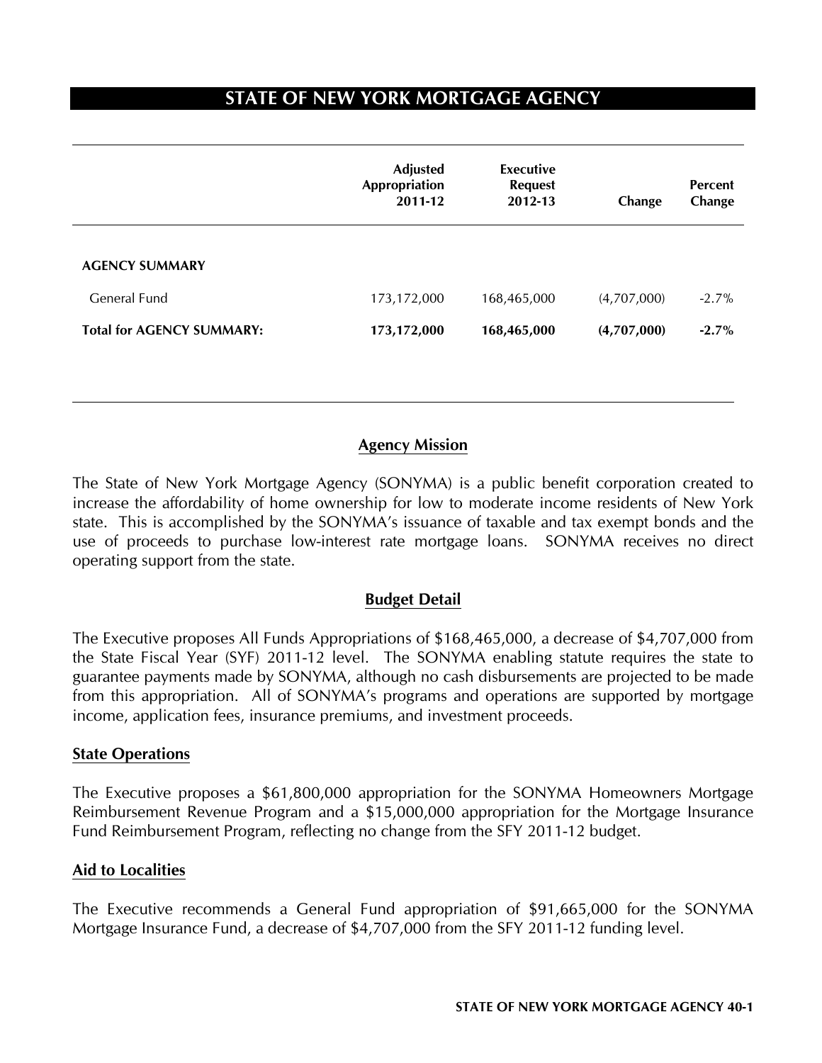# STATE OF NEW YORK MORTGAGE AGENCY

| | Adjusted Appropriation 2011-12 | Executive Request 2012-13 | Change | Percent Change |
|---|---|---|---|---|
| **AGENCY SUMMARY** | | | | |
| General Fund | 173,172,000 | 168,465,000 | (4,707,000) | -2.7% |
| **Total for AGENCY SUMMARY:** | **173,172,000** | **168,465,000** | **(4,707,000)** | **-2.7%** |

## Agency Mission

The State of New York Mortgage Agency (SONYMA) is a public benefit corporation created to increase the affordability of home ownership for low to moderate income residents of New York state. This is accomplished by the SONYMA's issuance of taxable and tax exempt bonds and the use of proceeds to purchase low-interest rate mortgage loans. SONYMA receives no direct operating support from the state.

## Budget Detail

The Executive proposes All Funds Appropriations of $168,465,000, a decrease of $4,707,000 from the State Fiscal Year (SYF) 2011-12 level. The SONYMA enabling statute requires the state to guarantee payments made by SONYMA, although no cash disbursements are projected to be made from this appropriation. All of SONYMA's programs and operations are supported by mortgage income, application fees, insurance premiums, and investment proceeds.

### State Operations

The Executive proposes a $61,800,000 appropriation for the SONYMA Homeowners Mortgage Reimbursement Revenue Program and a $15,000,000 appropriation for the Mortgage Insurance Fund Reimbursement Program, reflecting no change from the SFY 2011-12 budget.

### Aid to Localities

The Executive recommends a General Fund appropriation of $91,665,000 for the SONYMA Mortgage Insurance Fund, a decrease of $4,707,000 from the SFY 2011-12 funding level.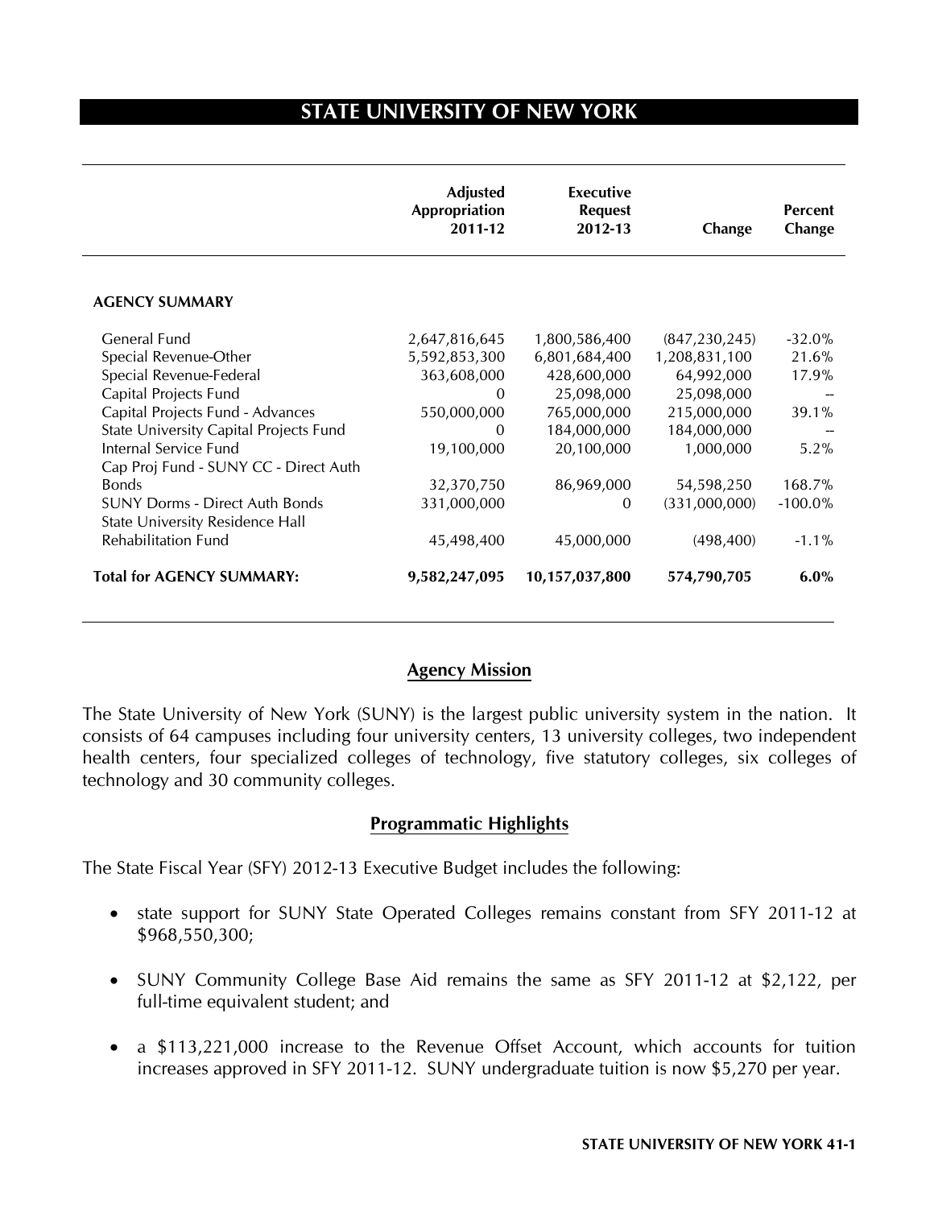# STATE UNIVERSITY OF NEW YORK

| | Adjusted Appropriation 2011-12 | Executive Request 2012-13 | Change | Percent Change |
|---|---|---|---|---|
| **AGENCY SUMMARY** | | | | |
| General Fund | 2,647,816,645 | 1,800,586,400 | (847,230,245) | -32.0% |
| Special Revenue-Other | 5,592,853,300 | 6,801,684,400 | 1,208,831,100 | 21.6% |
| Special Revenue-Federal | 363,608,000 | 428,600,000 | 64,992,000 | 17.9% |
| Capital Projects Fund | 0 | 25,098,000 | 25,098,000 | -- |
| Capital Projects Fund - Advances | 550,000,000 | 765,000,000 | 215,000,000 | 39.1% |
| State University Capital Projects Fund | 0 | 184,000,000 | 184,000,000 | -- |
| Internal Service Fund | 19,100,000 | 20,100,000 | 1,000,000 | 5.2% |
| Cap Proj Fund - SUNY CC - Direct Auth Bonds | 32,370,750 | 86,969,000 | 54,598,250 | 168.7% |
| SUNY Dorms - Direct Auth Bonds | 331,000,000 | 0 | (331,000,000) | -100.0% |
| State University Residence Hall Rehabilitation Fund | 45,498,400 | 45,000,000 | (498,400) | -1.1% |
| **Total for AGENCY SUMMARY:** | **9,582,247,095** | **10,157,037,800** | **574,790,705** | **6.0%** |

## Agency Mission

The State University of New York (SUNY) is the largest public university system in the nation. It consists of 64 campuses including four university centers, 13 university colleges, two independent health centers, four specialized colleges of technology, five statutory colleges, six colleges of technology and 30 community colleges.

## Programmatic Highlights

The State Fiscal Year (SFY) 2012-13 Executive Budget includes the following:

- state support for SUNY State Operated Colleges remains constant from SFY 2011-12 at $968,550,300;
- SUNY Community College Base Aid remains the same as SFY 2011-12 at $2,122, per full-time equivalent student; and
- a $113,221,000 increase to the Revenue Offset Account, which accounts for tuition increases approved in SFY 2011-12. SUNY undergraduate tuition is now $5,270 per year.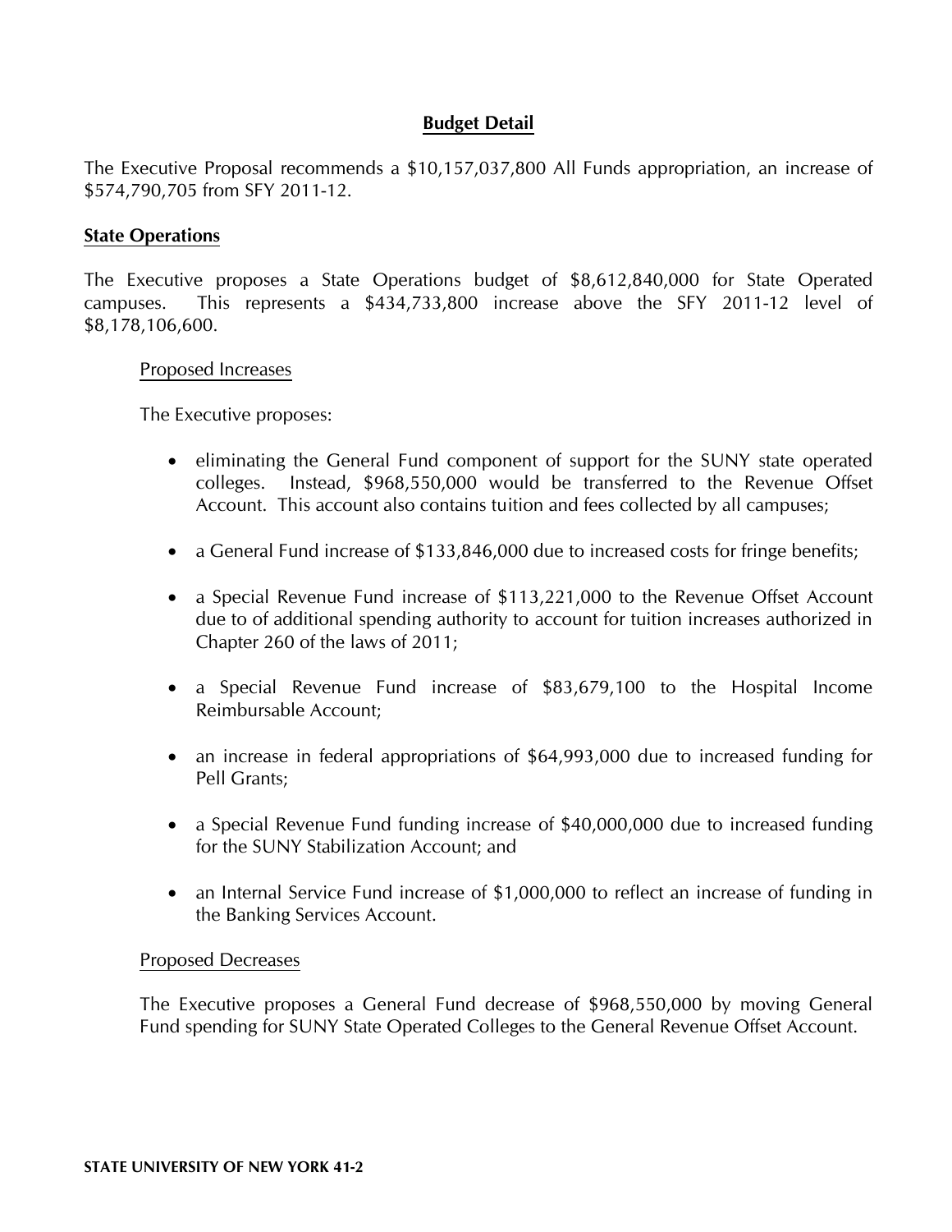## Budget Detail

The Executive Proposal recommends a $10,157,037,800 All Funds appropriation, an increase of $574,790,705 from SFY 2011-12.

### State Operations

The Executive proposes a State Operations budget of $8,612,840,000 for State Operated campuses. This represents a $434,733,800 increase above the SFY 2011-12 level of $8,178,106,600.

#### Proposed Increases

The Executive proposes:

- eliminating the General Fund component of support for the SUNY state operated colleges. Instead, $968,550,000 would be transferred to the Revenue Offset Account. This account also contains tuition and fees collected by all campuses;
- a General Fund increase of $133,846,000 due to increased costs for fringe benefits;
- a Special Revenue Fund increase of $113,221,000 to the Revenue Offset Account due to of additional spending authority to account for tuition increases authorized in Chapter 260 of the laws of 2011;
- a Special Revenue Fund increase of $83,679,100 to the Hospital Income Reimbursable Account;
- an increase in federal appropriations of $64,993,000 due to increased funding for Pell Grants;
- a Special Revenue Fund funding increase of $40,000,000 due to increased funding for the SUNY Stabilization Account; and
- an Internal Service Fund increase of $1,000,000 to reflect an increase of funding in the Banking Services Account.

#### Proposed Decreases

The Executive proposes a General Fund decrease of $968,550,000 by moving General Fund spending for SUNY State Operated Colleges to the General Revenue Offset Account.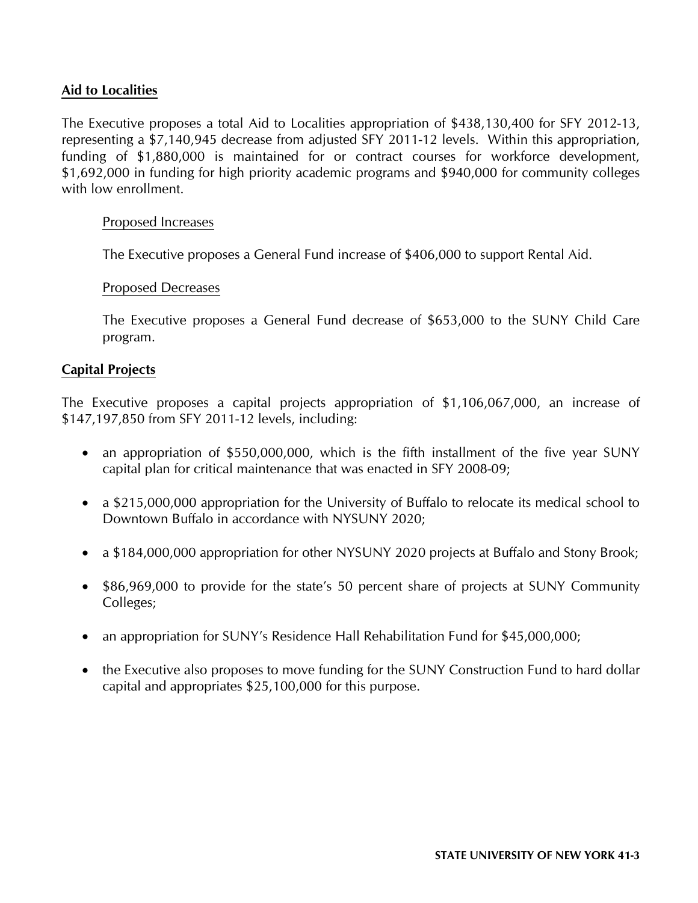**Aid to Localities**

The Executive proposes a total Aid to Localities appropriation of $438,130,400 for SFY 2012-13, representing a $7,140,945 decrease from adjusted SFY 2011-12 levels. Within this appropriation, funding of $1,880,000 is maintained for or contract courses for workforce development, $1,692,000 in funding for high priority academic programs and $940,000 for community colleges with low enrollment.

Proposed Increases

The Executive proposes a General Fund increase of $406,000 to support Rental Aid.

Proposed Decreases

The Executive proposes a General Fund decrease of $653,000 to the SUNY Child Care program.

**Capital Projects**

The Executive proposes a capital projects appropriation of $1,106,067,000, an increase of $147,197,850 from SFY 2011-12 levels, including:

- an appropriation of $550,000,000, which is the fifth installment of the five year SUNY capital plan for critical maintenance that was enacted in SFY 2008-09;
- a $215,000,000 appropriation for the University of Buffalo to relocate its medical school to Downtown Buffalo in accordance with NYSUNY 2020;
- a $184,000,000 appropriation for other NYSUNY 2020 projects at Buffalo and Stony Brook;
- $86,969,000 to provide for the state's 50 percent share of projects at SUNY Community Colleges;
- an appropriation for SUNY's Residence Hall Rehabilitation Fund for $45,000,000;
- the Executive also proposes to move funding for the SUNY Construction Fund to hard dollar capital and appropriates $25,100,000 for this purpose.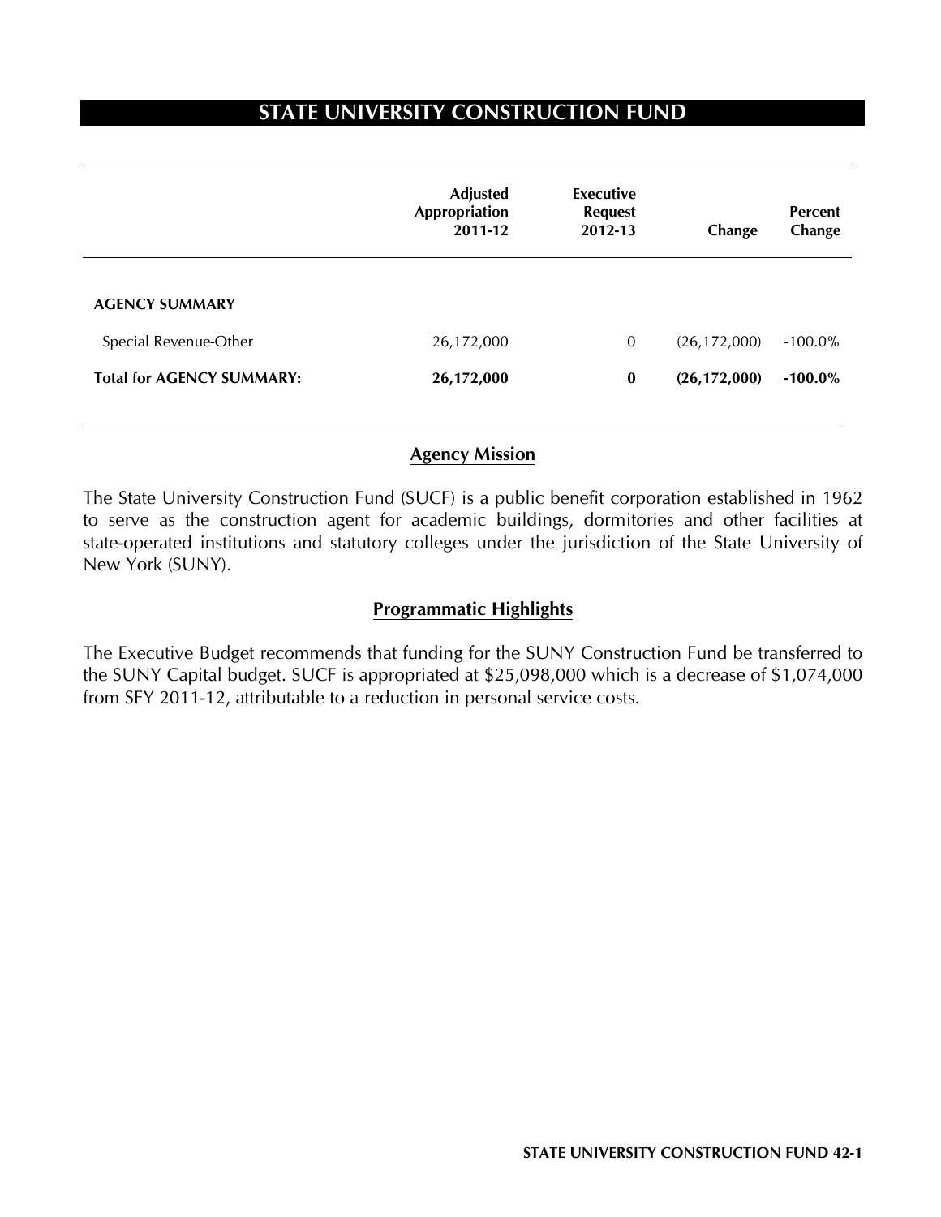# STATE UNIVERSITY CONSTRUCTION FUND

| | Adjusted Appropriation 2011-12 | Executive Request 2012-13 | Change | Percent Change |
|---|---|---|---|---|
| **AGENCY SUMMARY** | | | | |
| Special Revenue-Other | 26,172,000 | 0 | (26,172,000) | -100.0% |
| **Total for AGENCY SUMMARY:** | **26,172,000** | **0** | **(26,172,000)** | **-100.0%** |

## Agency Mission

The State University Construction Fund (SUCF) is a public benefit corporation established in 1962 to serve as the construction agent for academic buildings, dormitories and other facilities at state-operated institutions and statutory colleges under the jurisdiction of the State University of New York (SUNY).

## Programmatic Highlights

The Executive Budget recommends that funding for the SUNY Construction Fund be transferred to the SUNY Capital budget. SUCF is appropriated at $25,098,000 which is a decrease of $1,074,000 from SFY 2011-12, attributable to a reduction in personal service costs.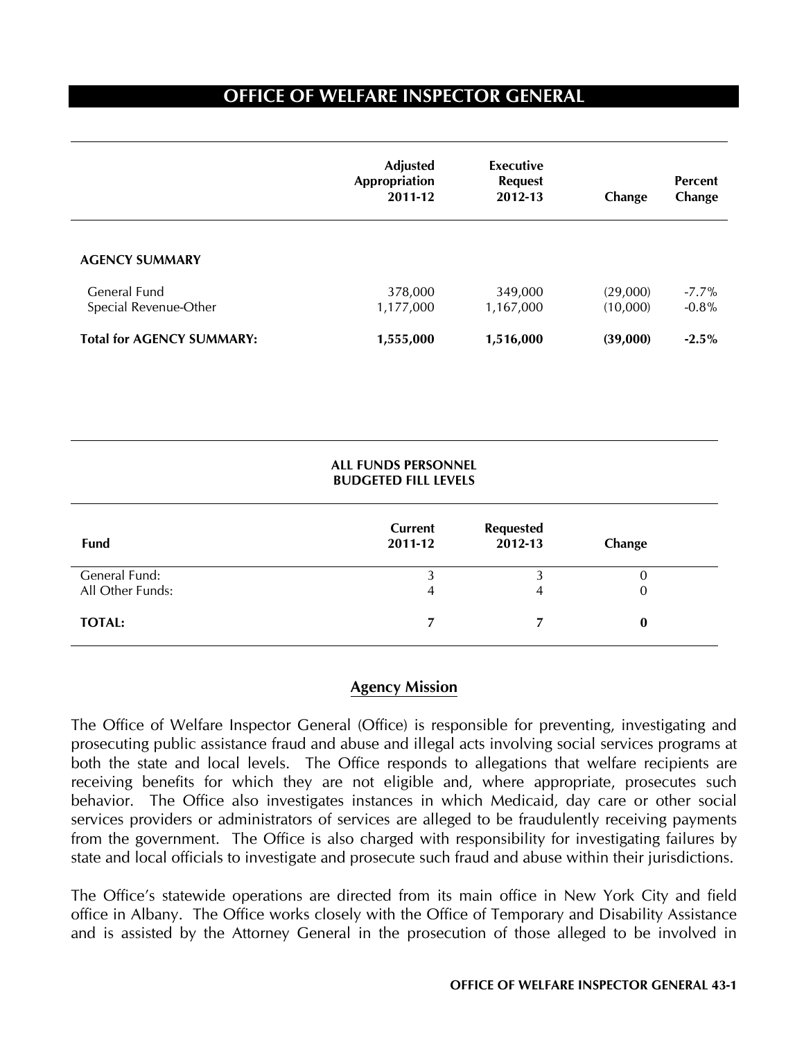# OFFICE OF WELFARE INSPECTOR GENERAL

| | Adjusted Appropriation 2011-12 | Executive Request 2012-13 | Change | Percent Change |
|---|---|---|---|---|
| **AGENCY SUMMARY** | | | | |
| General Fund | 378,000 | 349,000 | (29,000) | -7.7% |
| Special Revenue-Other | 1,177,000 | 1,167,000 | (10,000) | -0.8% |
| **Total for AGENCY SUMMARY:** | **1,555,000** | **1,516,000** | **(39,000)** | **-2.5%** |

**ALL FUNDS PERSONNEL BUDGETED FILL LEVELS**

| Fund | Current 2011-12 | Requested 2012-13 | Change |
|---|---|---|---|
| General Fund: | 3 | 3 | 0 |
| All Other Funds: | 4 | 4 | 0 |
| **TOTAL:** | **7** | **7** | **0** |

## Agency Mission

The Office of Welfare Inspector General (Office) is responsible for preventing, investigating and prosecuting public assistance fraud and abuse and illegal acts involving social services programs at both the state and local levels. The Office responds to allegations that welfare recipients are receiving benefits for which they are not eligible and, where appropriate, prosecutes such behavior. The Office also investigates instances in which Medicaid, day care or other social services providers or administrators of services are alleged to be fraudulently receiving payments from the government. The Office is also charged with responsibility for investigating failures by state and local officials to investigate and prosecute such fraud and abuse within their jurisdictions.

The Office's statewide operations are directed from its main office in New York City and field office in Albany. The Office works closely with the Office of Temporary and Disability Assistance and is assisted by the Attorney General in the prosecution of those alleged to be involved in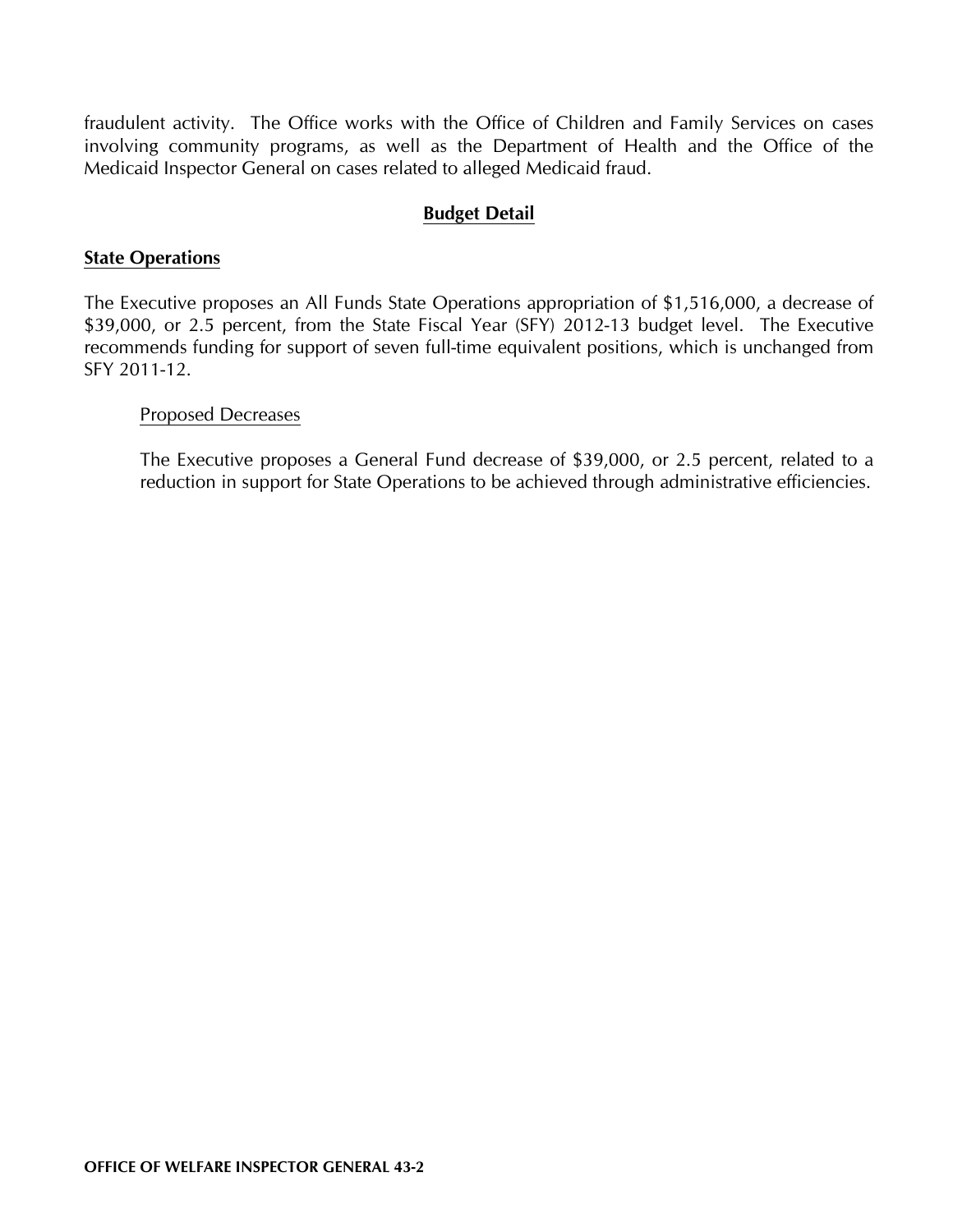fraudulent activity. The Office works with the Office of Children and Family Services on cases involving community programs, as well as the Department of Health and the Office of the Medicaid Inspector General on cases related to alleged Medicaid fraud.

## Budget Detail

### State Operations

The Executive proposes an All Funds State Operations appropriation of $1,516,000, a decrease of $39,000, or 2.5 percent, from the State Fiscal Year (SFY) 2012-13 budget level. The Executive recommends funding for support of seven full-time equivalent positions, which is unchanged from SFY 2011-12.

#### Proposed Decreases

The Executive proposes a General Fund decrease of $39,000, or 2.5 percent, related to a reduction in support for State Operations to be achieved through administrative efficiencies.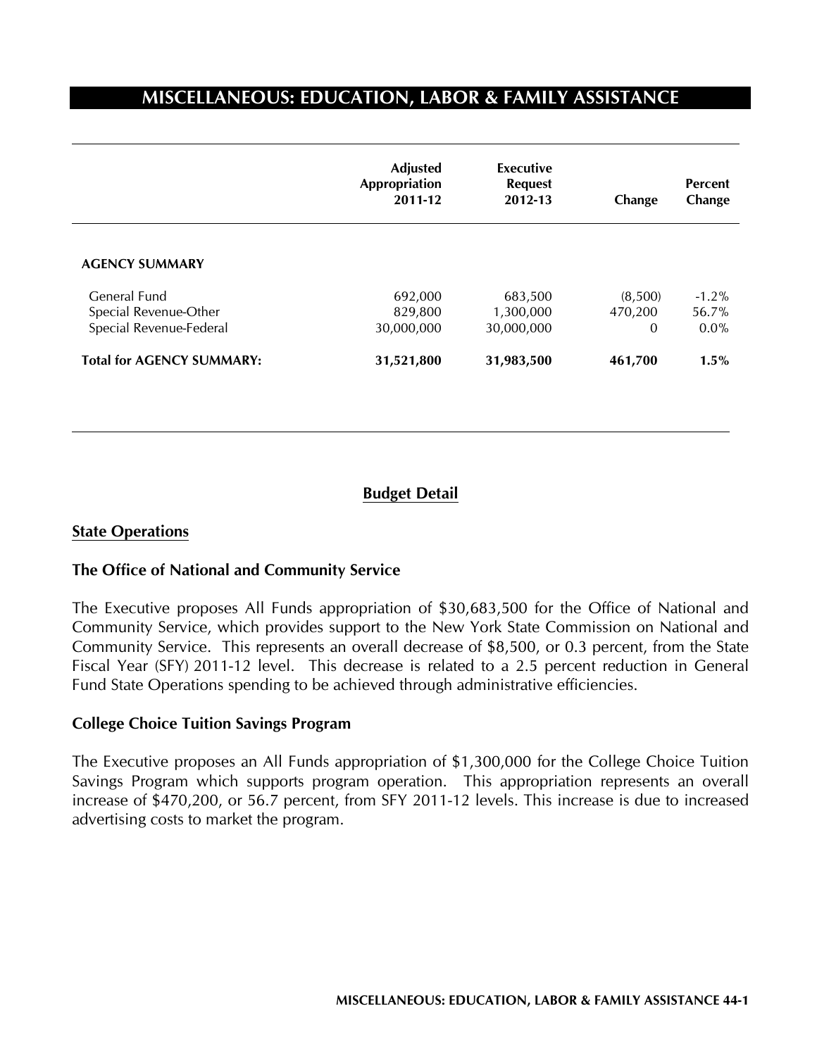# MISCELLANEOUS: EDUCATION, LABOR & FAMILY ASSISTANCE

| | Adjusted Appropriation 2011-12 | Executive Request 2012-13 | Change | Percent Change |
|---|---|---|---|---|
| **AGENCY SUMMARY** | | | | |
| General Fund | 692,000 | 683,500 | (8,500) | -1.2% |
| Special Revenue-Other | 829,800 | 1,300,000 | 470,200 | 56.7% |
| Special Revenue-Federal | 30,000,000 | 30,000,000 | 0 | 0.0% |
| **Total for AGENCY SUMMARY:** | **31,521,800** | **31,983,500** | **461,700** | **1.5%** |

## Budget Detail

### State Operations

#### The Office of National and Community Service

The Executive proposes All Funds appropriation of $30,683,500 for the Office of National and Community Service, which provides support to the New York State Commission on National and Community Service. This represents an overall decrease of $8,500, or 0.3 percent, from the State Fiscal Year (SFY) 2011-12 level. This decrease is related to a 2.5 percent reduction in General Fund State Operations spending to be achieved through administrative efficiencies.

#### College Choice Tuition Savings Program

The Executive proposes an All Funds appropriation of $1,300,000 for the College Choice Tuition Savings Program which supports program operation. This appropriation represents an overall increase of $470,200, or 56.7 percent, from SFY 2011-12 levels. This increase is due to increased advertising costs to market the program.